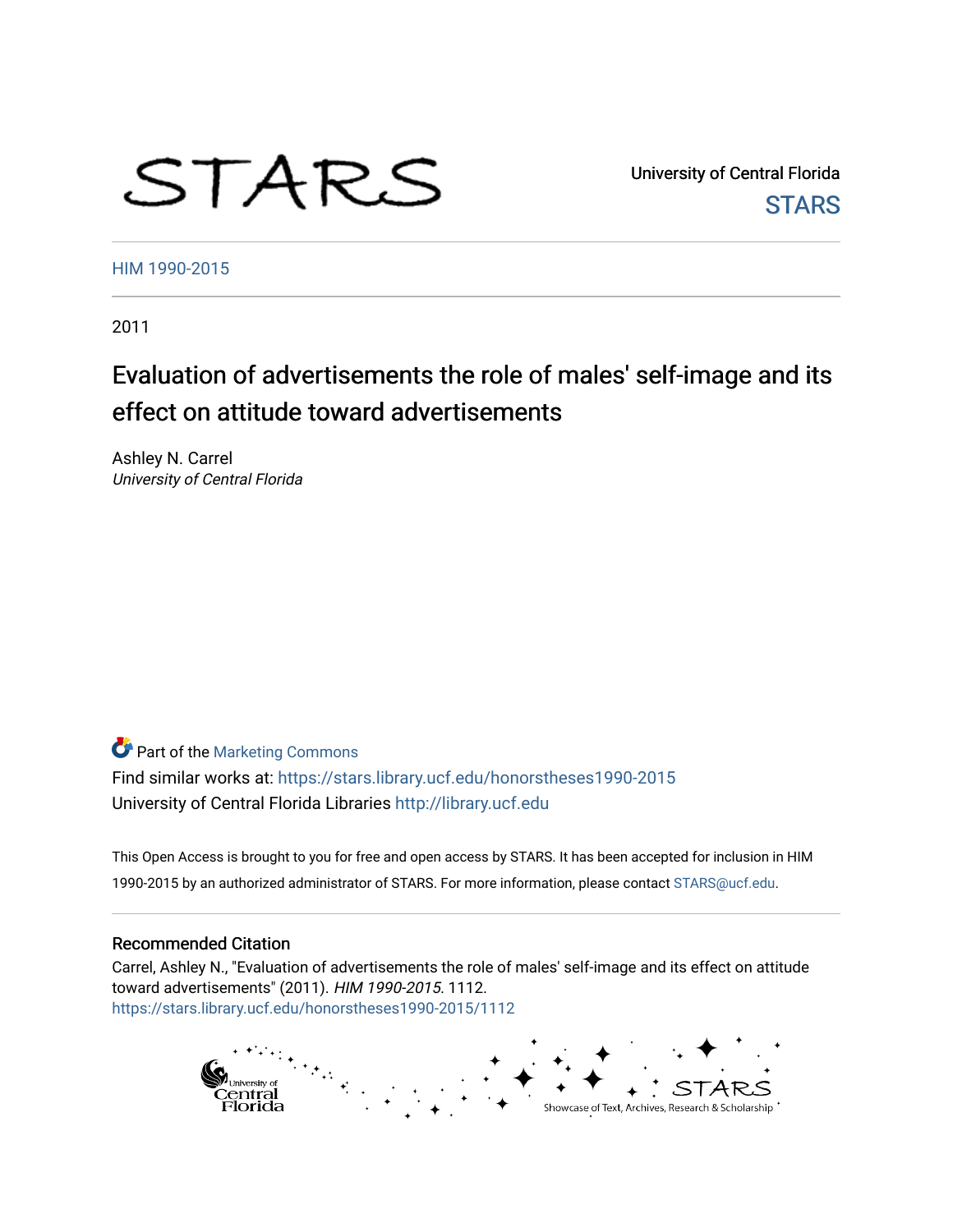STARS

University of Central Florida
STARS

HIM 1990-2015

2011

# Evaluation of advertisements the role of males' self-image and its effect on attitude toward advertisements

Ashley N. Carrel
*University of Central Florida*

Part of the Marketing Commons

Find similar works at: https://stars.library.ucf.edu/honorstheses1990-2015
University of Central Florida Libraries http://library.ucf.edu

This Open Access is brought to you for free and open access by STARS. It has been accepted for inclusion in HIM 1990-2015 by an authorized administrator of STARS. For more information, please contact STARS@ucf.edu.

## Recommended Citation

Carrel, Ashley N., "Evaluation of advertisements the role of males' self-image and its effect on attitude toward advertisements" (2011). *HIM 1990-2015*. 1112.
https://stars.library.ucf.edu/honorstheses1990-2015/1112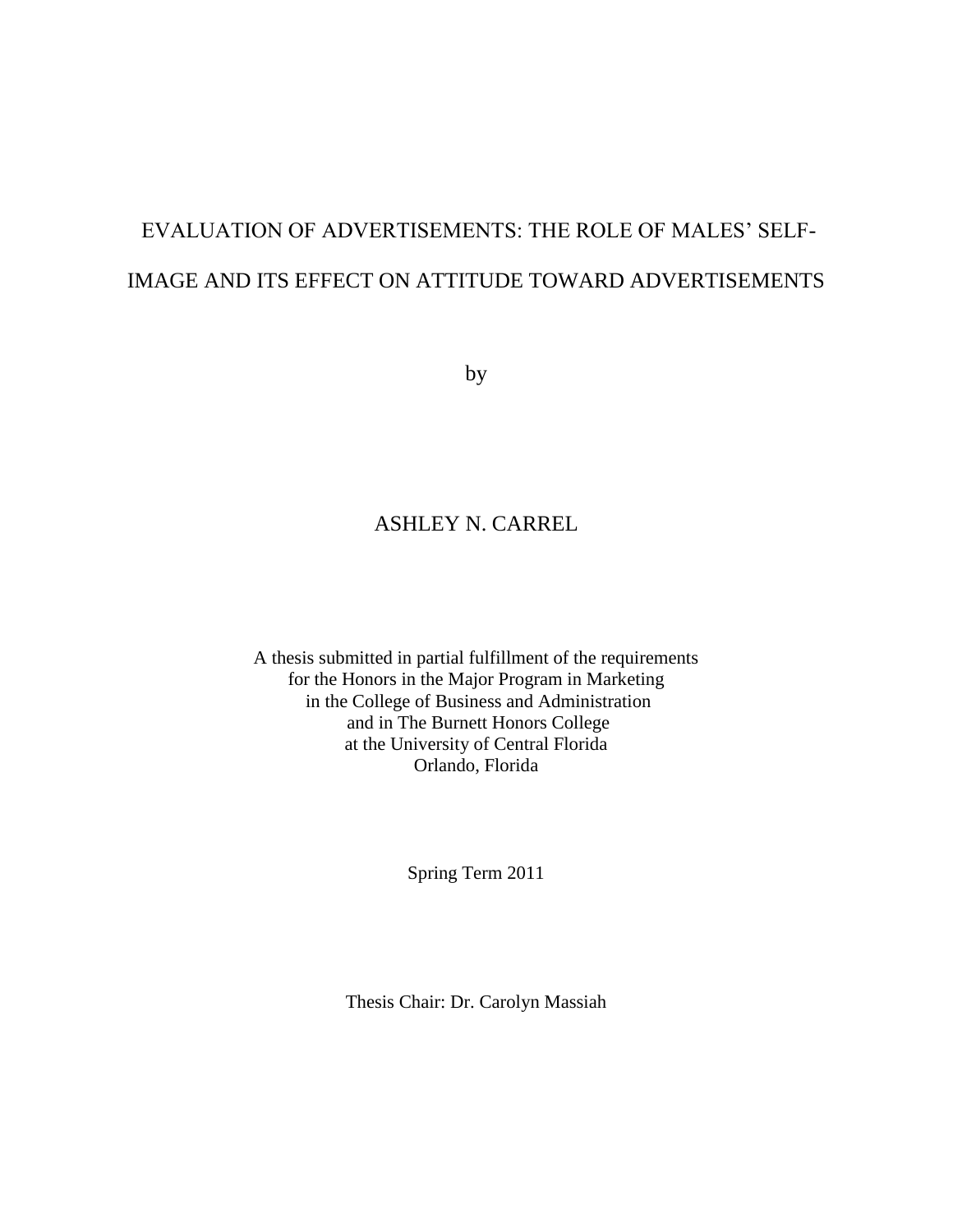# EVALUATION OF ADVERTISEMENTS: THE ROLE OF MALES' SELF-IMAGE AND ITS EFFECT ON ATTITUDE TOWARD ADVERTISEMENTS

by

ASHLEY N. CARREL

A thesis submitted in partial fulfillment of the requirements
for the Honors in the Major Program in Marketing
in the College of Business and Administration
and in The Burnett Honors College
at the University of Central Florida
Orlando, Florida

Spring Term 2011

Thesis Chair: Dr. Carolyn Massiah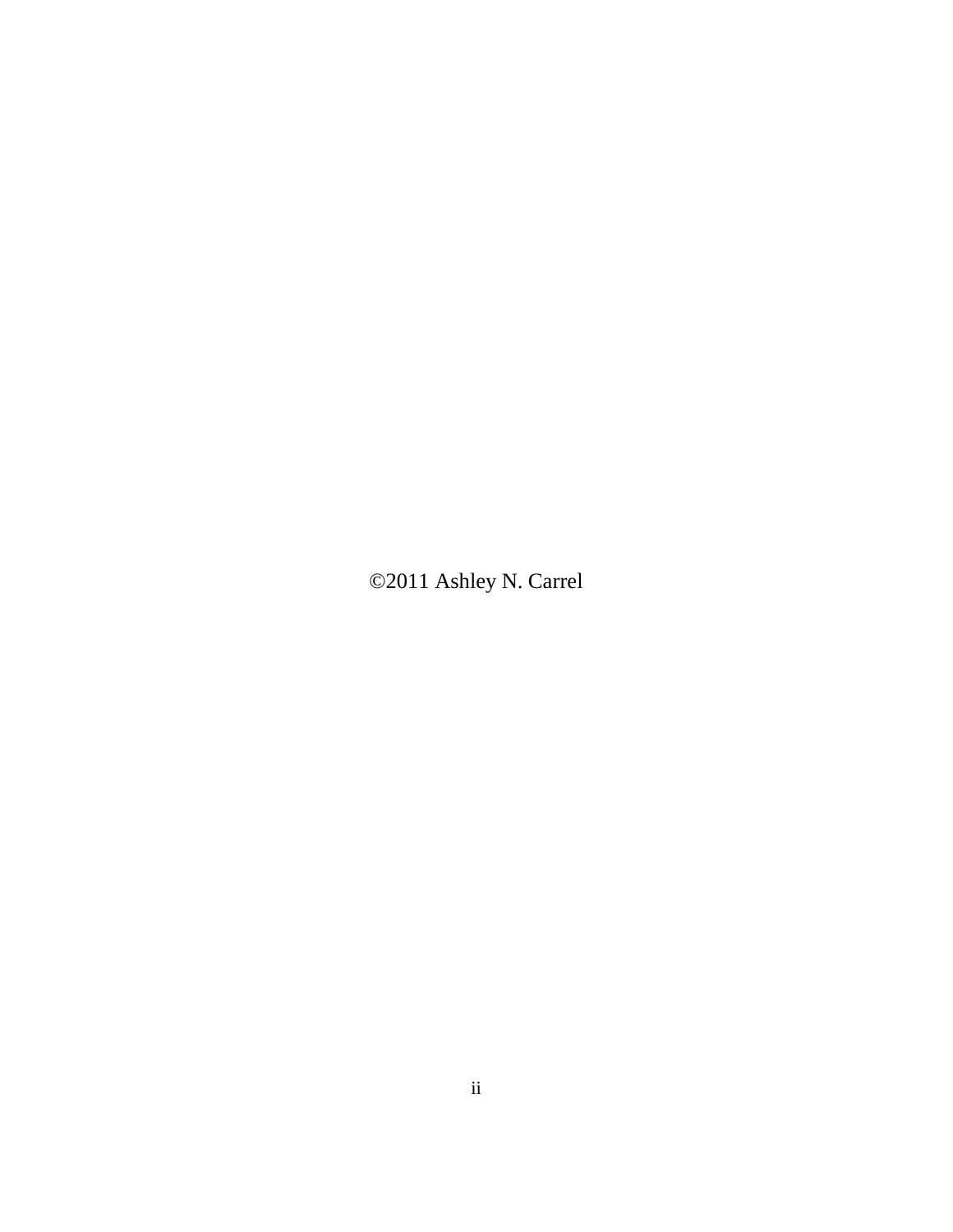©2011 Ashley N. Carrel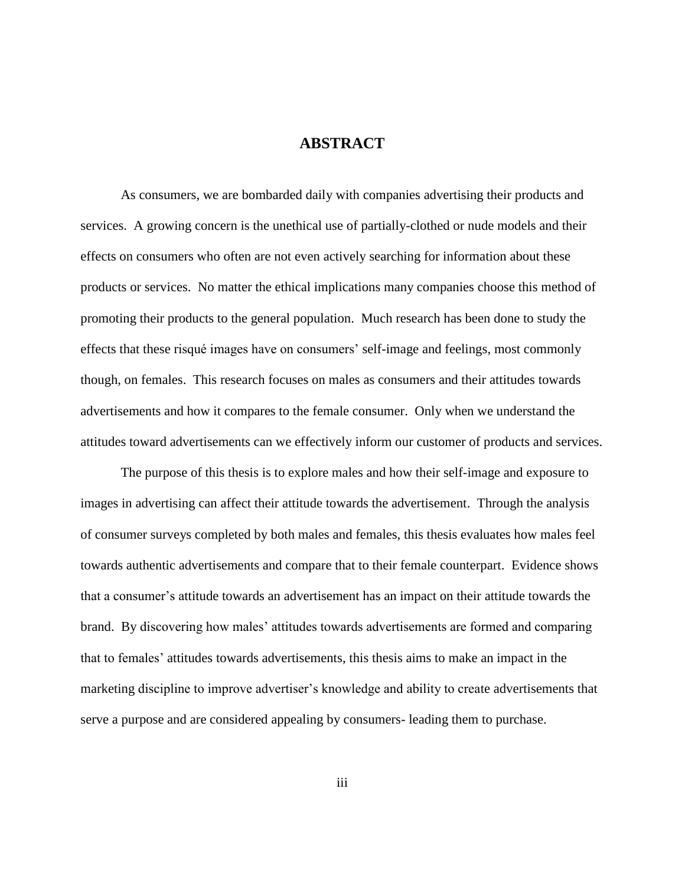# ABSTRACT

As consumers, we are bombarded daily with companies advertising their products and services. A growing concern is the unethical use of partially-clothed or nude models and their effects on consumers who often are not even actively searching for information about these products or services. No matter the ethical implications many companies choose this method of promoting their products to the general population. Much research has been done to study the effects that these risqué images have on consumers' self-image and feelings, most commonly though, on females. This research focuses on males as consumers and their attitudes towards advertisements and how it compares to the female consumer. Only when we understand the attitudes toward advertisements can we effectively inform our customer of products and services.

The purpose of this thesis is to explore males and how their self-image and exposure to images in advertising can affect their attitude towards the advertisement. Through the analysis of consumer surveys completed by both males and females, this thesis evaluates how males feel towards authentic advertisements and compare that to their female counterpart. Evidence shows that a consumer's attitude towards an advertisement has an impact on their attitude towards the brand. By discovering how males' attitudes towards advertisements are formed and comparing that to females' attitudes towards advertisements, this thesis aims to make an impact in the marketing discipline to improve advertiser's knowledge and ability to create advertisements that serve a purpose and are considered appealing by consumers- leading them to purchase.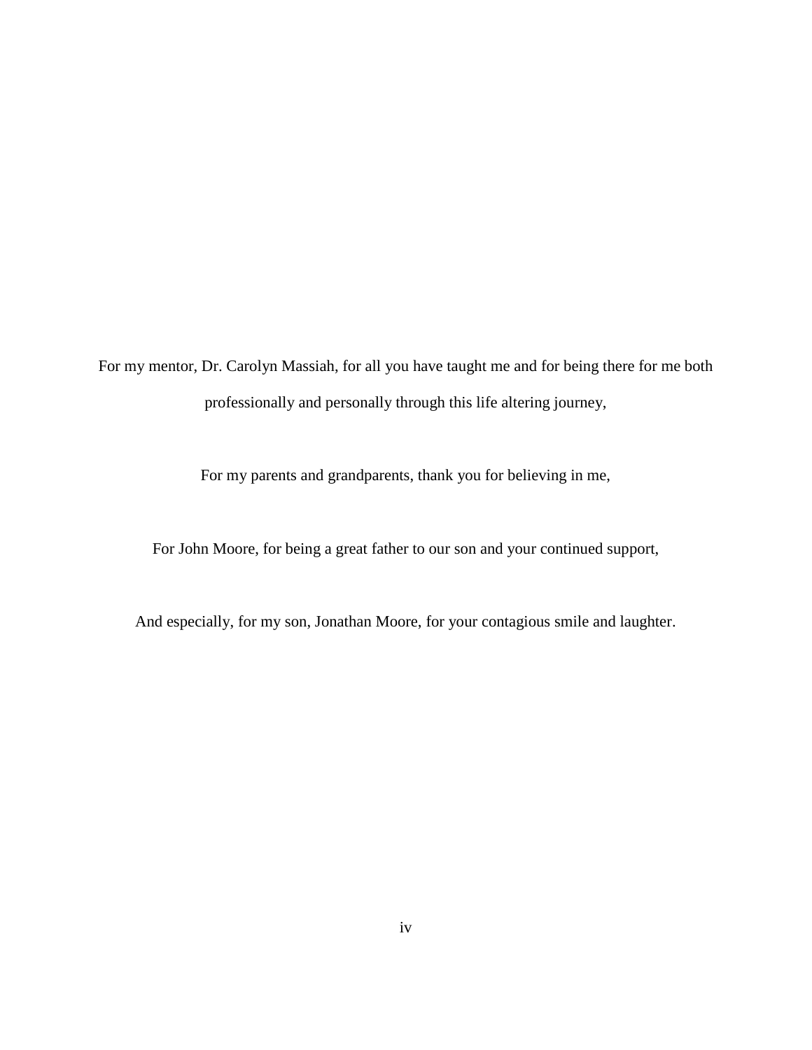For my mentor, Dr. Carolyn Massiah, for all you have taught me and for being there for me both professionally and personally through this life altering journey,

For my parents and grandparents, thank you for believing in me,

For John Moore, for being a great father to our son and your continued support,

And especially, for my son, Jonathan Moore, for your contagious smile and laughter.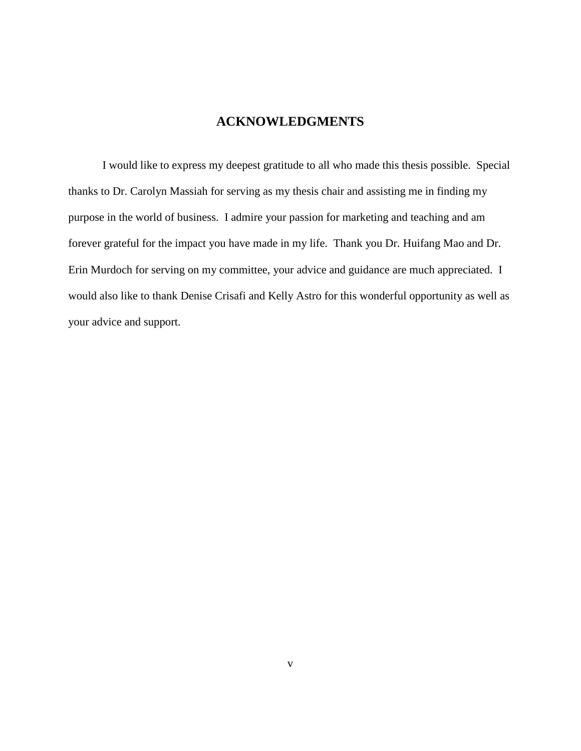# ACKNOWLEDGMENTS

I would like to express my deepest gratitude to all who made this thesis possible. Special thanks to Dr. Carolyn Massiah for serving as my thesis chair and assisting me in finding my purpose in the world of business. I admire your passion for marketing and teaching and am forever grateful for the impact you have made in my life. Thank you Dr. Huifang Mao and Dr. Erin Murdoch for serving on my committee, your advice and guidance are much appreciated. I would also like to thank Denise Crisafi and Kelly Astro for this wonderful opportunity as well as your advice and support.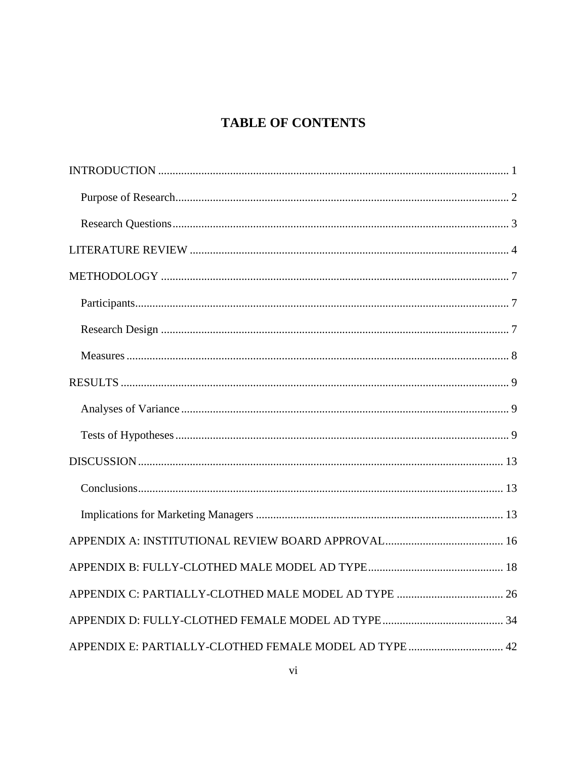# TABLE OF CONTENTS

INTRODUCTION ........................................................................................................................ 1

Purpose of Research................................................................................................................... 2

Research Questions.................................................................................................................... 3

LITERATURE REVIEW .............................................................................................................. 4

METHODOLOGY ....................................................................................................................... 7

Participants................................................................................................................................ 7

Research Design ........................................................................................................................ 7

Measures ................................................................................................................................... 8

RESULTS ..................................................................................................................................... 9

Analyses of Variance ................................................................................................................. 9

Tests of Hypotheses ................................................................................................................... 9

DISCUSSION.............................................................................................................................. 13

Conclusions.............................................................................................................................. 13

Implications for Marketing Managers ..................................................................................... 13

APPENDIX A: INSTITUTIONAL REVIEW BOARD APPROVAL......................................... 16

APPENDIX B: FULLY-CLOTHED MALE MODEL AD TYPE............................................... 18

APPENDIX C: PARTIALLY-CLOTHED MALE MODEL AD TYPE ..................................... 26

APPENDIX D: FULLY-CLOTHED FEMALE MODEL AD TYPE.......................................... 34

APPENDIX E: PARTIALLY-CLOTHED FEMALE MODEL AD TYPE................................. 42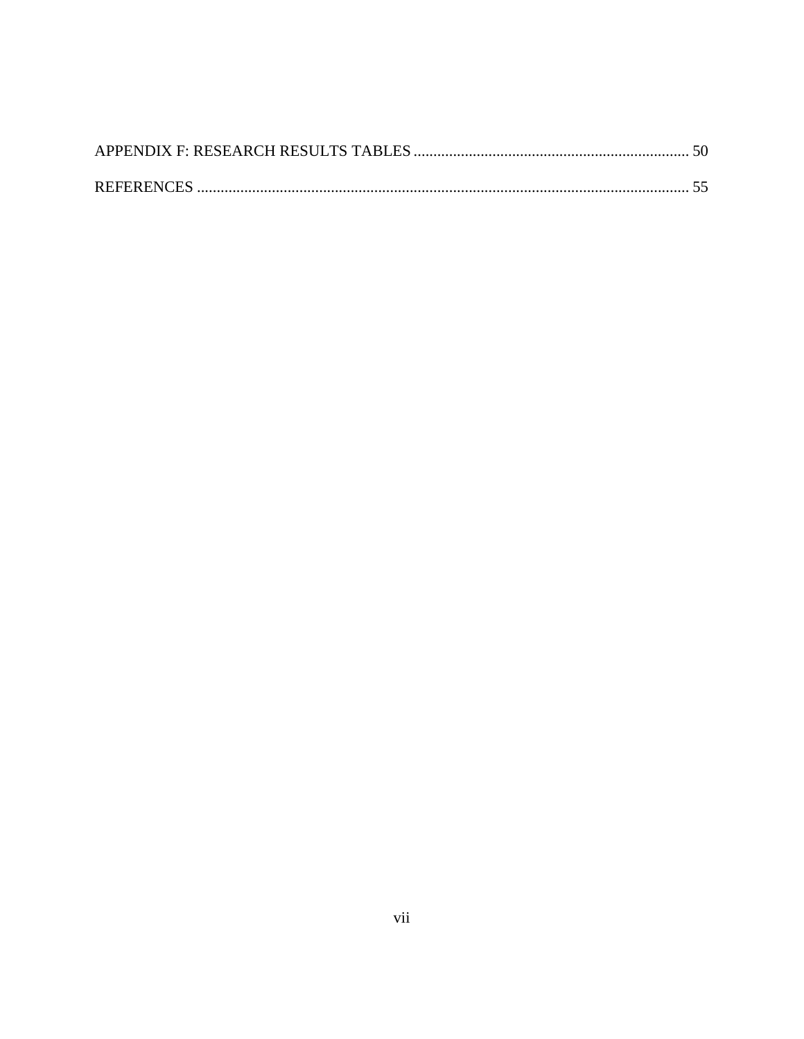APPENDIX F: RESEARCH RESULTS TABLES ........................................................................ 50

REFERENCES ................................................................................................................. 55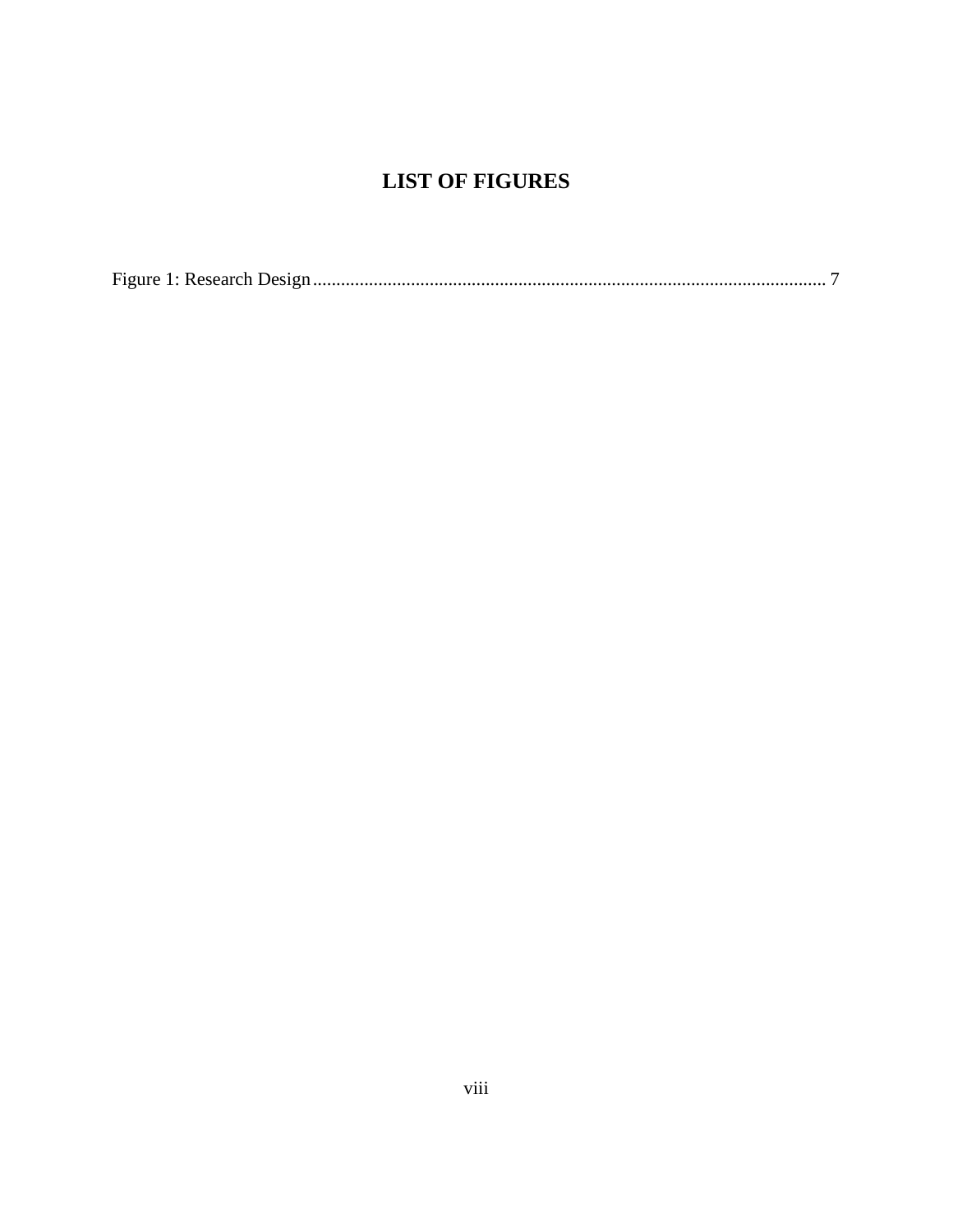# LIST OF FIGURES

Figure 1: Research Design ............................................................................................................. 7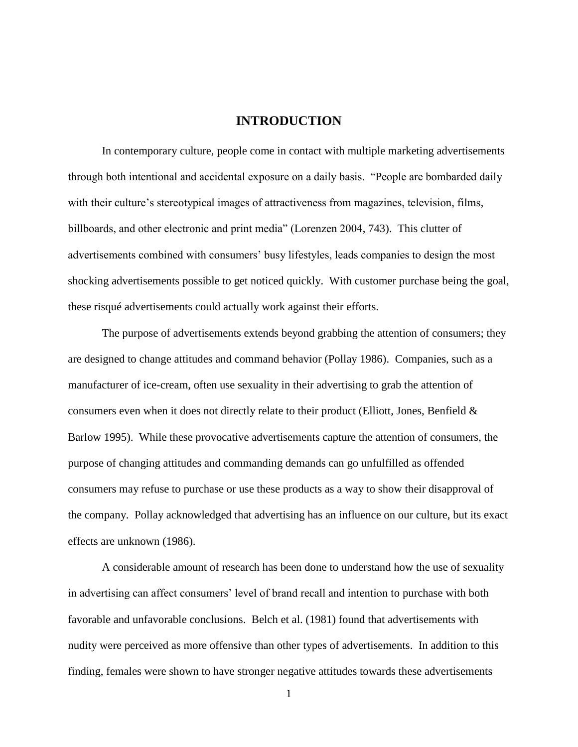# INTRODUCTION

In contemporary culture, people come in contact with multiple marketing advertisements through both intentional and accidental exposure on a daily basis. "People are bombarded daily with their culture's stereotypical images of attractiveness from magazines, television, films, billboards, and other electronic and print media" (Lorenzen 2004, 743). This clutter of advertisements combined with consumers' busy lifestyles, leads companies to design the most shocking advertisements possible to get noticed quickly. With customer purchase being the goal, these risqué advertisements could actually work against their efforts.

The purpose of advertisements extends beyond grabbing the attention of consumers; they are designed to change attitudes and command behavior (Pollay 1986). Companies, such as a manufacturer of ice-cream, often use sexuality in their advertising to grab the attention of consumers even when it does not directly relate to their product (Elliott, Jones, Benfield & Barlow 1995). While these provocative advertisements capture the attention of consumers, the purpose of changing attitudes and commanding demands can go unfulfilled as offended consumers may refuse to purchase or use these products as a way to show their disapproval of the company. Pollay acknowledged that advertising has an influence on our culture, but its exact effects are unknown (1986).

A considerable amount of research has been done to understand how the use of sexuality in advertising can affect consumers' level of brand recall and intention to purchase with both favorable and unfavorable conclusions. Belch et al. (1981) found that advertisements with nudity were perceived as more offensive than other types of advertisements. In addition to this finding, females were shown to have stronger negative attitudes towards these advertisements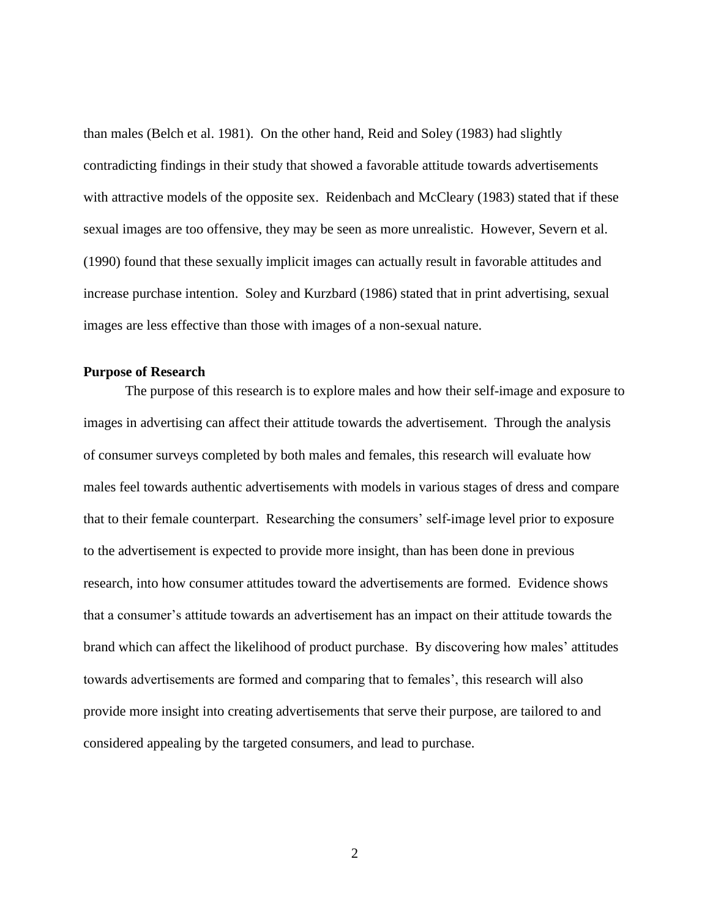than males (Belch et al. 1981). On the other hand, Reid and Soley (1983) had slightly contradicting findings in their study that showed a favorable attitude towards advertisements with attractive models of the opposite sex. Reidenbach and McCleary (1983) stated that if these sexual images are too offensive, they may be seen as more unrealistic. However, Severn et al. (1990) found that these sexually implicit images can actually result in favorable attitudes and increase purchase intention. Soley and Kurzbard (1986) stated that in print advertising, sexual images are less effective than those with images of a non-sexual nature.

**Purpose of Research**

The purpose of this research is to explore males and how their self-image and exposure to images in advertising can affect their attitude towards the advertisement. Through the analysis of consumer surveys completed by both males and females, this research will evaluate how males feel towards authentic advertisements with models in various stages of dress and compare that to their female counterpart. Researching the consumers' self-image level prior to exposure to the advertisement is expected to provide more insight, than has been done in previous research, into how consumer attitudes toward the advertisements are formed. Evidence shows that a consumer's attitude towards an advertisement has an impact on their attitude towards the brand which can affect the likelihood of product purchase. By discovering how males' attitudes towards advertisements are formed and comparing that to females', this research will also provide more insight into creating advertisements that serve their purpose, are tailored to and considered appealing by the targeted consumers, and lead to purchase.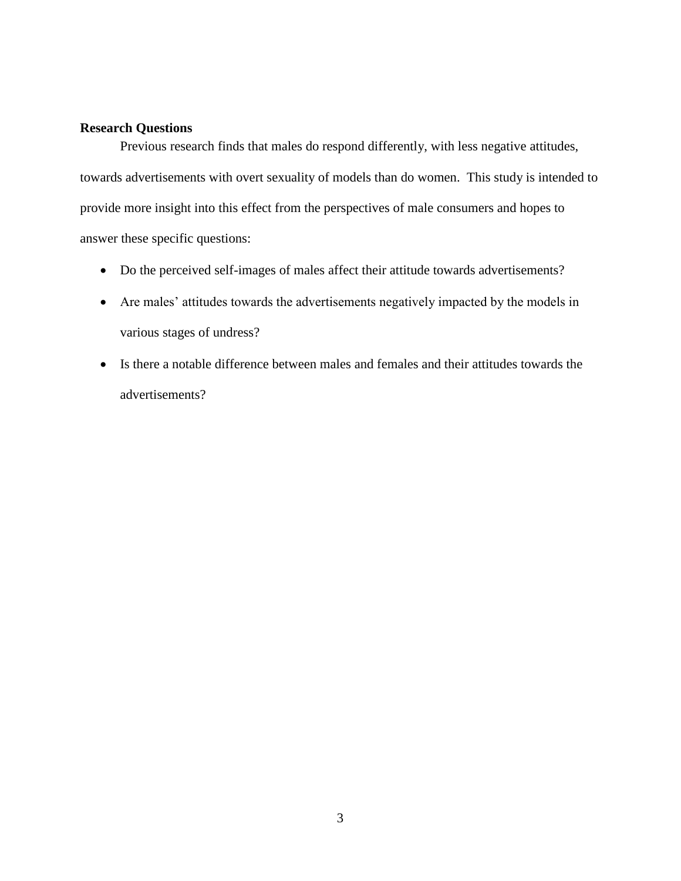**Research Questions**

Previous research finds that males do respond differently, with less negative attitudes, towards advertisements with overt sexuality of models than do women. This study is intended to provide more insight into this effect from the perspectives of male consumers and hopes to answer these specific questions:

- Do the perceived self-images of males affect their attitude towards advertisements?
- Are males' attitudes towards the advertisements negatively impacted by the models in various stages of undress?
- Is there a notable difference between males and females and their attitudes towards the advertisements?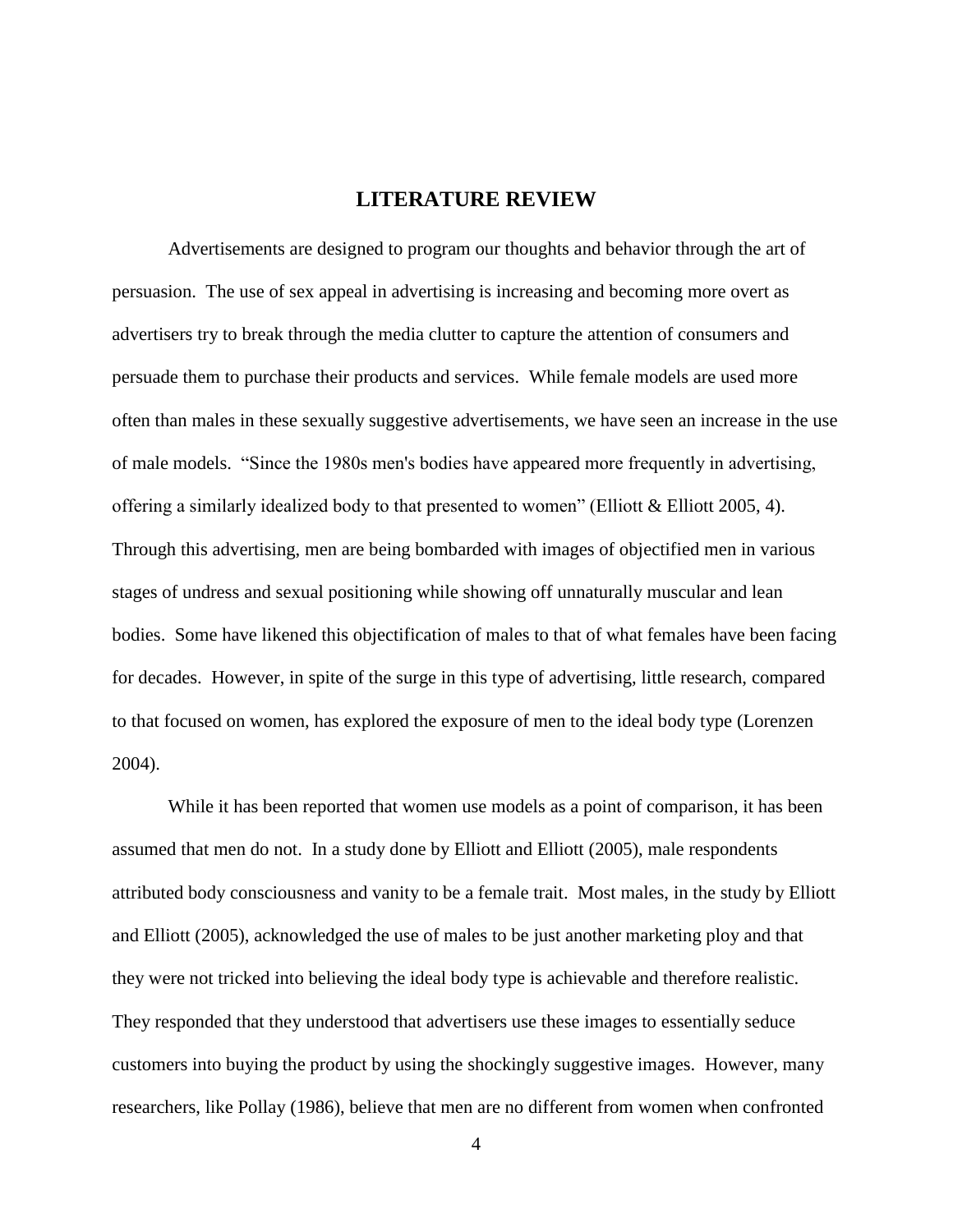# LITERATURE REVIEW

Advertisements are designed to program our thoughts and behavior through the art of persuasion. The use of sex appeal in advertising is increasing and becoming more overt as advertisers try to break through the media clutter to capture the attention of consumers and persuade them to purchase their products and services. While female models are used more often than males in these sexually suggestive advertisements, we have seen an increase in the use of male models. "Since the 1980s men's bodies have appeared more frequently in advertising, offering a similarly idealized body to that presented to women" (Elliott & Elliott 2005, 4). Through this advertising, men are being bombarded with images of objectified men in various stages of undress and sexual positioning while showing off unnaturally muscular and lean bodies. Some have likened this objectification of males to that of what females have been facing for decades. However, in spite of the surge in this type of advertising, little research, compared to that focused on women, has explored the exposure of men to the ideal body type (Lorenzen 2004).

While it has been reported that women use models as a point of comparison, it has been assumed that men do not. In a study done by Elliott and Elliott (2005), male respondents attributed body consciousness and vanity to be a female trait. Most males, in the study by Elliott and Elliott (2005), acknowledged the use of males to be just another marketing ploy and that they were not tricked into believing the ideal body type is achievable and therefore realistic. They responded that they understood that advertisers use these images to essentially seduce customers into buying the product by using the shockingly suggestive images. However, many researchers, like Pollay (1986), believe that men are no different from women when confronted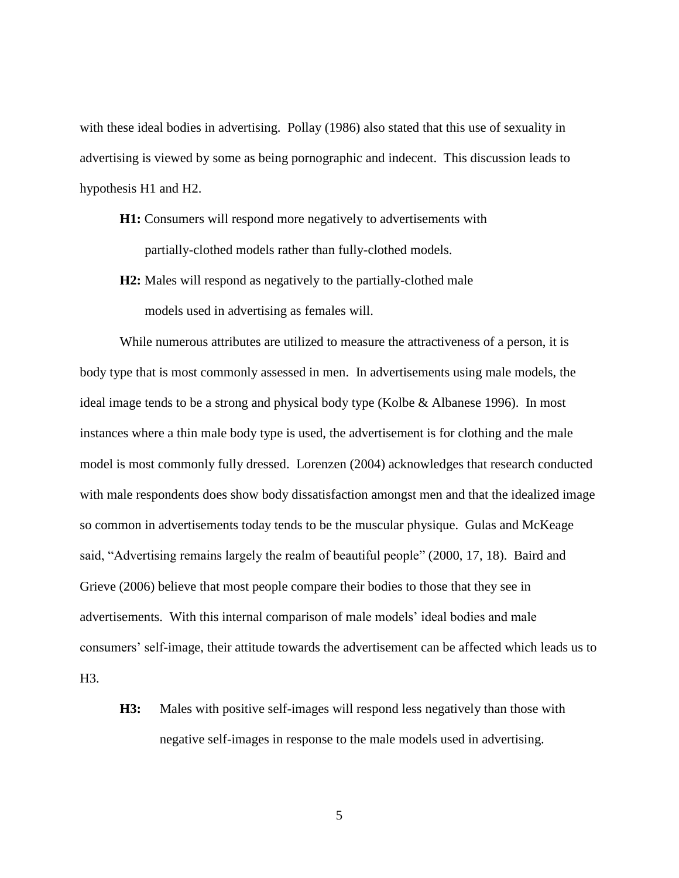with these ideal bodies in advertising. Pollay (1986) also stated that this use of sexuality in advertising is viewed by some as being pornographic and indecent. This discussion leads to hypothesis H1 and H2.

> **H1:** Consumers will respond more negatively to advertisements with partially-clothed models rather than fully-clothed models.
>
> **H2:** Males will respond as negatively to the partially-clothed male models used in advertising as females will.

While numerous attributes are utilized to measure the attractiveness of a person, it is body type that is most commonly assessed in men. In advertisements using male models, the ideal image tends to be a strong and physical body type (Kolbe & Albanese 1996). In most instances where a thin male body type is used, the advertisement is for clothing and the male model is most commonly fully dressed. Lorenzen (2004) acknowledges that research conducted with male respondents does show body dissatisfaction amongst men and that the idealized image so common in advertisements today tends to be the muscular physique. Gulas and McKeage said, "Advertising remains largely the realm of beautiful people" (2000, 17, 18). Baird and Grieve (2006) believe that most people compare their bodies to those that they see in advertisements. With this internal comparison of male models' ideal bodies and male consumers' self-image, their attitude towards the advertisement can be affected which leads us to H3.

> **H3:** Males with positive self-images will respond less negatively than those with negative self-images in response to the male models used in advertising.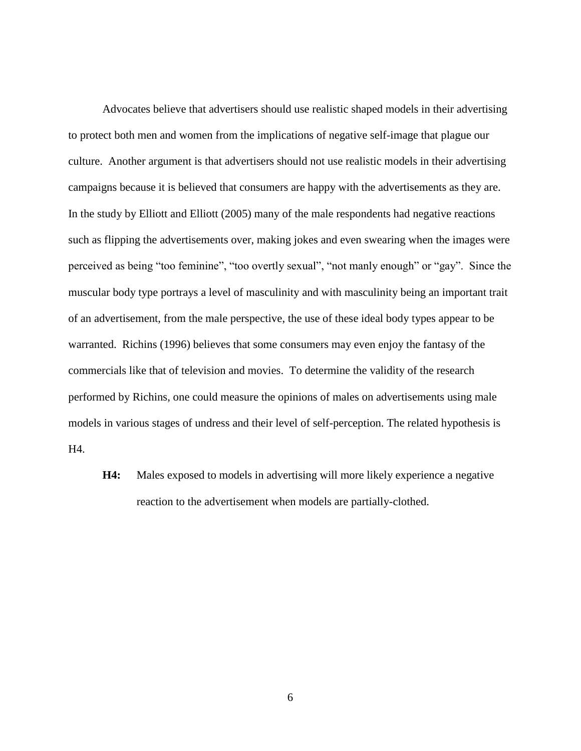Advocates believe that advertisers should use realistic shaped models in their advertising to protect both men and women from the implications of negative self-image that plague our culture. Another argument is that advertisers should not use realistic models in their advertising campaigns because it is believed that consumers are happy with the advertisements as they are. In the study by Elliott and Elliott (2005) many of the male respondents had negative reactions such as flipping the advertisements over, making jokes and even swearing when the images were perceived as being "too feminine", "too overtly sexual", "not manly enough" or "gay". Since the muscular body type portrays a level of masculinity and with masculinity being an important trait of an advertisement, from the male perspective, the use of these ideal body types appear to be warranted. Richins (1996) believes that some consumers may even enjoy the fantasy of the commercials like that of television and movies. To determine the validity of the research performed by Richins, one could measure the opinions of males on advertisements using male models in various stages of undress and their level of self-perception. The related hypothesis is H4.

**H4:** Males exposed to models in advertising will more likely experience a negative reaction to the advertisement when models are partially-clothed.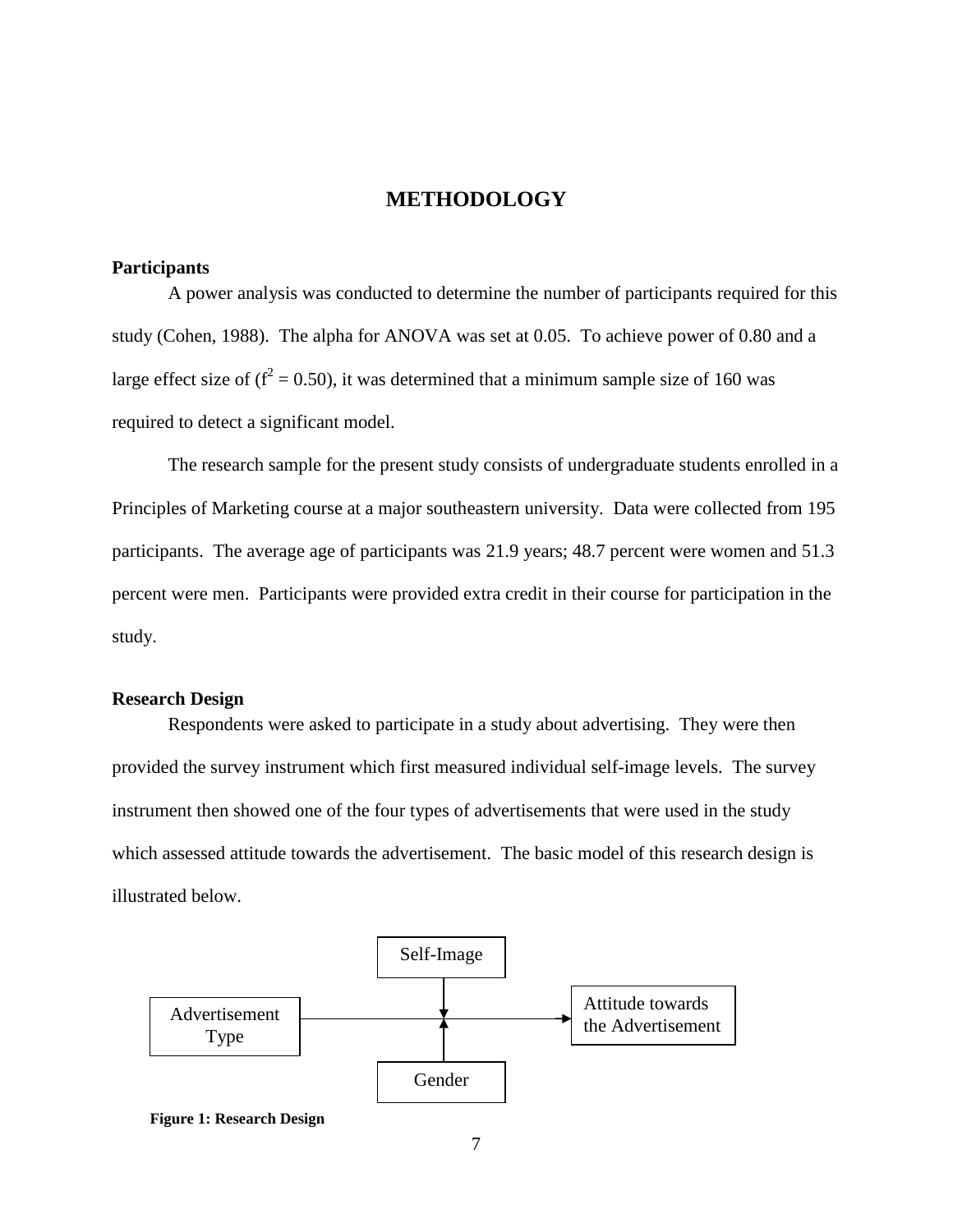# METHODOLOGY

### Participants

A power analysis was conducted to determine the number of participants required for this study (Cohen, 1988). The alpha for ANOVA was set at 0.05. To achieve power of 0.80 and a large effect size of ($f^2 = 0.50$), it was determined that a minimum sample size of 160 was required to detect a significant model.

The research sample for the present study consists of undergraduate students enrolled in a Principles of Marketing course at a major southeastern university. Data were collected from 195 participants. The average age of participants was 21.9 years; 48.7 percent were women and 51.3 percent were men. Participants were provided extra credit in their course for participation in the study.

### Research Design

Respondents were asked to participate in a study about advertising. They were then provided the survey instrument which first measured individual self-image levels. The survey instrument then showed one of the four types of advertisements that were used in the study which assessed attitude towards the advertisement. The basic model of this research design is illustrated below.

Self-Image

Advertisement Type → Attitude towards the Advertisement

Gender

**Figure 1: Research Design**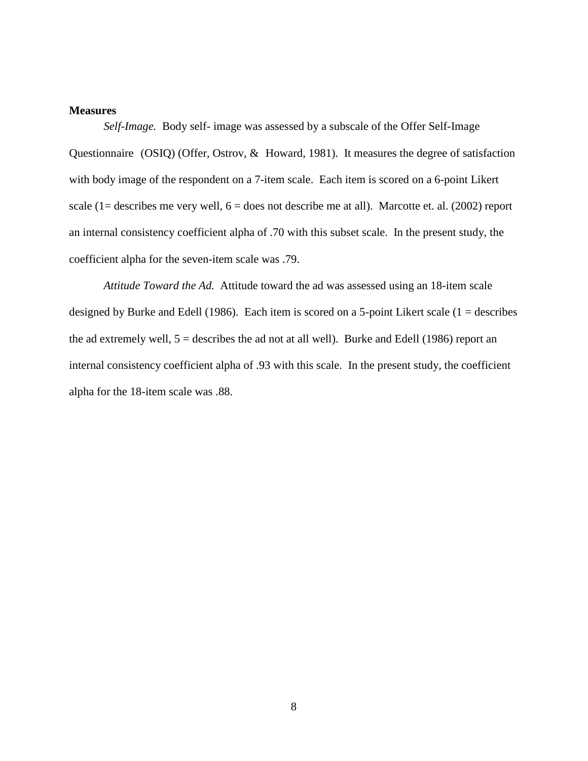**Measures**

*Self-Image.* Body self- image was assessed by a subscale of the Offer Self-Image Questionnaire (OSIQ) (Offer, Ostrov, & Howard, 1981). It measures the degree of satisfaction with body image of the respondent on a 7-item scale. Each item is scored on a 6-point Likert scale (1= describes me very well, 6 = does not describe me at all). Marcotte et. al. (2002) report an internal consistency coefficient alpha of .70 with this subset scale. In the present study, the coefficient alpha for the seven-item scale was .79.

*Attitude Toward the Ad.* Attitude toward the ad was assessed using an 18-item scale designed by Burke and Edell (1986). Each item is scored on a 5-point Likert scale (1 = describes the ad extremely well, 5 = describes the ad not at all well). Burke and Edell (1986) report an internal consistency coefficient alpha of .93 with this scale. In the present study, the coefficient alpha for the 18-item scale was .88.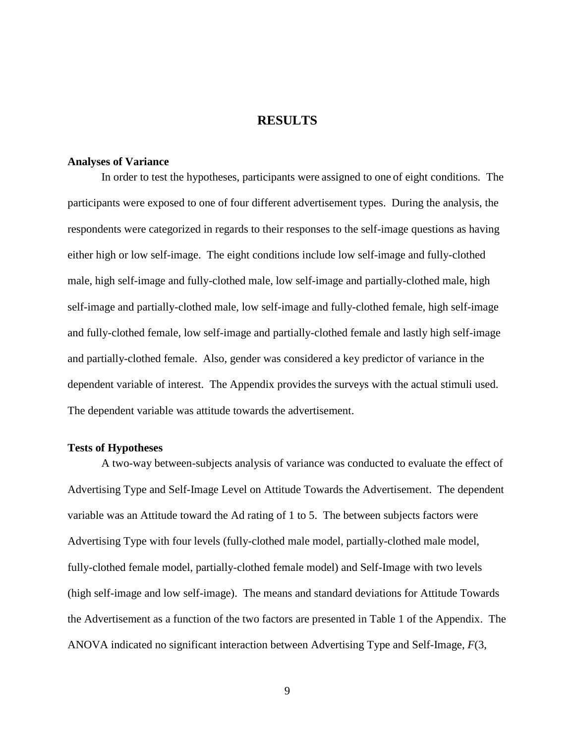# RESULTS

## Analyses of Variance

In order to test the hypotheses, participants were assigned to one of eight conditions. The participants were exposed to one of four different advertisement types. During the analysis, the respondents were categorized in regards to their responses to the self-image questions as having either high or low self-image. The eight conditions include low self-image and fully-clothed male, high self-image and fully-clothed male, low self-image and partially-clothed male, high self-image and partially-clothed male, low self-image and fully-clothed female, high self-image and fully-clothed female, low self-image and partially-clothed female and lastly high self-image and partially-clothed female. Also, gender was considered a key predictor of variance in the dependent variable of interest. The Appendix provides the surveys with the actual stimuli used. The dependent variable was attitude towards the advertisement.

## Tests of Hypotheses

A two-way between-subjects analysis of variance was conducted to evaluate the effect of Advertising Type and Self-Image Level on Attitude Towards the Advertisement. The dependent variable was an Attitude toward the Ad rating of 1 to 5. The between subjects factors were Advertising Type with four levels (fully-clothed male model, partially-clothed male model, fully-clothed female model, partially-clothed female model) and Self-Image with two levels (high self-image and low self-image). The means and standard deviations for Attitude Towards the Advertisement as a function of the two factors are presented in Table 1 of the Appendix. The ANOVA indicated no significant interaction between Advertising Type and Self-Image, $F$(3,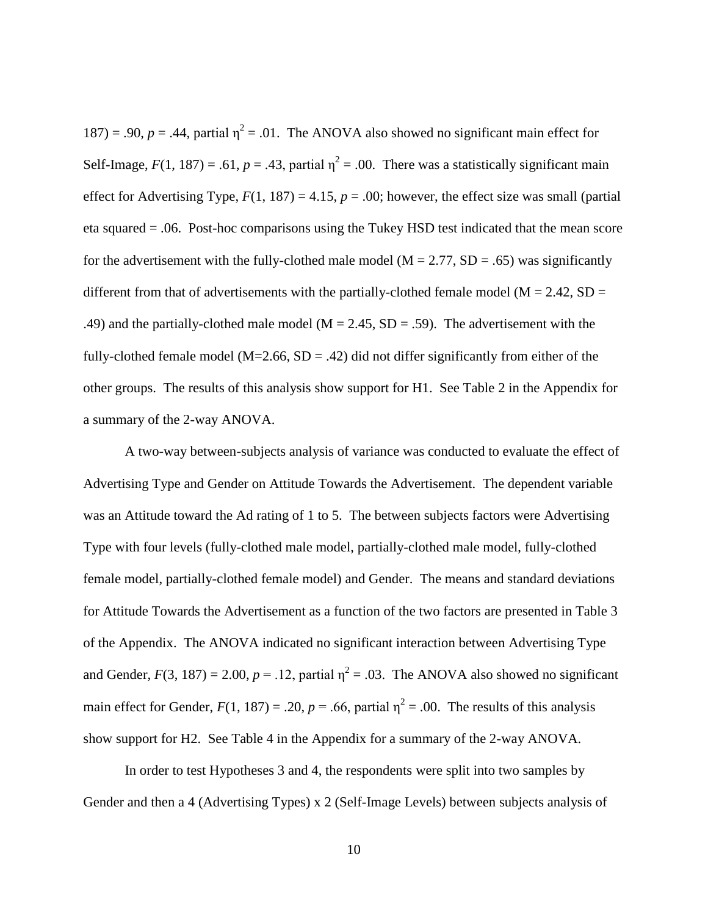187) = .90, $p$ = .44, partial $\eta^2$ = .01. The ANOVA also showed no significant main effect for Self-Image, $F(1, 187)$ = .61, $p$ = .43, partial $\eta^2$ = .00. There was a statistically significant main effect for Advertising Type, $F(1, 187)$ = 4.15, $p$ = .00; however, the effect size was small (partial eta squared = .06. Post-hoc comparisons using the Tukey HSD test indicated that the mean score for the advertisement with the fully-clothed male model (M = 2.77, SD = .65) was significantly different from that of advertisements with the partially-clothed female model (M = 2.42, SD = .49) and the partially-clothed male model (M = 2.45, SD = .59). The advertisement with the fully-clothed female model (M=2.66, SD = .42) did not differ significantly from either of the other groups. The results of this analysis show support for H1. See Table 2 in the Appendix for a summary of the 2-way ANOVA.

A two-way between-subjects analysis of variance was conducted to evaluate the effect of Advertising Type and Gender on Attitude Towards the Advertisement. The dependent variable was an Attitude toward the Ad rating of 1 to 5. The between subjects factors were Advertising Type with four levels (fully-clothed male model, partially-clothed male model, fully-clothed female model, partially-clothed female model) and Gender. The means and standard deviations for Attitude Towards the Advertisement as a function of the two factors are presented in Table 3 of the Appendix. The ANOVA indicated no significant interaction between Advertising Type and Gender, $F(3, 187)$ = 2.00, $p$ = .12, partial $\eta^2$ = .03. The ANOVA also showed no significant main effect for Gender, $F(1, 187)$ = .20, $p$ = .66, partial $\eta^2$ = .00. The results of this analysis show support for H2. See Table 4 in the Appendix for a summary of the 2-way ANOVA.

In order to test Hypotheses 3 and 4, the respondents were split into two samples by Gender and then a 4 (Advertising Types) x 2 (Self-Image Levels) between subjects analysis of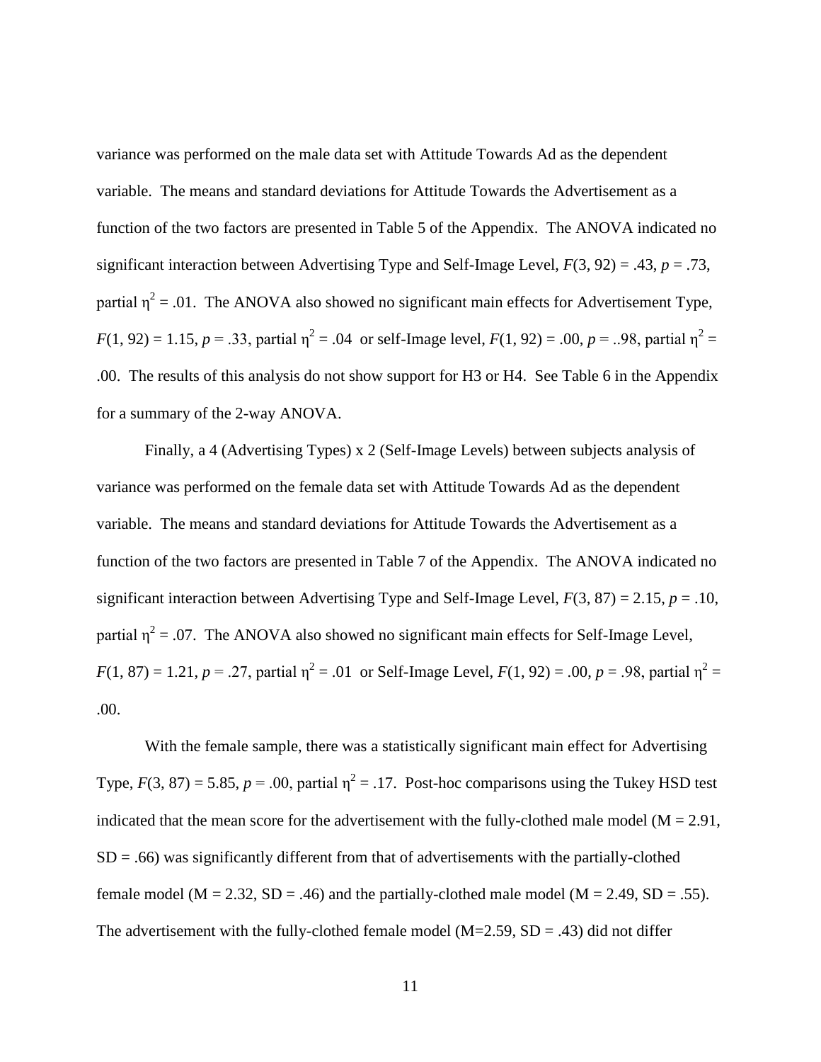variance was performed on the male data set with Attitude Towards Ad as the dependent variable. The means and standard deviations for Attitude Towards the Advertisement as a function of the two factors are presented in Table 5 of the Appendix. The ANOVA indicated no significant interaction between Advertising Type and Self-Image Level, $F(3, 92) = .43$, $p = .73$, partial $\eta^2 = .01$. The ANOVA also showed no significant main effects for Advertisement Type, $F(1, 92) = 1.15$, $p = .33$, partial $\eta^2 = .04$ or self-Image level, $F(1, 92) = .00$, $p = ..98$, partial $\eta^2 = .00$. The results of this analysis do not show support for H3 or H4. See Table 6 in the Appendix for a summary of the 2-way ANOVA.

Finally, a 4 (Advertising Types) x 2 (Self-Image Levels) between subjects analysis of variance was performed on the female data set with Attitude Towards Ad as the dependent variable. The means and standard deviations for Attitude Towards the Advertisement as a function of the two factors are presented in Table 7 of the Appendix. The ANOVA indicated no significant interaction between Advertising Type and Self-Image Level, $F(3, 87) = 2.15$, $p = .10$, partial $\eta^2 = .07$. The ANOVA also showed no significant main effects for Self-Image Level, $F(1, 87) = 1.21$, $p = .27$, partial $\eta^2 = .01$ or Self-Image Level, $F(1, 92) = .00$, $p = .98$, partial $\eta^2 = .00$.

With the female sample, there was a statistically significant main effect for Advertising Type, $F(3, 87) = 5.85$, $p = .00$, partial $\eta^2 = .17$. Post-hoc comparisons using the Tukey HSD test indicated that the mean score for the advertisement with the fully-clothed male model (M = 2.91, SD = .66) was significantly different from that of advertisements with the partially-clothed female model (M = 2.32, SD = .46) and the partially-clothed male model (M = 2.49, SD = .55). The advertisement with the fully-clothed female model (M=2.59, SD = .43) did not differ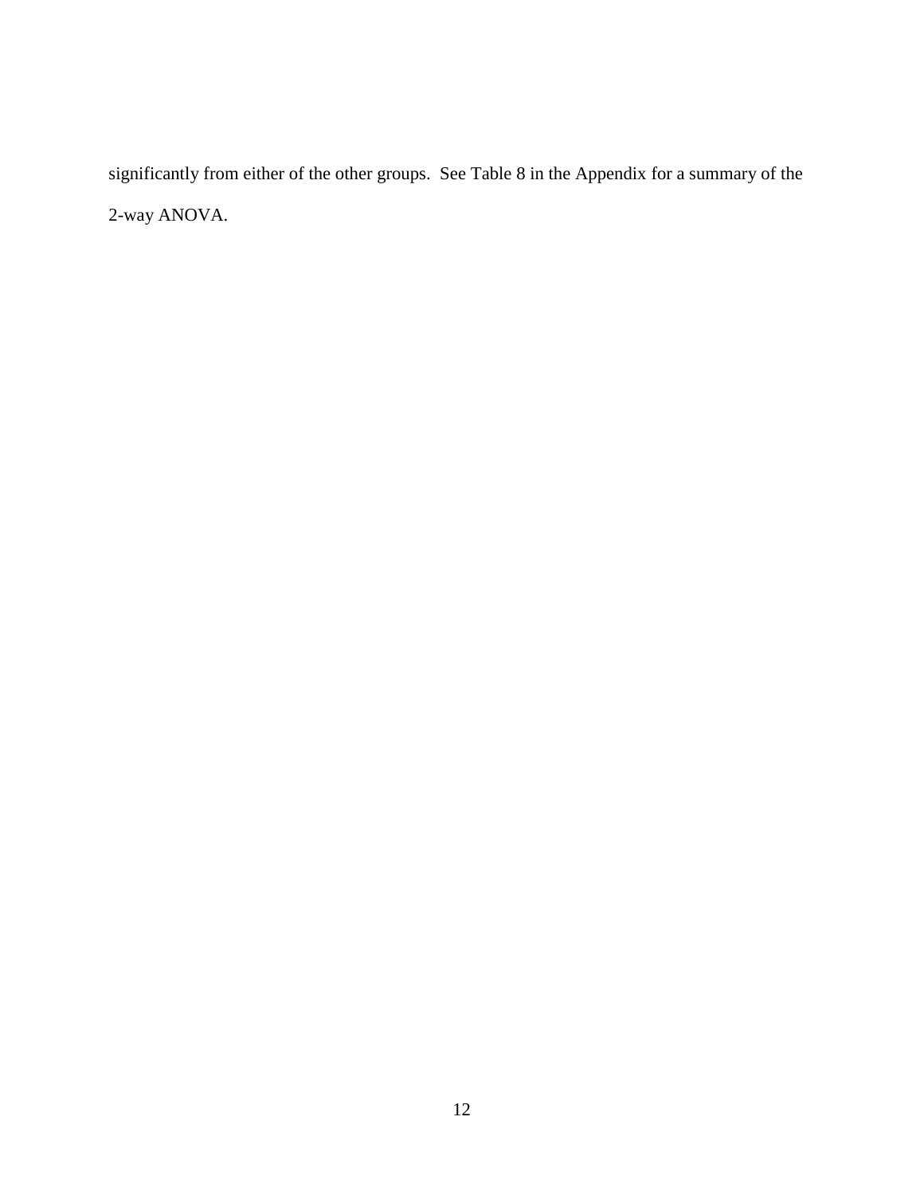significantly from either of the other groups. See Table 8 in the Appendix for a summary of the 2-way ANOVA.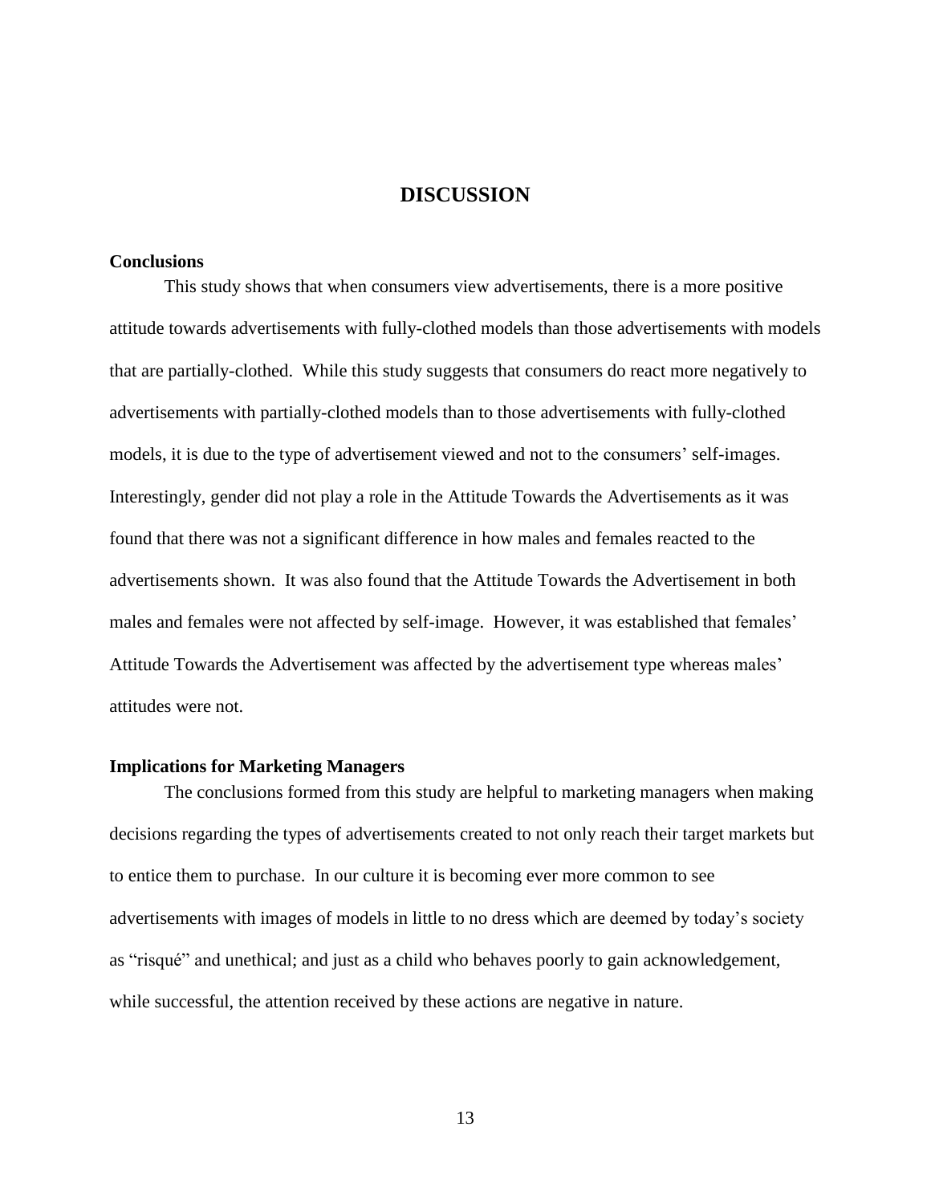# DISCUSSION

## Conclusions

This study shows that when consumers view advertisements, there is a more positive attitude towards advertisements with fully-clothed models than those advertisements with models that are partially-clothed. While this study suggests that consumers do react more negatively to advertisements with partially-clothed models than to those advertisements with fully-clothed models, it is due to the type of advertisement viewed and not to the consumers' self-images. Interestingly, gender did not play a role in the Attitude Towards the Advertisements as it was found that there was not a significant difference in how males and females reacted to the advertisements shown. It was also found that the Attitude Towards the Advertisement in both males and females were not affected by self-image. However, it was established that females' Attitude Towards the Advertisement was affected by the advertisement type whereas males' attitudes were not.

## Implications for Marketing Managers

The conclusions formed from this study are helpful to marketing managers when making decisions regarding the types of advertisements created to not only reach their target markets but to entice them to purchase. In our culture it is becoming ever more common to see advertisements with images of models in little to no dress which are deemed by today's society as "risqué" and unethical; and just as a child who behaves poorly to gain acknowledgement, while successful, the attention received by these actions are negative in nature.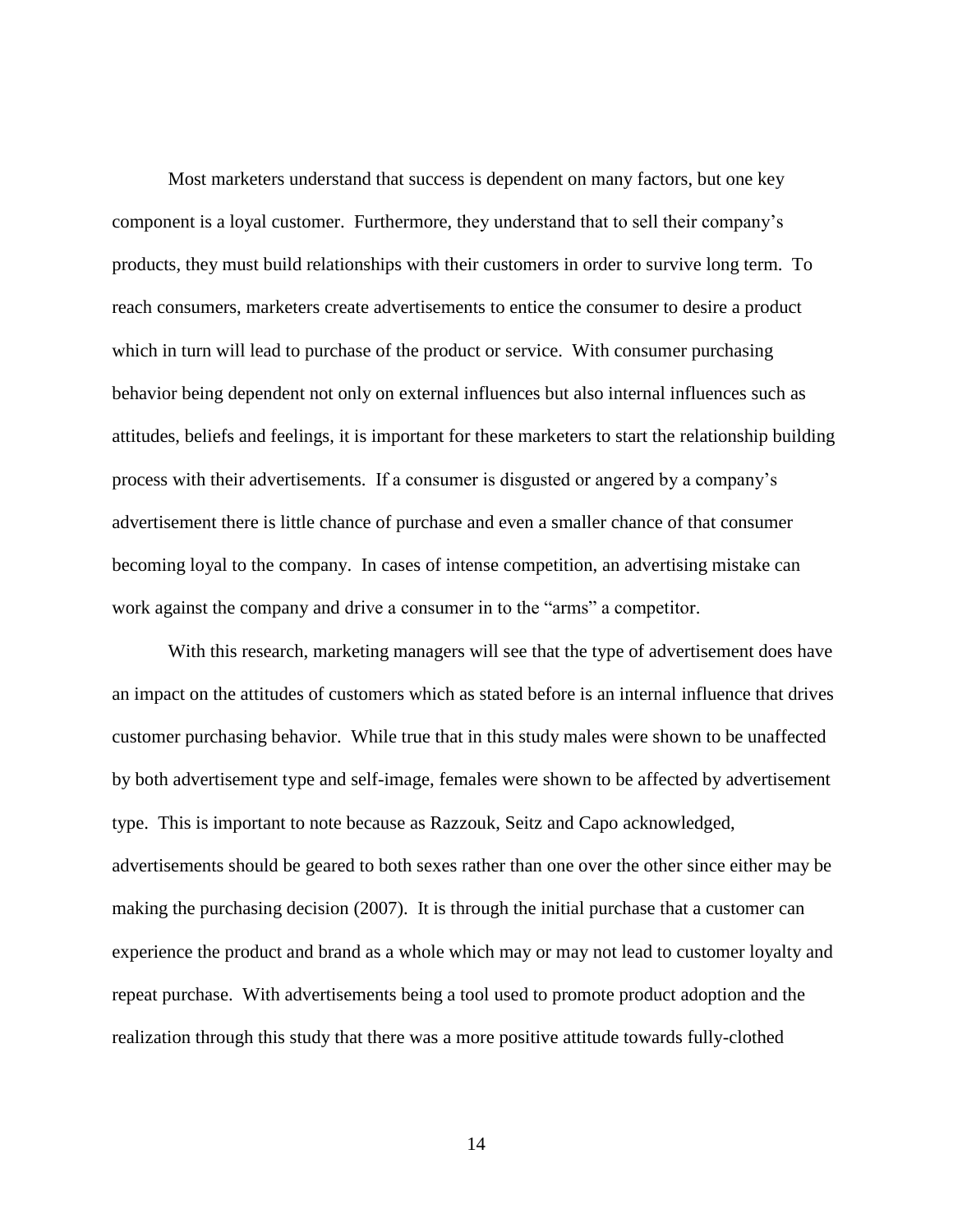Most marketers understand that success is dependent on many factors, but one key component is a loyal customer. Furthermore, they understand that to sell their company's products, they must build relationships with their customers in order to survive long term. To reach consumers, marketers create advertisements to entice the consumer to desire a product which in turn will lead to purchase of the product or service. With consumer purchasing behavior being dependent not only on external influences but also internal influences such as attitudes, beliefs and feelings, it is important for these marketers to start the relationship building process with their advertisements. If a consumer is disgusted or angered by a company's advertisement there is little chance of purchase and even a smaller chance of that consumer becoming loyal to the company. In cases of intense competition, an advertising mistake can work against the company and drive a consumer in to the "arms" a competitor.

With this research, marketing managers will see that the type of advertisement does have an impact on the attitudes of customers which as stated before is an internal influence that drives customer purchasing behavior. While true that in this study males were shown to be unaffected by both advertisement type and self-image, females were shown to be affected by advertisement type. This is important to note because as Razzouk, Seitz and Capo acknowledged, advertisements should be geared to both sexes rather than one over the other since either may be making the purchasing decision (2007). It is through the initial purchase that a customer can experience the product and brand as a whole which may or may not lead to customer loyalty and repeat purchase. With advertisements being a tool used to promote product adoption and the realization through this study that there was a more positive attitude towards fully-clothed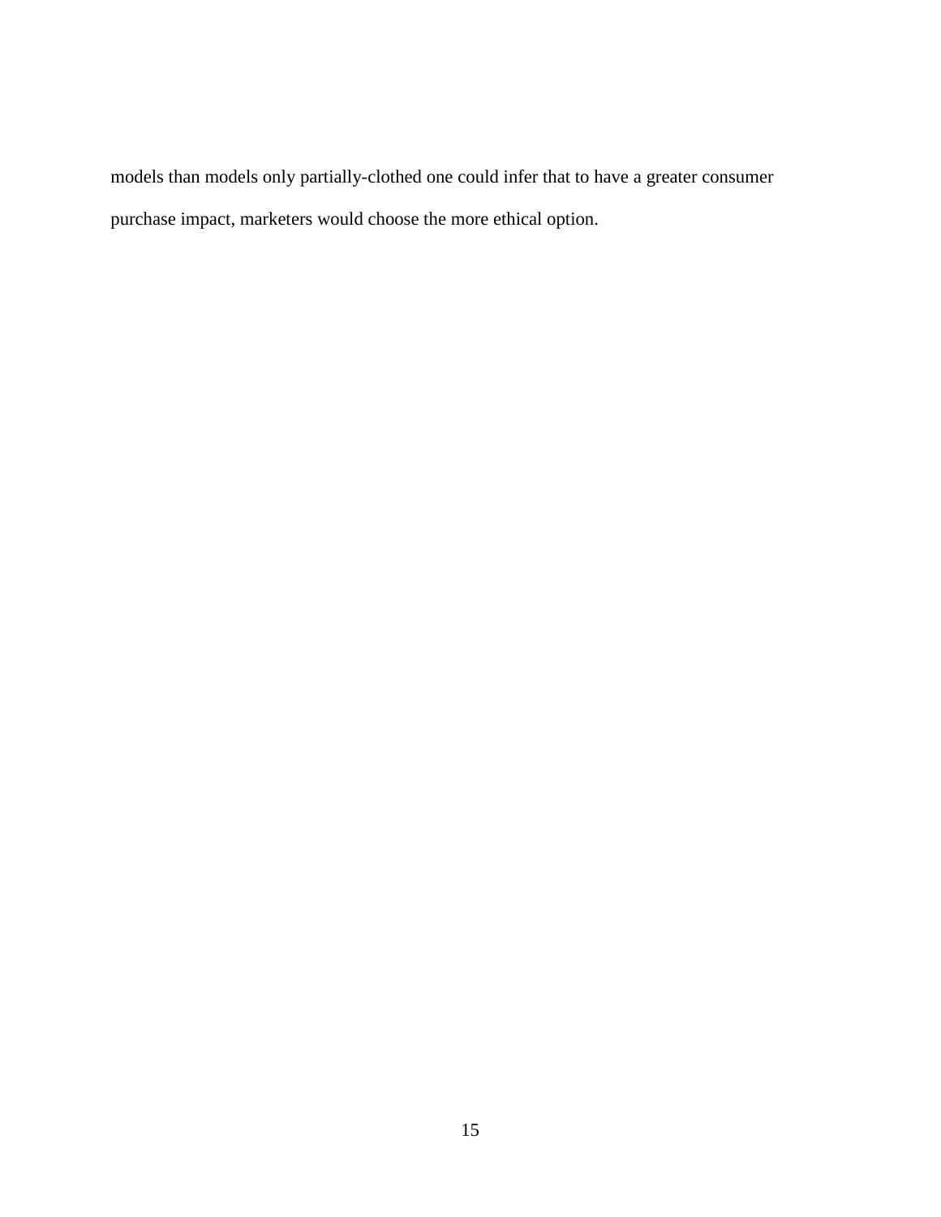models than models only partially-clothed one could infer that to have a greater consumer purchase impact, marketers would choose the more ethical option.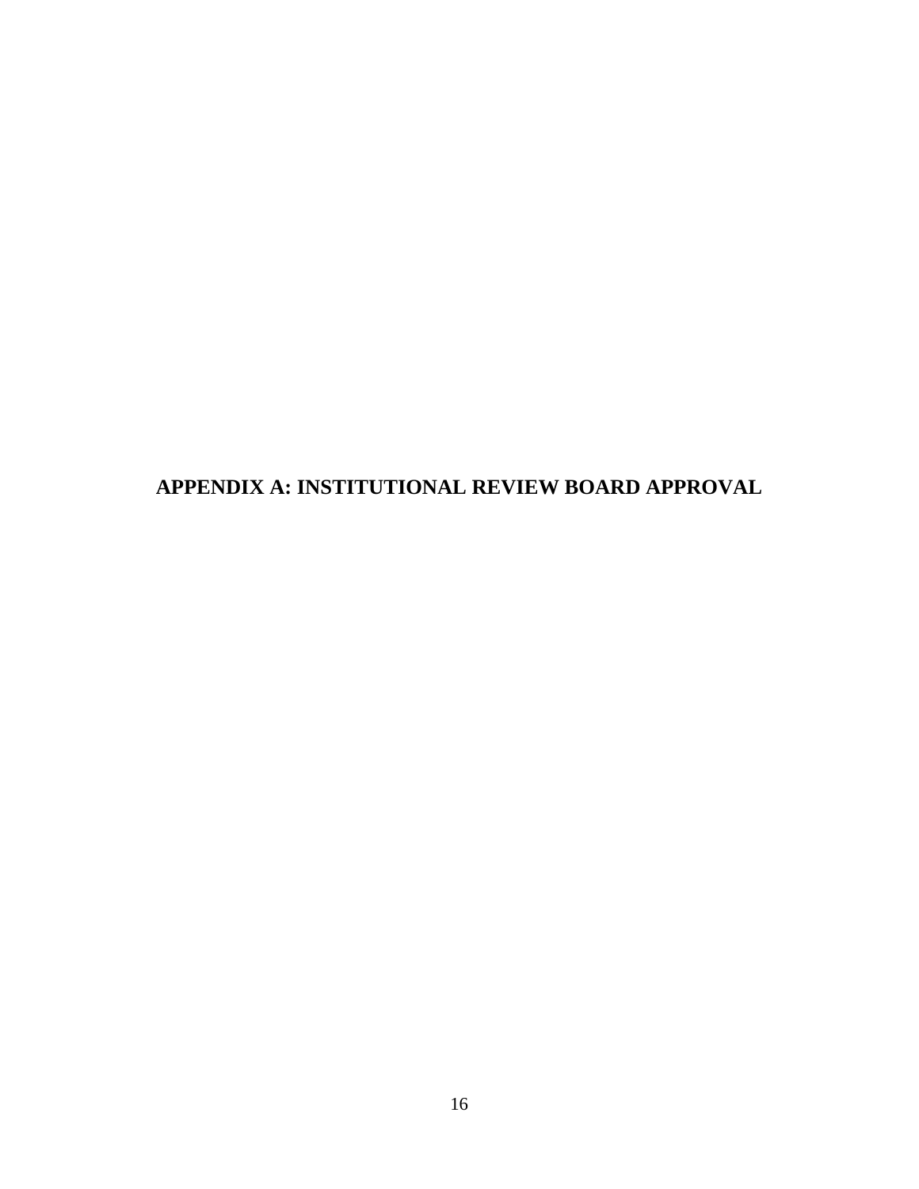# APPENDIX A: INSTITUTIONAL REVIEW BOARD APPROVAL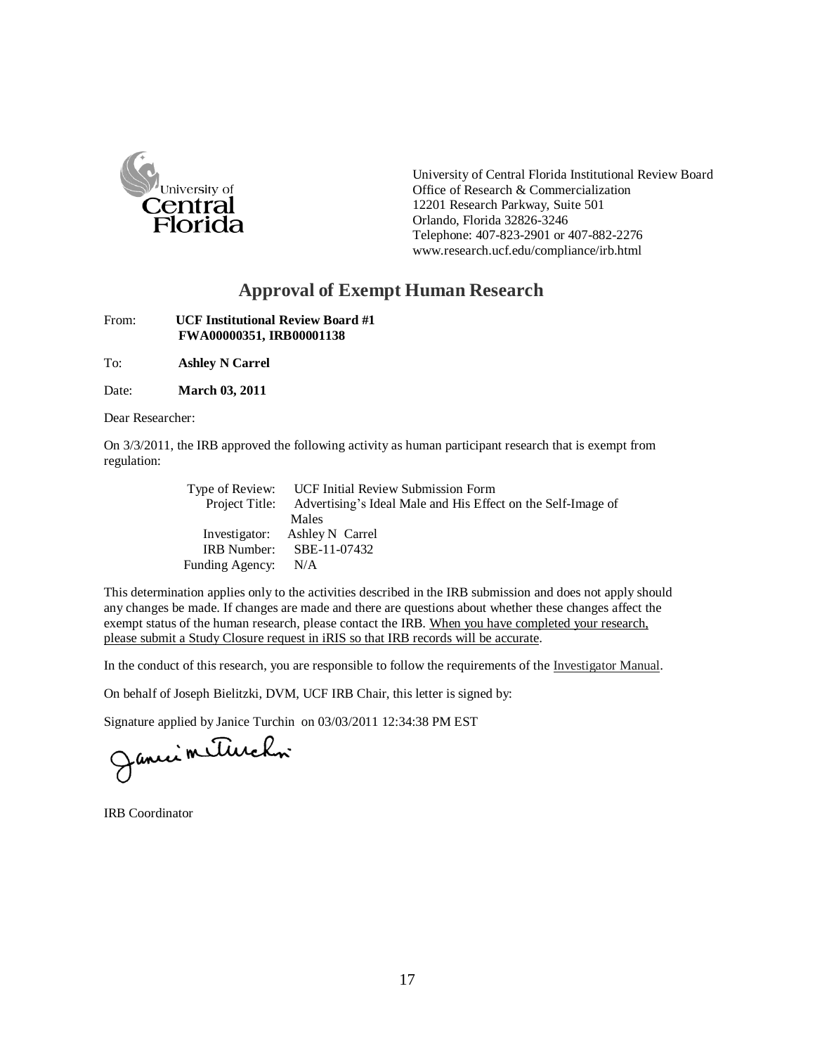University of Central Florida

University of Central Florida Institutional Review Board
Office of Research & Commercialization
12201 Research Parkway, Suite 501
Orlando, Florida 32826-3246
Telephone: 407-823-2901 or 407-882-2276
www.research.ucf.edu/compliance/irb.html

## Approval of Exempt Human Research

From: **UCF Institutional Review Board #1**
**FWA00000351, IRB00001138**

To: **Ashley N Carrel**

Date: **March 03, 2011**

Dear Researcher:

On 3/3/2011, the IRB approved the following activity as human participant research that is exempt from regulation:

Type of Review: UCF Initial Review Submission Form
Project Title: Advertising's Ideal Male and His Effect on the Self-Image of Males
Investigator: Ashley N Carrel
IRB Number: SBE-11-07432
Funding Agency: N/A

This determination applies only to the activities described in the IRB submission and does not apply should any changes be made. If changes are made and there are questions about whether these changes affect the exempt status of the human research, please contact the IRB. When you have completed your research, please submit a Study Closure request in iRIS so that IRB records will be accurate.

In the conduct of this research, you are responsible to follow the requirements of the Investigator Manual.

On behalf of Joseph Bielitzki, DVM, UCF IRB Chair, this letter is signed by:

Signature applied by Janice Turchin on 03/03/2011 12:34:38 PM EST

IRB Coordinator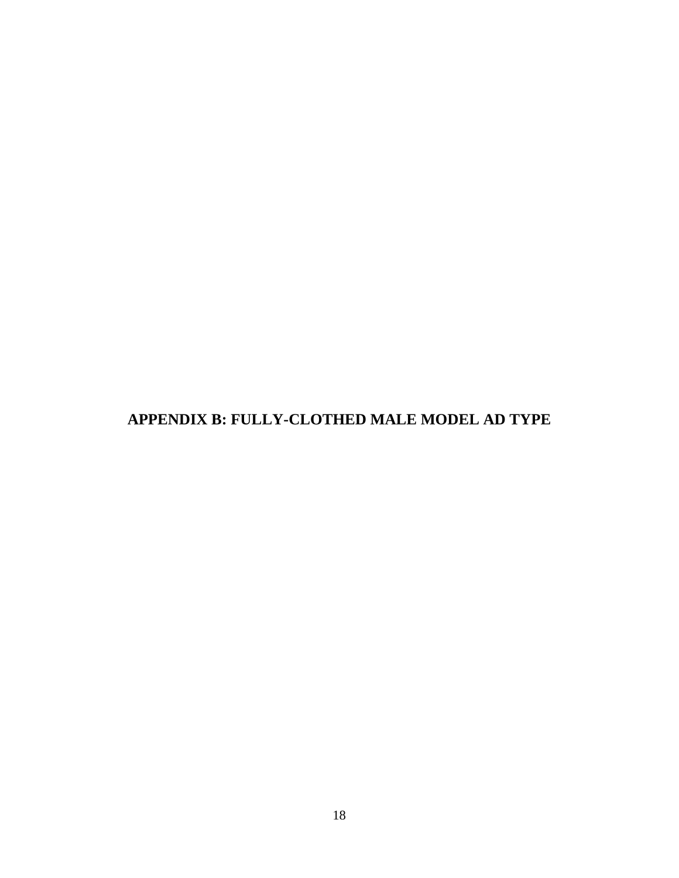## APPENDIX B: FULLY-CLOTHED MALE MODEL AD TYPE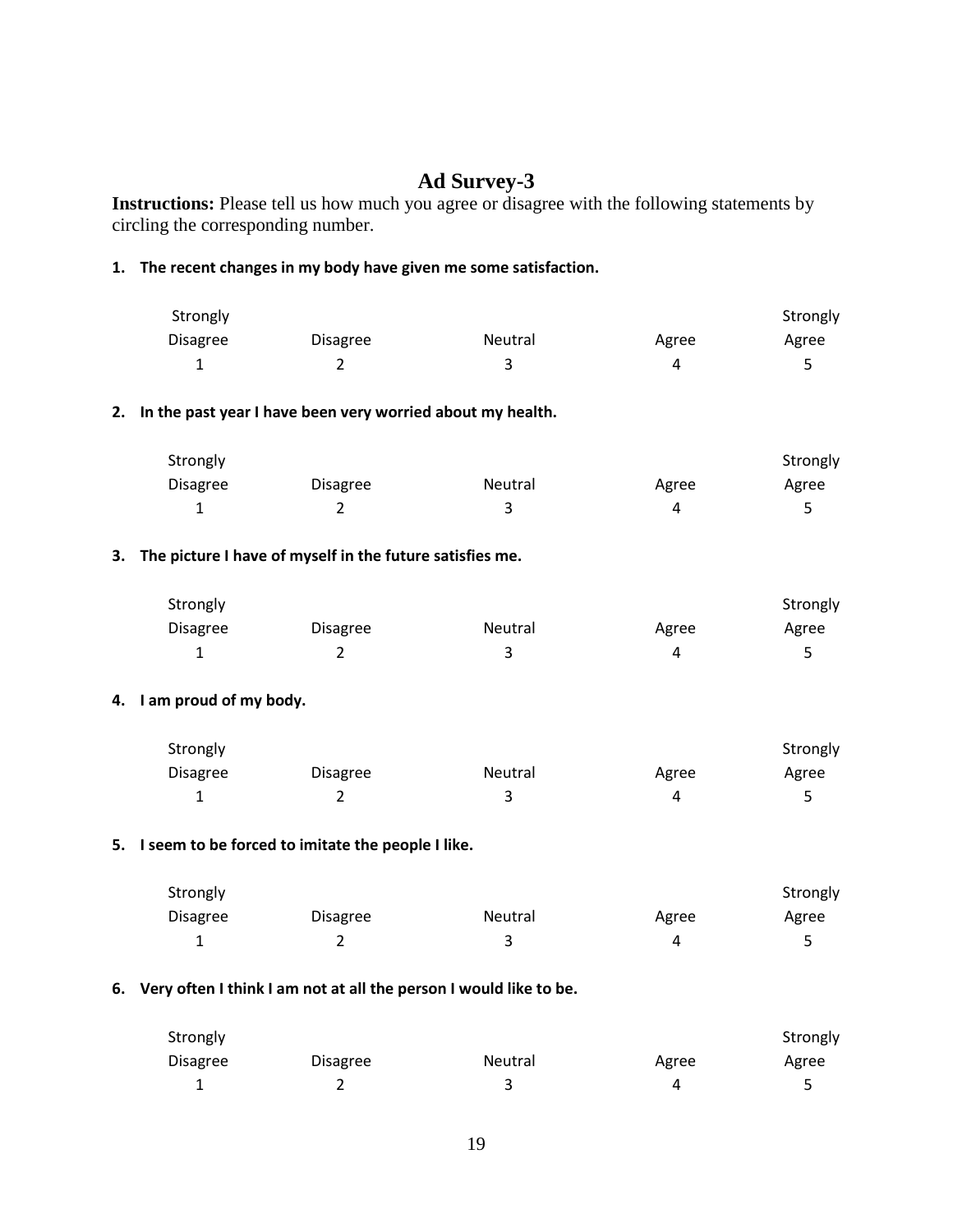# Ad Survey-3

**Instructions:** Please tell us how much you agree or disagree with the following statements by circling the corresponding number.

**1. The recent changes in my body have given me some satisfaction.**

| Strongly Disagree | Disagree | Neutral | Agree | Strongly Agree |
|---|---|---|---|---|
| 1 | 2 | 3 | 4 | 5 |

**2. In the past year I have been very worried about my health.**

| Strongly Disagree | Disagree | Neutral | Agree | Strongly Agree |
|---|---|---|---|---|
| 1 | 2 | 3 | 4 | 5 |

**3. The picture I have of myself in the future satisfies me.**

| Strongly Disagree | Disagree | Neutral | Agree | Strongly Agree |
|---|---|---|---|---|
| 1 | 2 | 3 | 4 | 5 |

**4. I am proud of my body.**

| Strongly Disagree | Disagree | Neutral | Agree | Strongly Agree |
|---|---|---|---|---|
| 1 | 2 | 3 | 4 | 5 |

**5. I seem to be forced to imitate the people I like.**

| Strongly Disagree | Disagree | Neutral | Agree | Strongly Agree |
|---|---|---|---|---|
| 1 | 2 | 3 | 4 | 5 |

**6. Very often I think I am not at all the person I would like to be.**

| Strongly Disagree | Disagree | Neutral | Agree | Strongly Agree |
|---|---|---|---|---|
| 1 | 2 | 3 | 4 | 5 |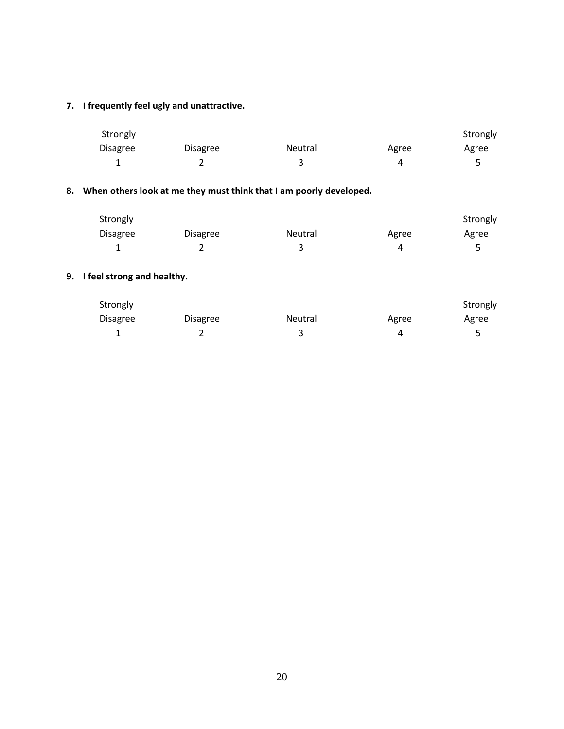**7. I frequently feel ugly and unattractive.**

| Strongly Disagree | Disagree | Neutral | Agree | Strongly Agree |
|---|---|---|---|---|
| 1 | 2 | 3 | 4 | 5 |

**8. When others look at me they must think that I am poorly developed.**

| Strongly Disagree | Disagree | Neutral | Agree | Strongly Agree |
|---|---|---|---|---|
| 1 | 2 | 3 | 4 | 5 |

**9. I feel strong and healthy.**

| Strongly Disagree | Disagree | Neutral | Agree | Strongly Agree |
|---|---|---|---|---|
| 1 | 2 | 3 | 4 | 5 |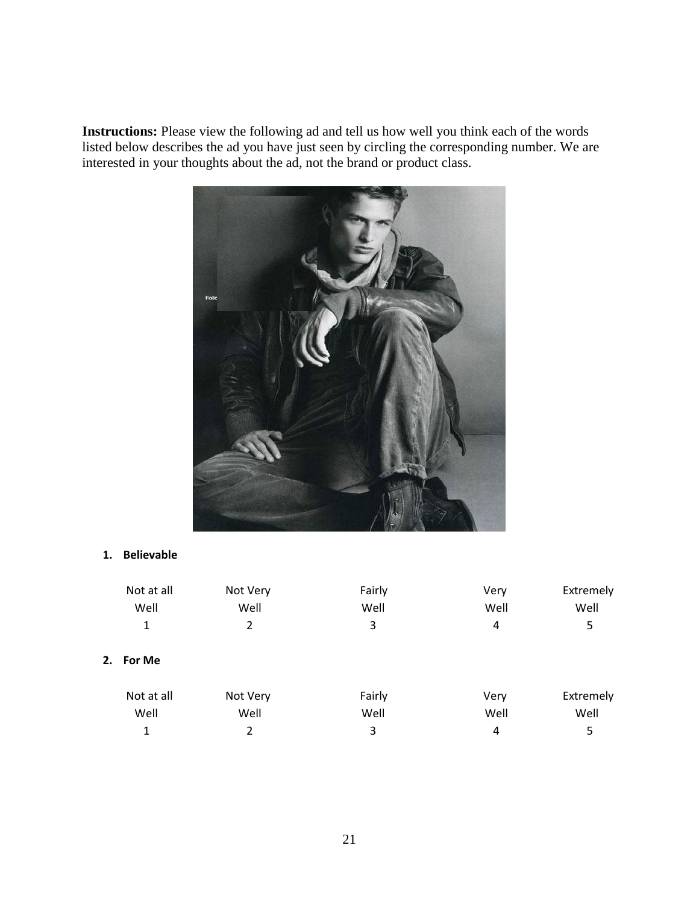**Instructions:** Please view the following ad and tell us how well you think each of the words listed below describes the ad you have just seen by circling the corresponding number. We are interested in your thoughts about the ad, not the brand or product class.

1. **Believable**

| Not at all Well | Not Very Well | Fairly Well | Very Well | Extremely Well |
|---|---|---|---|---|
| 1 | 2 | 3 | 4 | 5 |

2. **For Me**

| Not at all Well | Not Very Well | Fairly Well | Very Well | Extremely Well |
|---|---|---|---|---|
| 1 | 2 | 3 | 4 | 5 |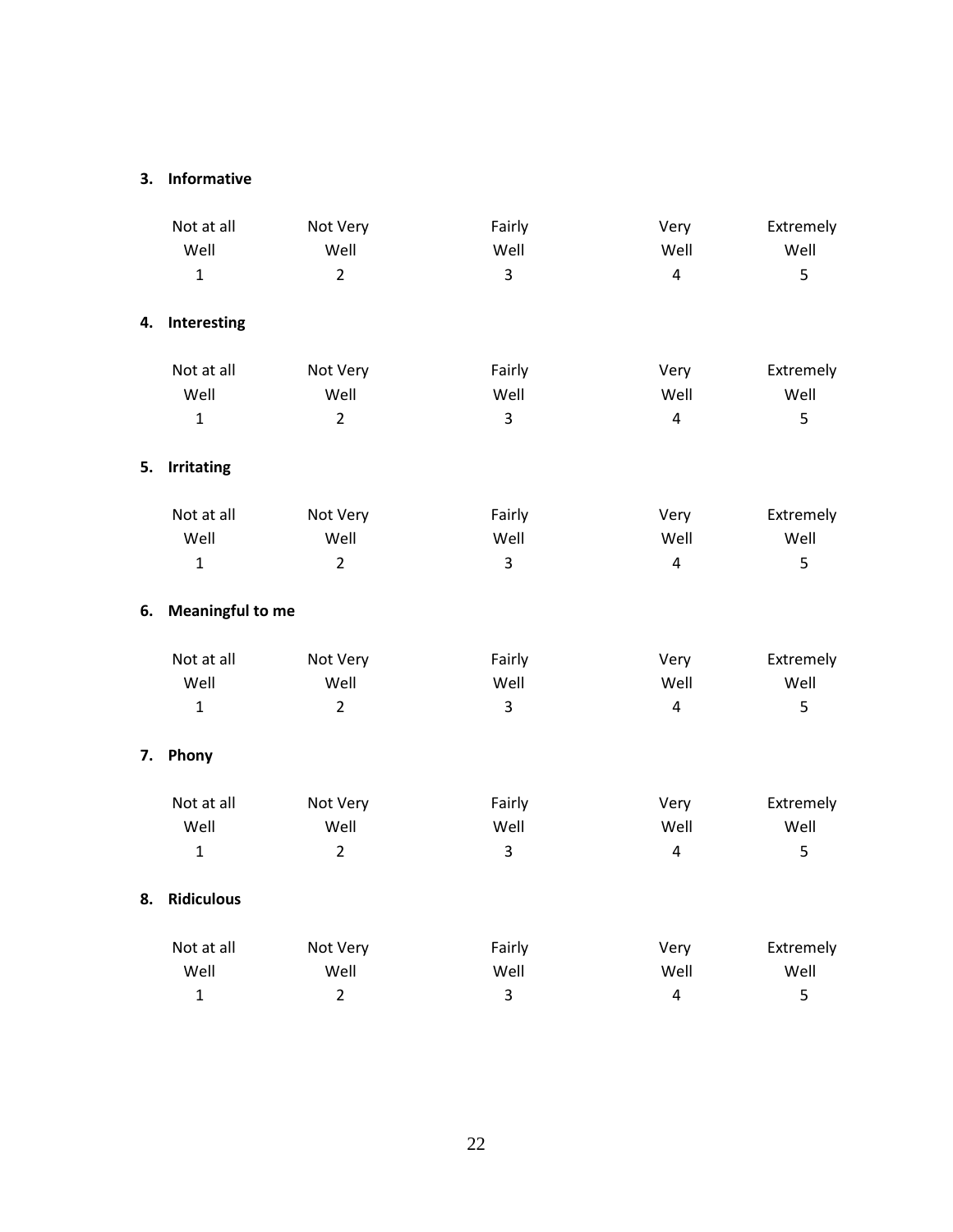**3. Informative**

| Not at all Well | Not Very Well | Fairly Well | Very Well | Extremely Well |
|---|---|---|---|---|
| 1 | 2 | 3 | 4 | 5 |

**4. Interesting**

| Not at all Well | Not Very Well | Fairly Well | Very Well | Extremely Well |
|---|---|---|---|---|
| 1 | 2 | 3 | 4 | 5 |

**5. Irritating**

| Not at all Well | Not Very Well | Fairly Well | Very Well | Extremely Well |
|---|---|---|---|---|
| 1 | 2 | 3 | 4 | 5 |

**6. Meaningful to me**

| Not at all Well | Not Very Well | Fairly Well | Very Well | Extremely Well |
|---|---|---|---|---|
| 1 | 2 | 3 | 4 | 5 |

**7. Phony**

| Not at all Well | Not Very Well | Fairly Well | Very Well | Extremely Well |
|---|---|---|---|---|
| 1 | 2 | 3 | 4 | 5 |

**8. Ridiculous**

| Not at all Well | Not Very Well | Fairly Well | Very Well | Extremely Well |
|---|---|---|---|---|
| 1 | 2 | 3 | 4 | 5 |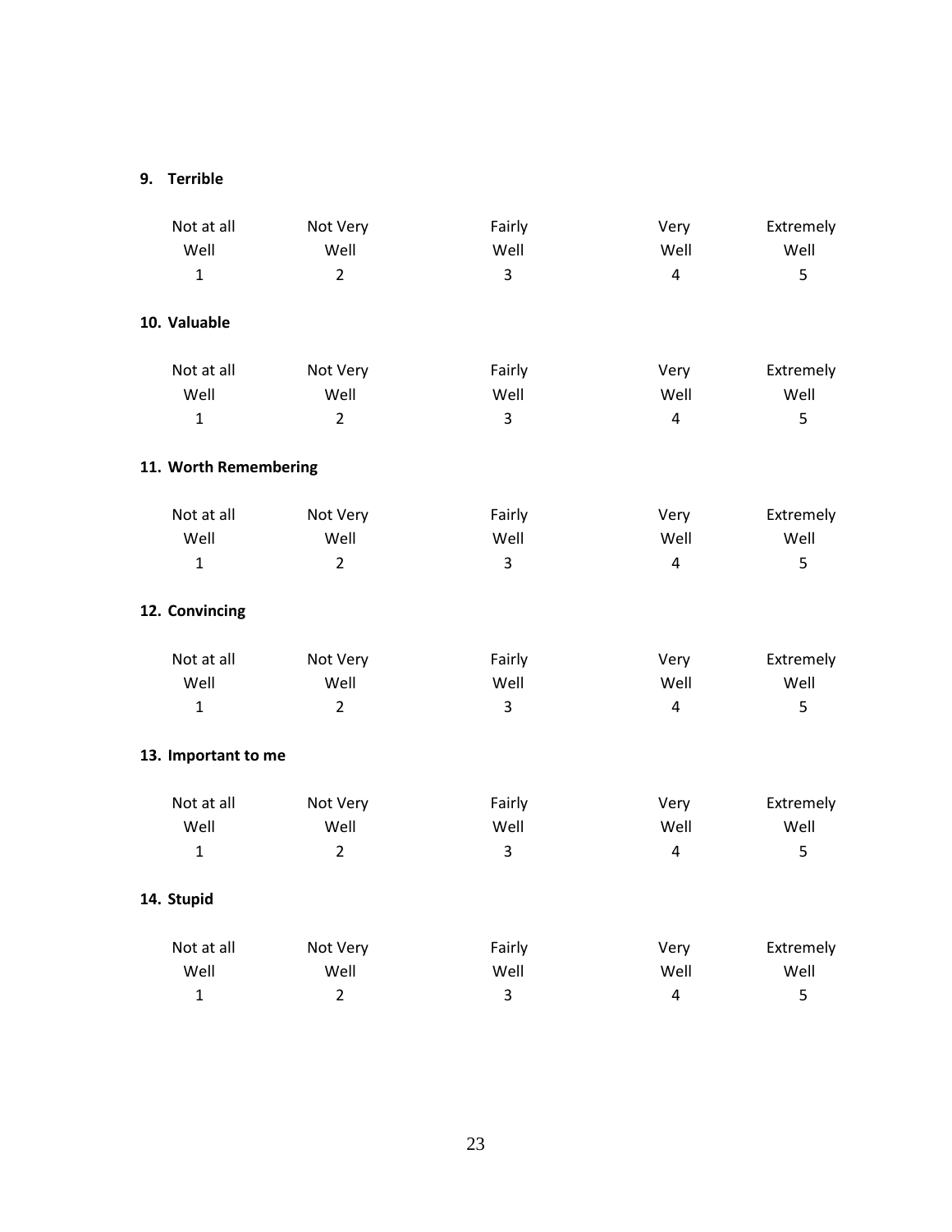**9. Terrible**

| Not at all Well | Not Very Well | Fairly Well | Very Well | Extremely Well |
|---|---|---|---|---|
| 1 | 2 | 3 | 4 | 5 |

**10. Valuable**

| Not at all Well | Not Very Well | Fairly Well | Very Well | Extremely Well |
|---|---|---|---|---|
| 1 | 2 | 3 | 4 | 5 |

**11. Worth Remembering**

| Not at all Well | Not Very Well | Fairly Well | Very Well | Extremely Well |
|---|---|---|---|---|
| 1 | 2 | 3 | 4 | 5 |

**12. Convincing**

| Not at all Well | Not Very Well | Fairly Well | Very Well | Extremely Well |
|---|---|---|---|---|
| 1 | 2 | 3 | 4 | 5 |

**13. Important to me**

| Not at all Well | Not Very Well | Fairly Well | Very Well | Extremely Well |
|---|---|---|---|---|
| 1 | 2 | 3 | 4 | 5 |

**14. Stupid**

| Not at all Well | Not Very Well | Fairly Well | Very Well | Extremely Well |
|---|---|---|---|---|
| 1 | 2 | 3 | 4 | 5 |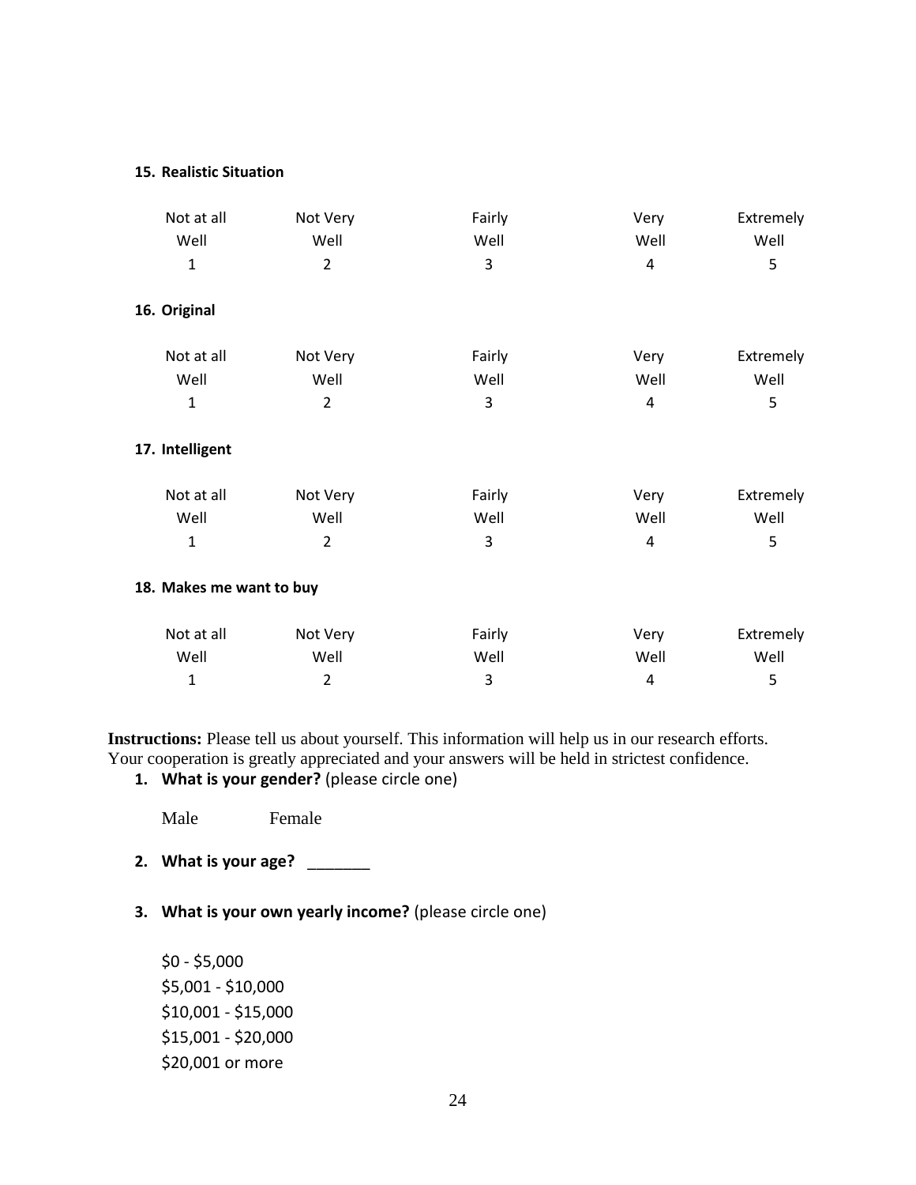**15. Realistic Situation**

| Not at all Well | Not Very Well | Fairly Well | Very Well | Extremely Well |
|---|---|---|---|---|
| 1 | 2 | 3 | 4 | 5 |

**16. Original**

| Not at all Well | Not Very Well | Fairly Well | Very Well | Extremely Well |
|---|---|---|---|---|
| 1 | 2 | 3 | 4 | 5 |

**17. Intelligent**

| Not at all Well | Not Very Well | Fairly Well | Very Well | Extremely Well |
|---|---|---|---|---|
| 1 | 2 | 3 | 4 | 5 |

**18. Makes me want to buy**

| Not at all Well | Not Very Well | Fairly Well | Very Well | Extremely Well |
|---|---|---|---|---|
| 1 | 2 | 3 | 4 | 5 |

**Instructions:** Please tell us about yourself. This information will help us in our research efforts. Your cooperation is greatly appreciated and your answers will be held in strictest confidence.

1. **What is your gender?** (please circle one)

   Male    Female

2. **What is your age?** _______

3. **What is your own yearly income?** (please circle one)

   $0 - $5,000
   $5,001 - $10,000
   $10,001 - $15,000
   $15,001 - $20,000
   $20,001 or more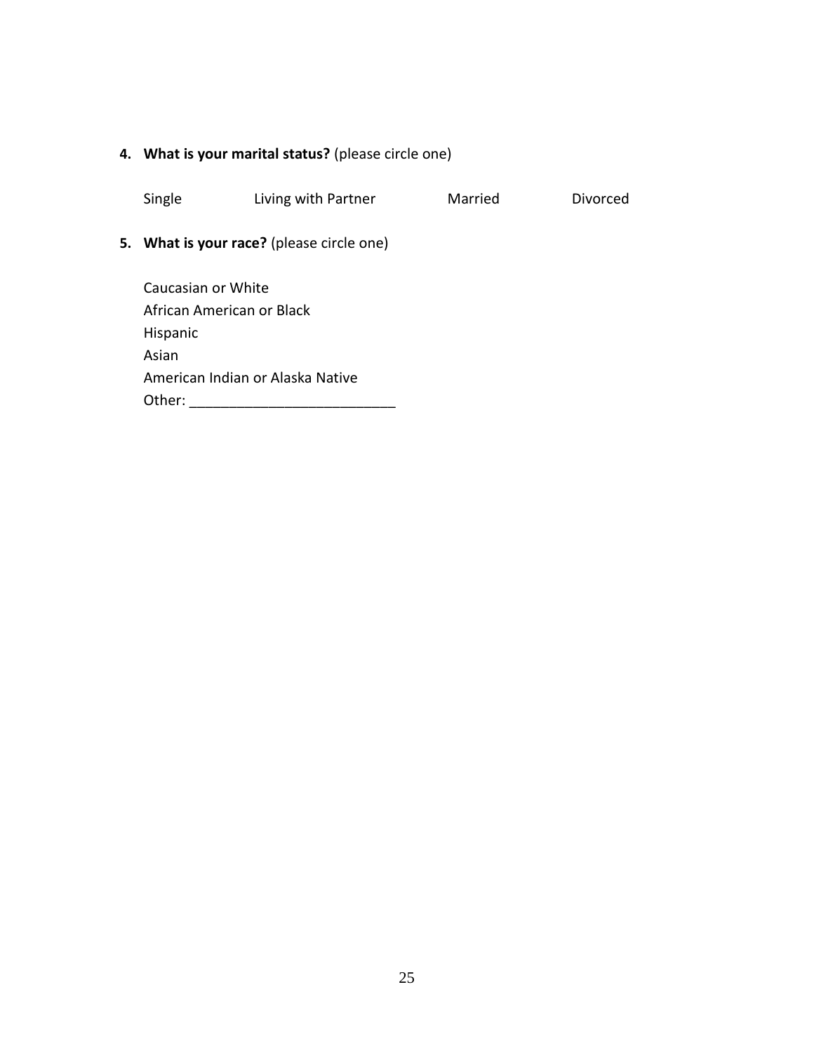4. **What is your marital status?** (please circle one)

   Single        Living with Partner        Married        Divorced

5. **What is your race?** (please circle one)

   Caucasian or White
   African American or Black
   Hispanic
   Asian
   American Indian or Alaska Native
   Other: __________________________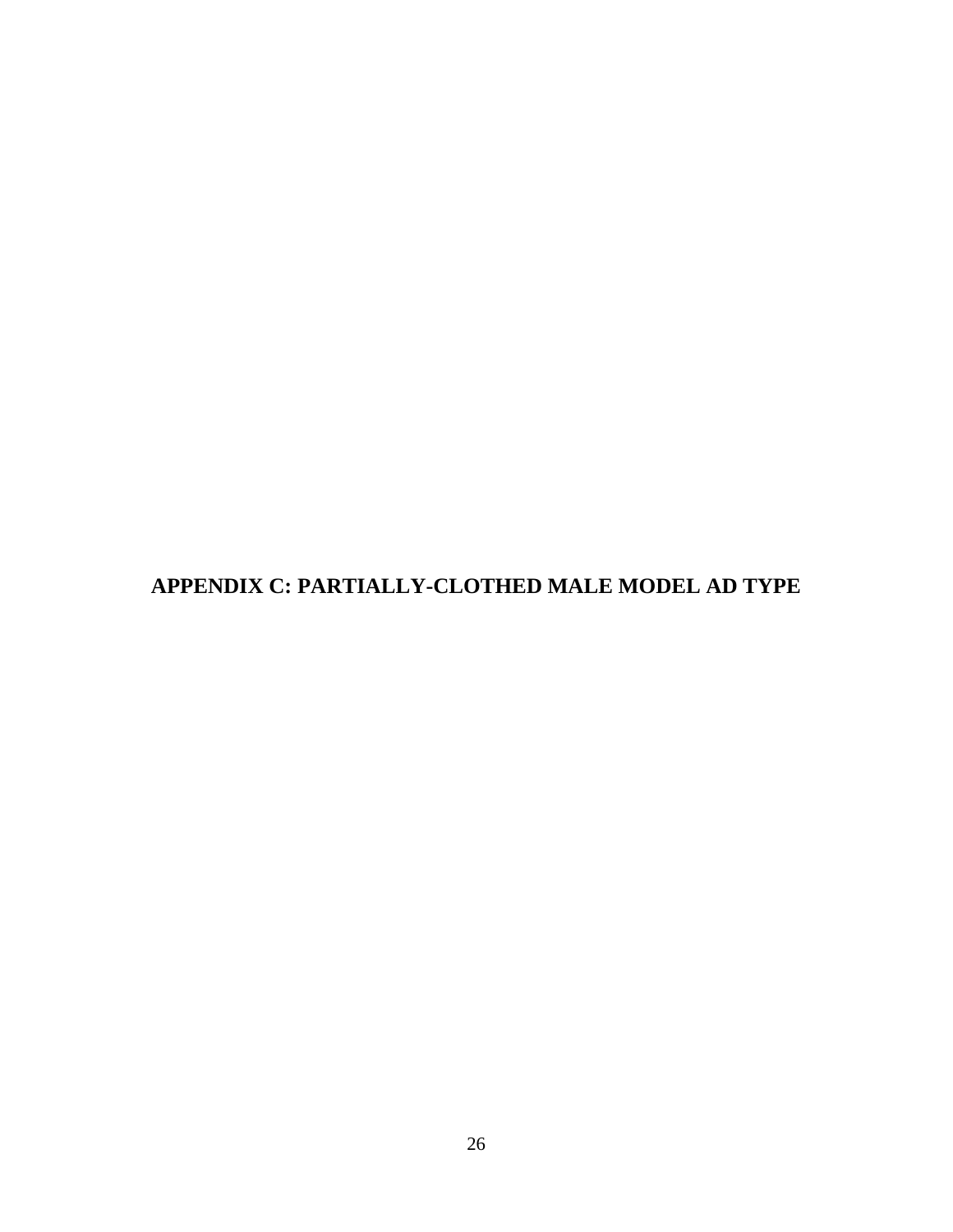# APPENDIX C: PARTIALLY-CLOTHED MALE MODEL AD TYPE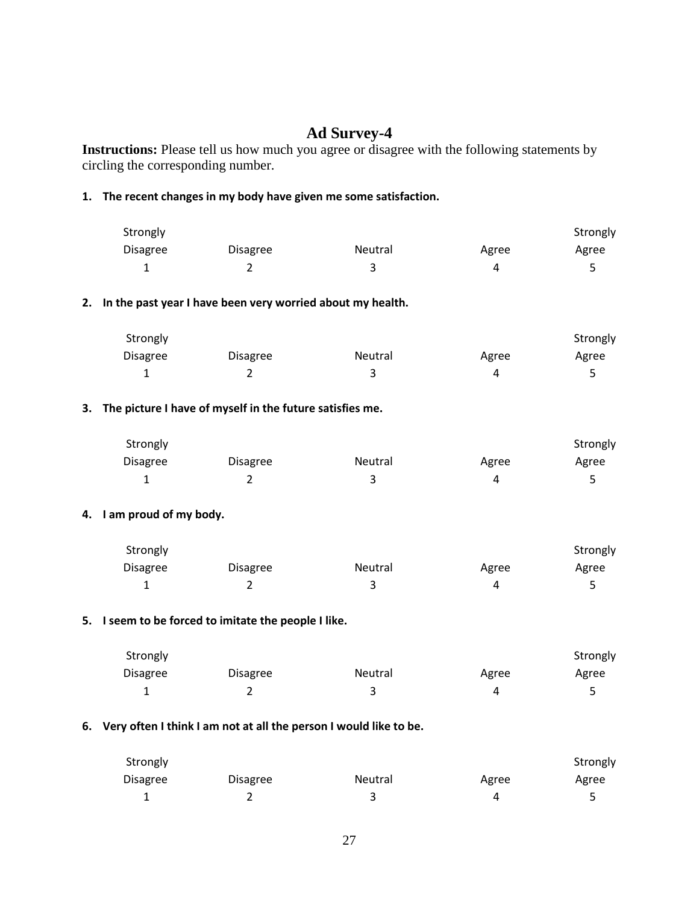# Ad Survey-4

**Instructions:** Please tell us how much you agree or disagree with the following statements by circling the corresponding number.

**1. The recent changes in my body have given me some satisfaction.**

| Strongly Disagree | Disagree | Neutral | Agree | Strongly Agree |
|---|---|---|---|---|
| 1 | 2 | 3 | 4 | 5 |

**2. In the past year I have been very worried about my health.**

| Strongly Disagree | Disagree | Neutral | Agree | Strongly Agree |
|---|---|---|---|---|
| 1 | 2 | 3 | 4 | 5 |

**3. The picture I have of myself in the future satisfies me.**

| Strongly Disagree | Disagree | Neutral | Agree | Strongly Agree |
|---|---|---|---|---|
| 1 | 2 | 3 | 4 | 5 |

**4. I am proud of my body.**

| Strongly Disagree | Disagree | Neutral | Agree | Strongly Agree |
|---|---|---|---|---|
| 1 | 2 | 3 | 4 | 5 |

**5. I seem to be forced to imitate the people I like.**

| Strongly Disagree | Disagree | Neutral | Agree | Strongly Agree |
|---|---|---|---|---|
| 1 | 2 | 3 | 4 | 5 |

**6. Very often I think I am not at all the person I would like to be.**

| Strongly Disagree | Disagree | Neutral | Agree | Strongly Agree |
|---|---|---|---|---|
| 1 | 2 | 3 | 4 | 5 |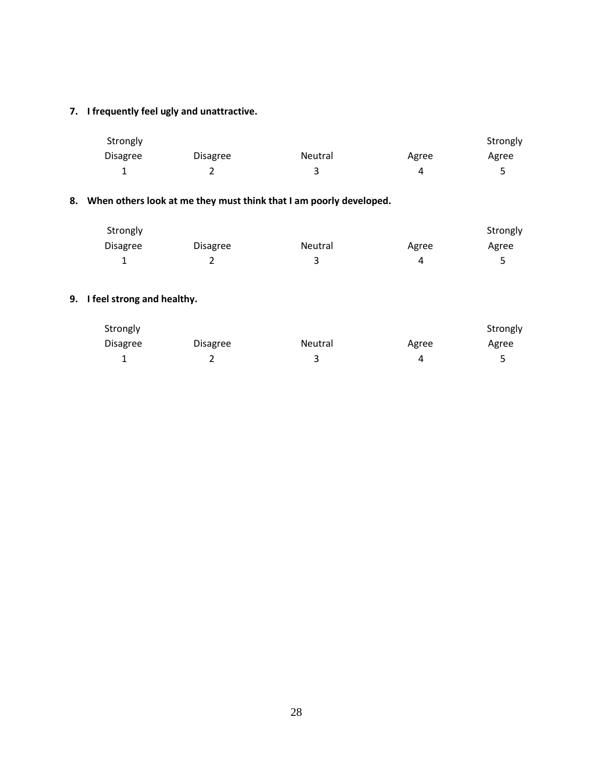**7. I frequently feel ugly and unattractive.**

| Strongly Disagree | Disagree | Neutral | Agree | Strongly Agree |
|---|---|---|---|---|
| 1 | 2 | 3 | 4 | 5 |

**8. When others look at me they must think that I am poorly developed.**

| Strongly Disagree | Disagree | Neutral | Agree | Strongly Agree |
|---|---|---|---|---|
| 1 | 2 | 3 | 4 | 5 |

**9. I feel strong and healthy.**

| Strongly Disagree | Disagree | Neutral | Agree | Strongly Agree |
|---|---|---|---|---|
| 1 | 2 | 3 | 4 | 5 |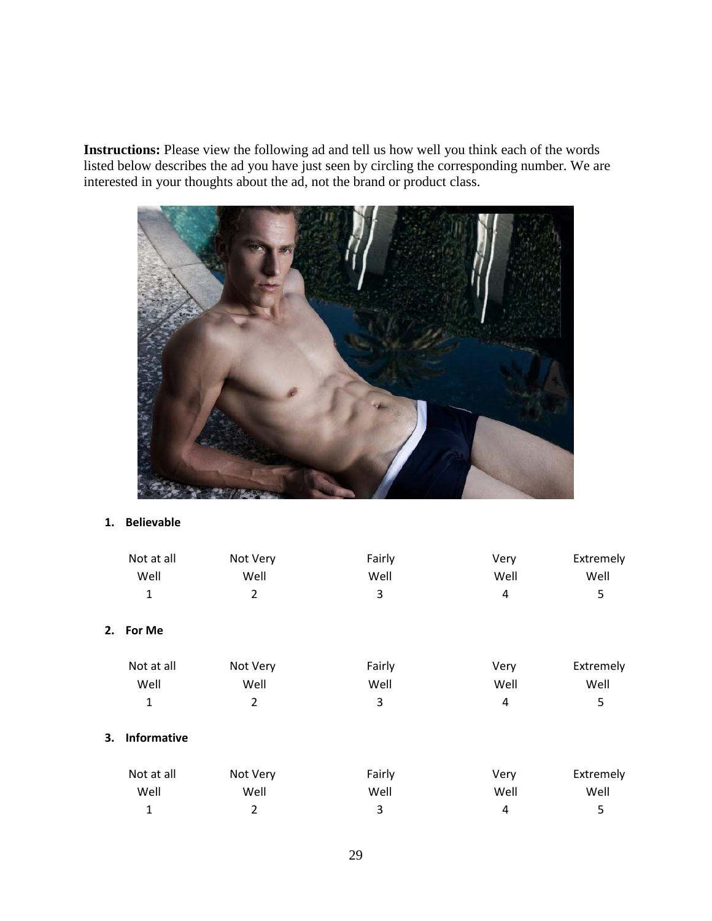**Instructions:** Please view the following ad and tell us how well you think each of the words listed below describes the ad you have just seen by circling the corresponding number. We are interested in your thoughts about the ad, not the brand or product class.

1. **Believable**

| Not at all Well | Not Very Well | Fairly Well | Very Well | Extremely Well |
|---|---|---|---|---|
| 1 | 2 | 3 | 4 | 5 |

2. **For Me**

| Not at all Well | Not Very Well | Fairly Well | Very Well | Extremely Well |
|---|---|---|---|---|
| 1 | 2 | 3 | 4 | 5 |

3. **Informative**

| Not at all Well | Not Very Well | Fairly Well | Very Well | Extremely Well |
|---|---|---|---|---|
| 1 | 2 | 3 | 4 | 5 |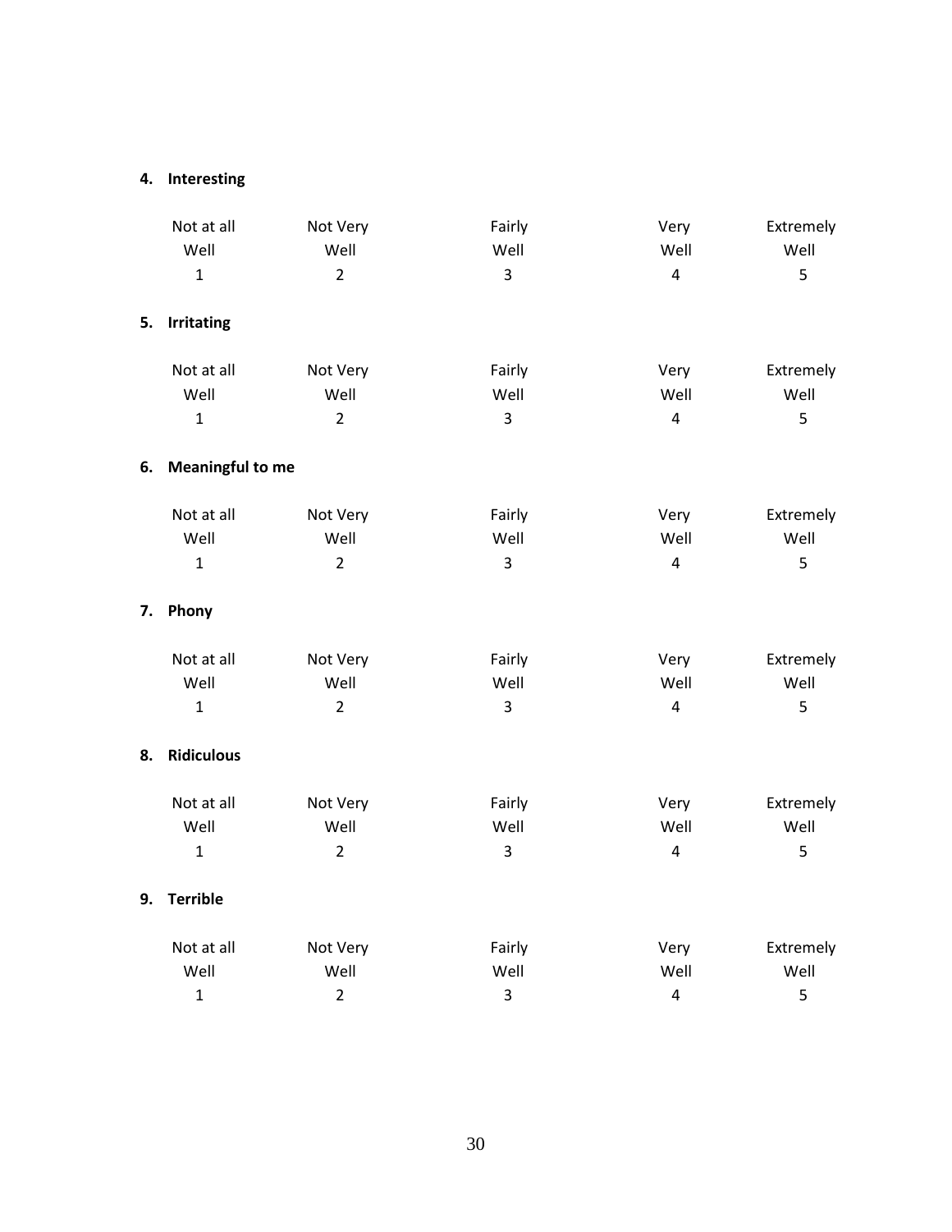**4. Interesting**

| Not at all Well | Not Very Well | Fairly Well | Very Well | Extremely Well |
|---|---|---|---|---|
| 1 | 2 | 3 | 4 | 5 |

**5. Irritating**

| Not at all Well | Not Very Well | Fairly Well | Very Well | Extremely Well |
|---|---|---|---|---|
| 1 | 2 | 3 | 4 | 5 |

**6. Meaningful to me**

| Not at all Well | Not Very Well | Fairly Well | Very Well | Extremely Well |
|---|---|---|---|---|
| 1 | 2 | 3 | 4 | 5 |

**7. Phony**

| Not at all Well | Not Very Well | Fairly Well | Very Well | Extremely Well |
|---|---|---|---|---|
| 1 | 2 | 3 | 4 | 5 |

**8. Ridiculous**

| Not at all Well | Not Very Well | Fairly Well | Very Well | Extremely Well |
|---|---|---|---|---|
| 1 | 2 | 3 | 4 | 5 |

**9. Terrible**

| Not at all Well | Not Very Well | Fairly Well | Very Well | Extremely Well |
|---|---|---|---|---|
| 1 | 2 | 3 | 4 | 5 |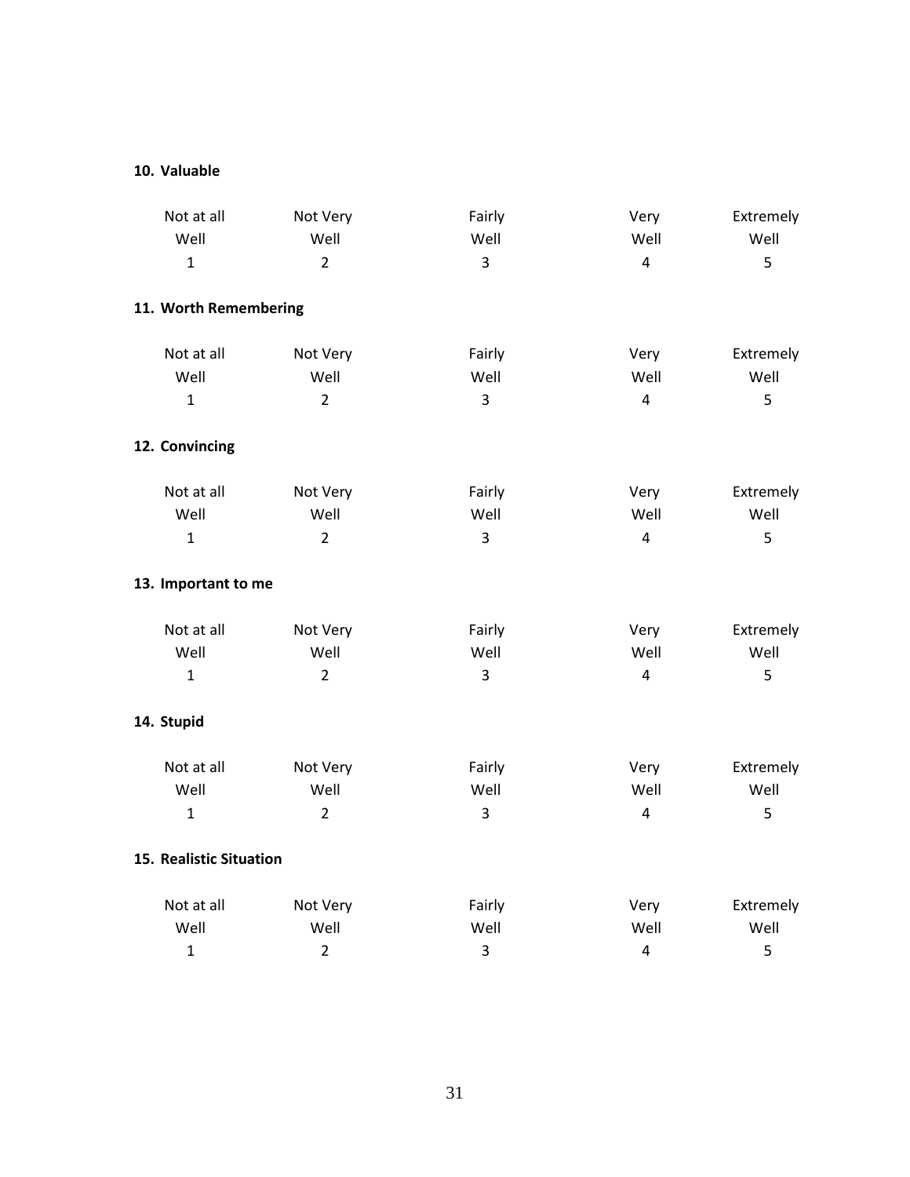**10. Valuable**

| Not at all Well | Not Very Well | Fairly Well | Very Well | Extremely Well |
|---|---|---|---|---|
| 1 | 2 | 3 | 4 | 5 |

**11. Worth Remembering**

| Not at all Well | Not Very Well | Fairly Well | Very Well | Extremely Well |
|---|---|---|---|---|
| 1 | 2 | 3 | 4 | 5 |

**12. Convincing**

| Not at all Well | Not Very Well | Fairly Well | Very Well | Extremely Well |
|---|---|---|---|---|
| 1 | 2 | 3 | 4 | 5 |

**13. Important to me**

| Not at all Well | Not Very Well | Fairly Well | Very Well | Extremely Well |
|---|---|---|---|---|
| 1 | 2 | 3 | 4 | 5 |

**14. Stupid**

| Not at all Well | Not Very Well | Fairly Well | Very Well | Extremely Well |
|---|---|---|---|---|
| 1 | 2 | 3 | 4 | 5 |

**15. Realistic Situation**

| Not at all Well | Not Very Well | Fairly Well | Very Well | Extremely Well |
|---|---|---|---|---|
| 1 | 2 | 3 | 4 | 5 |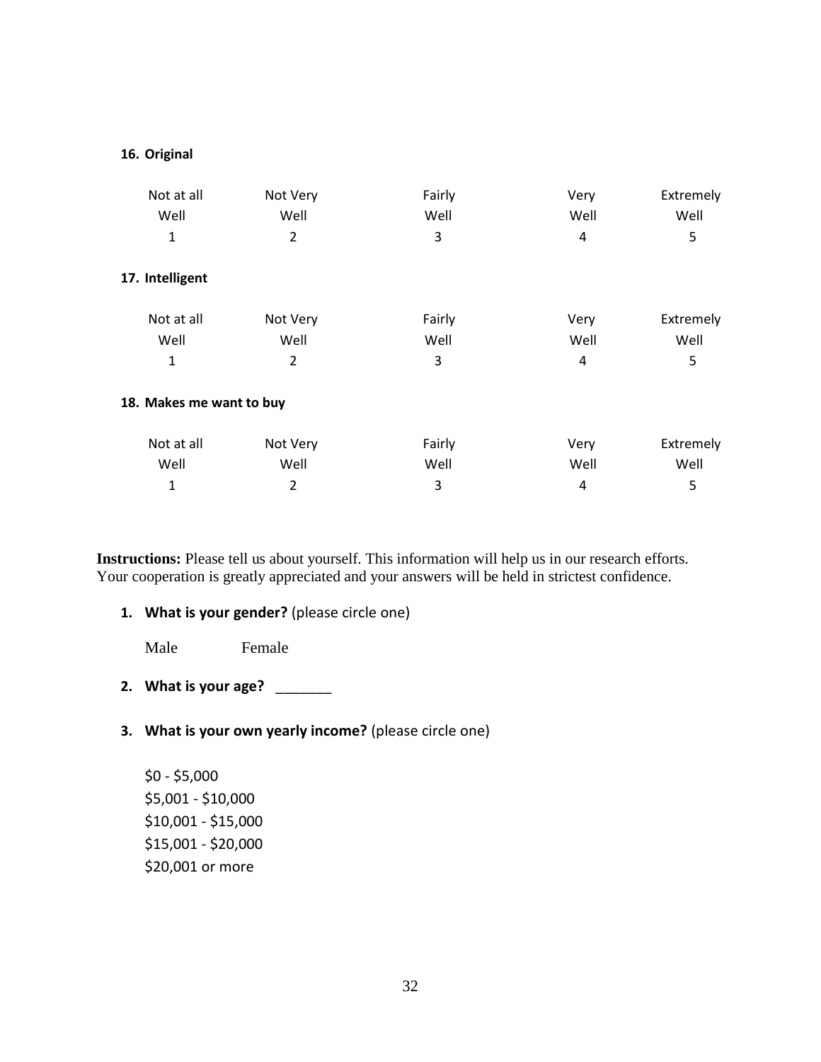**16. Original**

| Not at all Well | Not Very Well | Fairly Well | Very Well | Extremely Well |
|---|---|---|---|---|
| 1 | 2 | 3 | 4 | 5 |

**17. Intelligent**

| Not at all Well | Not Very Well | Fairly Well | Very Well | Extremely Well |
|---|---|---|---|---|
| 1 | 2 | 3 | 4 | 5 |

**18. Makes me want to buy**

| Not at all Well | Not Very Well | Fairly Well | Very Well | Extremely Well |
|---|---|---|---|---|
| 1 | 2 | 3 | 4 | 5 |

**Instructions:** Please tell us about yourself. This information will help us in our research efforts. Your cooperation is greatly appreciated and your answers will be held in strictest confidence.

1. **What is your gender?** (please circle one)

   Male Female

2. **What is your age?** _______

3. **What is your own yearly income?** (please circle one)

   $0 - $5,000
   $5,001 - $10,000
   $10,001 - $15,000
   $15,001 - $20,000
   $20,001 or more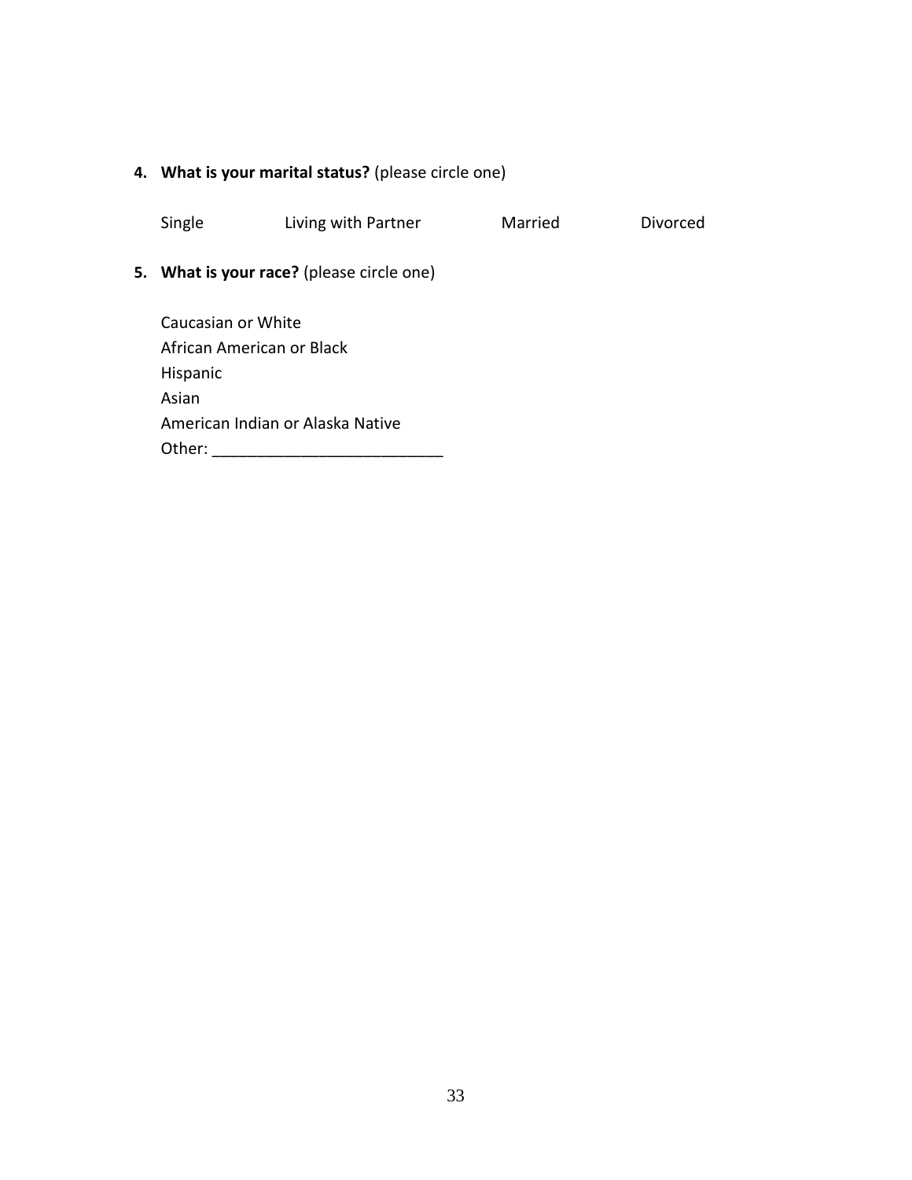4. **What is your marital status?** (please circle one)

   Single	Living with Partner	Married	Divorced

5. **What is your race?** (please circle one)

   Caucasian or White
   African American or Black
   Hispanic
   Asian
   American Indian or Alaska Native
   Other: __________________________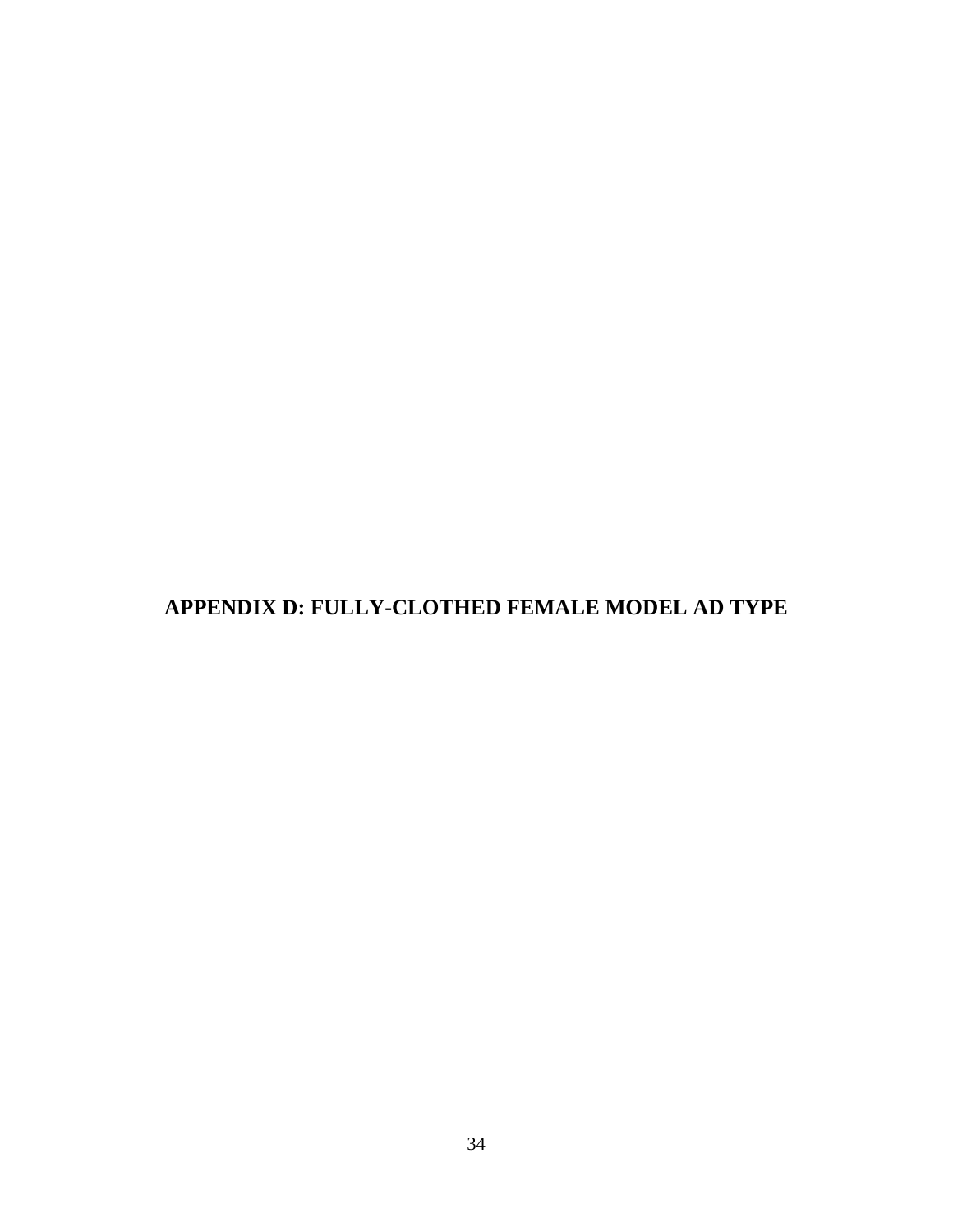# APPENDIX D: FULLY-CLOTHED FEMALE MODEL AD TYPE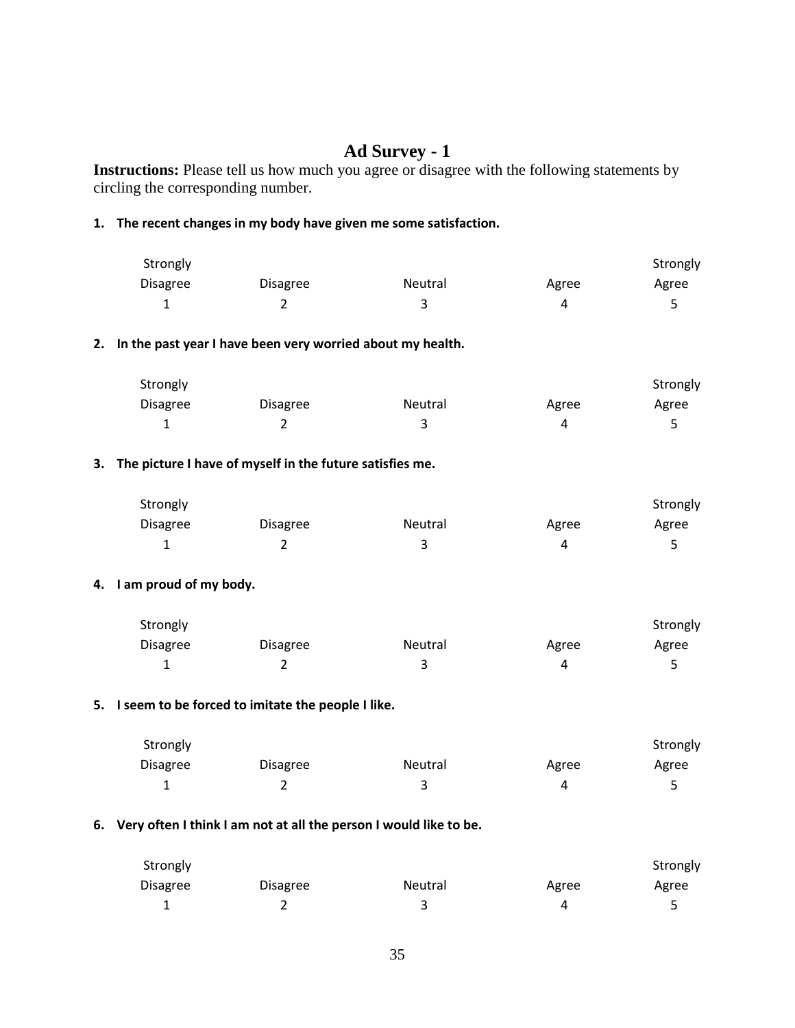## Ad Survey - 1

**Instructions:** Please tell us how much you agree or disagree with the following statements by circling the corresponding number.

**1. The recent changes in my body have given me some satisfaction.**

| Strongly Disagree | Disagree | Neutral | Agree | Strongly Agree |
|---|---|---|---|---|
| 1 | 2 | 3 | 4 | 5 |

**2. In the past year I have been very worried about my health.**

| Strongly Disagree | Disagree | Neutral | Agree | Strongly Agree |
|---|---|---|---|---|
| 1 | 2 | 3 | 4 | 5 |

**3. The picture I have of myself in the future satisfies me.**

| Strongly Disagree | Disagree | Neutral | Agree | Strongly Agree |
|---|---|---|---|---|
| 1 | 2 | 3 | 4 | 5 |

**4. I am proud of my body.**

| Strongly Disagree | Disagree | Neutral | Agree | Strongly Agree |
|---|---|---|---|---|
| 1 | 2 | 3 | 4 | 5 |

**5. I seem to be forced to imitate the people I like.**

| Strongly Disagree | Disagree | Neutral | Agree | Strongly Agree |
|---|---|---|---|---|
| 1 | 2 | 3 | 4 | 5 |

**6. Very often I think I am not at all the person I would like to be.**

| Strongly Disagree | Disagree | Neutral | Agree | Strongly Agree |
|---|---|---|---|---|
| 1 | 2 | 3 | 4 | 5 |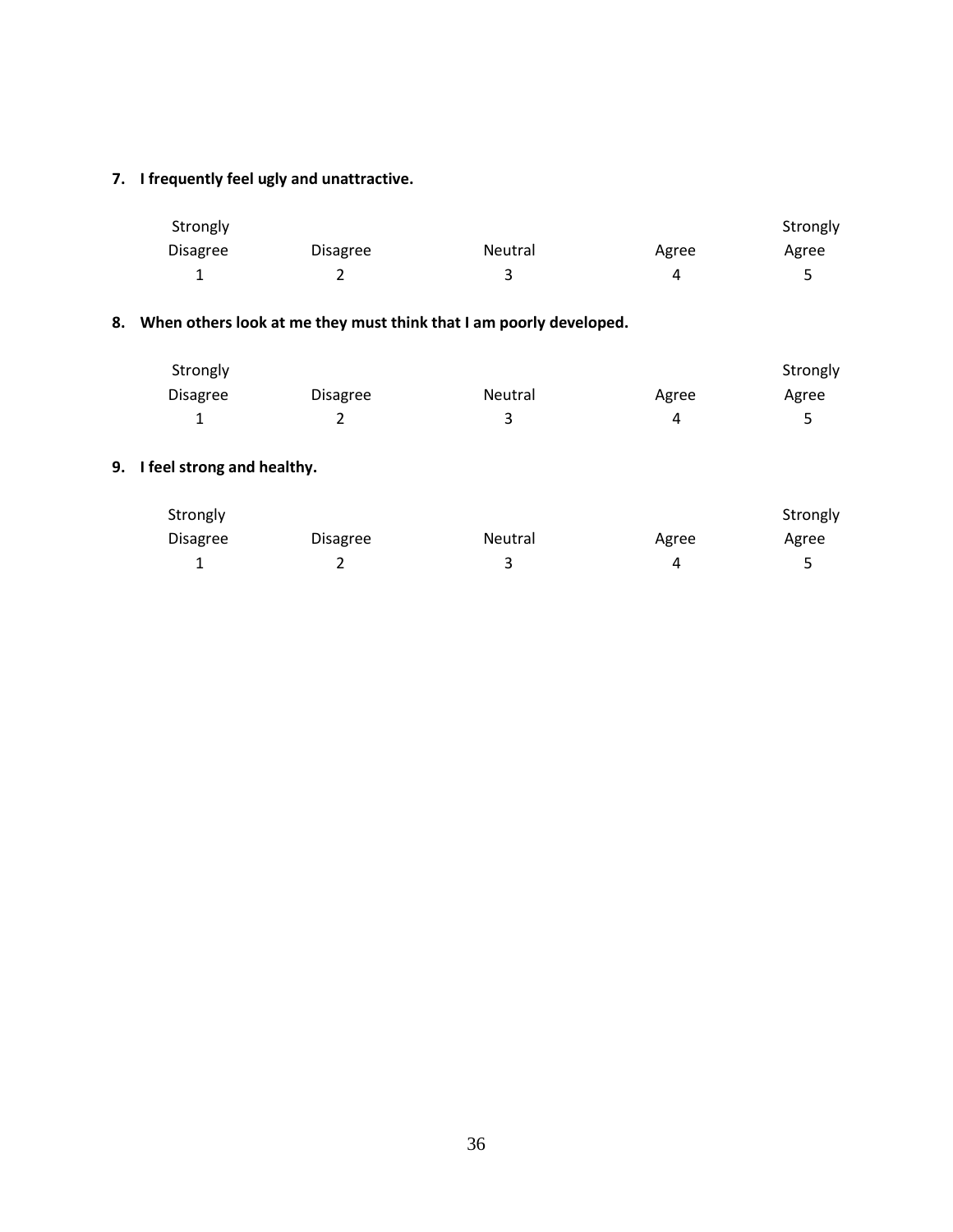**7. I frequently feel ugly and unattractive.**

| Strongly Disagree | Disagree | Neutral | Agree | Strongly Agree |
|---|---|---|---|---|
| 1 | 2 | 3 | 4 | 5 |

**8. When others look at me they must think that I am poorly developed.**

| Strongly Disagree | Disagree | Neutral | Agree | Strongly Agree |
|---|---|---|---|---|
| 1 | 2 | 3 | 4 | 5 |

**9. I feel strong and healthy.**

| Strongly Disagree | Disagree | Neutral | Agree | Strongly Agree |
|---|---|---|---|---|
| 1 | 2 | 3 | 4 | 5 |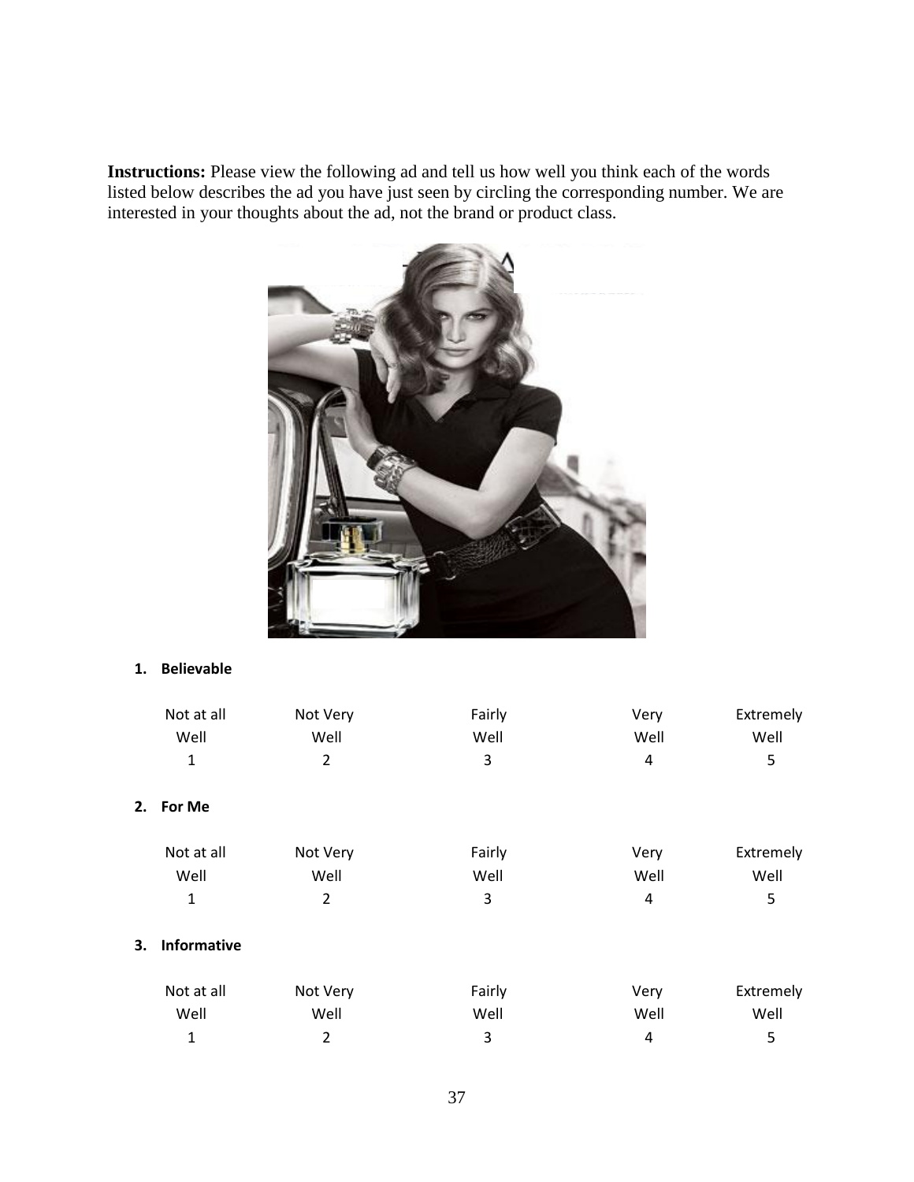**Instructions:** Please view the following ad and tell us how well you think each of the words listed below describes the ad you have just seen by circling the corresponding number. We are interested in your thoughts about the ad, not the brand or product class.

1. **Believable**

| Not at all Well | Not Very Well | Fairly Well | Very Well | Extremely Well |
|---|---|---|---|---|
| 1 | 2 | 3 | 4 | 5 |

2. **For Me**

| Not at all Well | Not Very Well | Fairly Well | Very Well | Extremely Well |
|---|---|---|---|---|
| 1 | 2 | 3 | 4 | 5 |

3. **Informative**

| Not at all Well | Not Very Well | Fairly Well | Very Well | Extremely Well |
|---|---|---|---|---|
| 1 | 2 | 3 | 4 | 5 |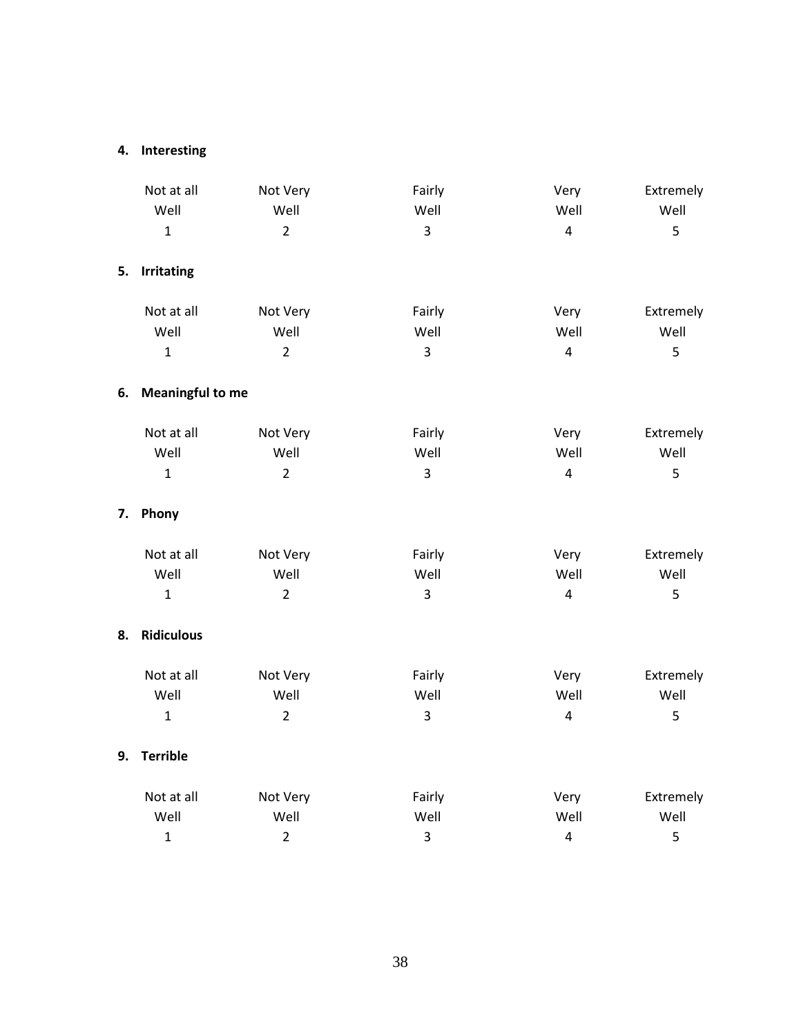**4. Interesting**

| Not at all Well | Not Very Well | Fairly Well | Very Well | Extremely Well |
|---|---|---|---|---|
| 1 | 2 | 3 | 4 | 5 |

**5. Irritating**

| Not at all Well | Not Very Well | Fairly Well | Very Well | Extremely Well |
|---|---|---|---|---|
| 1 | 2 | 3 | 4 | 5 |

**6. Meaningful to me**

| Not at all Well | Not Very Well | Fairly Well | Very Well | Extremely Well |
|---|---|---|---|---|
| 1 | 2 | 3 | 4 | 5 |

**7. Phony**

| Not at all Well | Not Very Well | Fairly Well | Very Well | Extremely Well |
|---|---|---|---|---|
| 1 | 2 | 3 | 4 | 5 |

**8. Ridiculous**

| Not at all Well | Not Very Well | Fairly Well | Very Well | Extremely Well |
|---|---|---|---|---|
| 1 | 2 | 3 | 4 | 5 |

**9. Terrible**

| Not at all Well | Not Very Well | Fairly Well | Very Well | Extremely Well |
|---|---|---|---|---|
| 1 | 2 | 3 | 4 | 5 |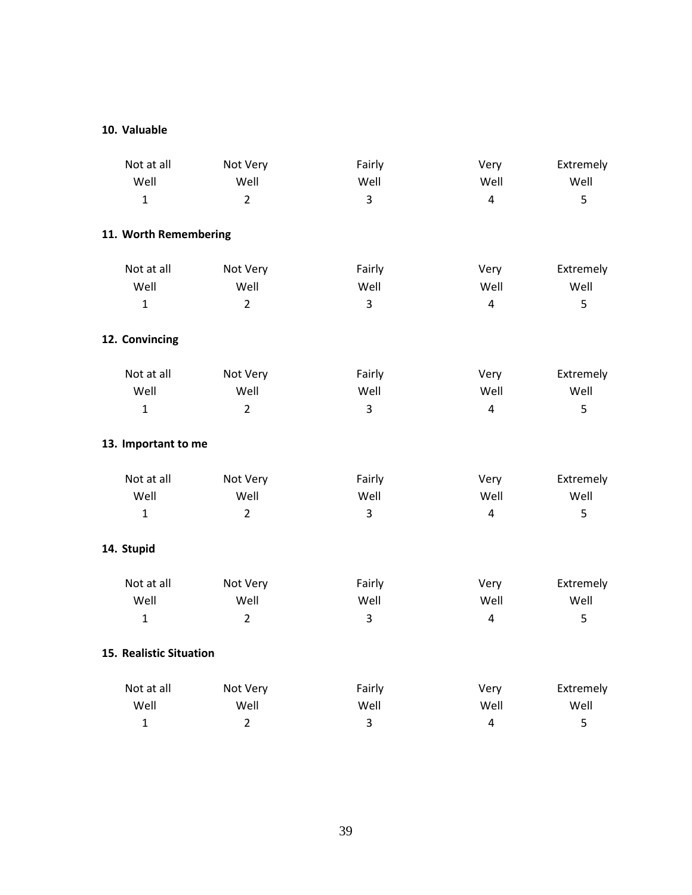**10. Valuable**

| Not at all Well | Not Very Well | Fairly Well | Very Well | Extremely Well |
|---|---|---|---|---|
| 1 | 2 | 3 | 4 | 5 |

**11. Worth Remembering**

| Not at all Well | Not Very Well | Fairly Well | Very Well | Extremely Well |
|---|---|---|---|---|
| 1 | 2 | 3 | 4 | 5 |

**12. Convincing**

| Not at all Well | Not Very Well | Fairly Well | Very Well | Extremely Well |
|---|---|---|---|---|
| 1 | 2 | 3 | 4 | 5 |

**13. Important to me**

| Not at all Well | Not Very Well | Fairly Well | Very Well | Extremely Well |
|---|---|---|---|---|
| 1 | 2 | 3 | 4 | 5 |

**14. Stupid**

| Not at all Well | Not Very Well | Fairly Well | Very Well | Extremely Well |
|---|---|---|---|---|
| 1 | 2 | 3 | 4 | 5 |

**15. Realistic Situation**

| Not at all Well | Not Very Well | Fairly Well | Very Well | Extremely Well |
|---|---|---|---|---|
| 1 | 2 | 3 | 4 | 5 |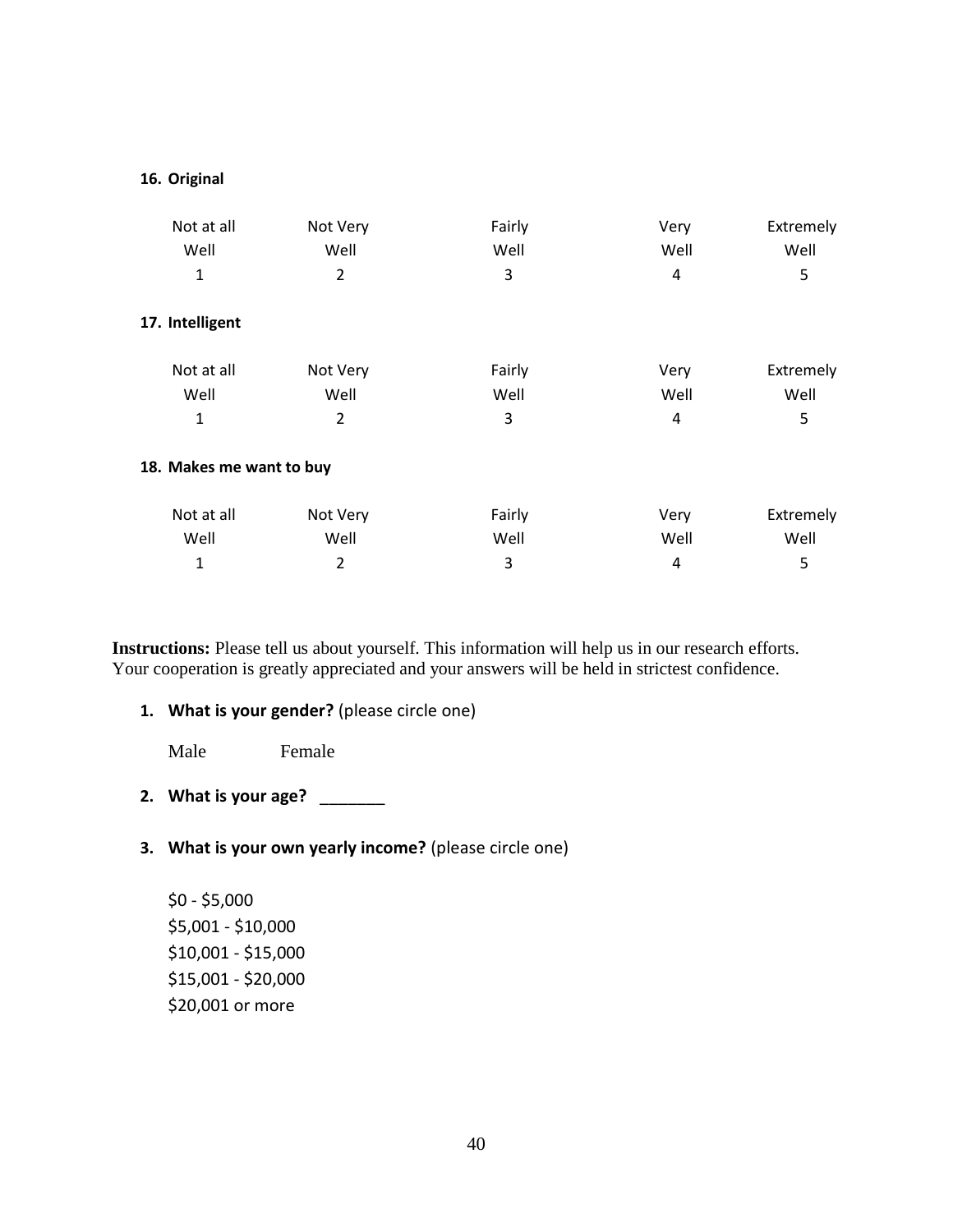**16. Original**

| Not at all Well | Not Very Well | Fairly Well | Very Well | Extremely Well |
|---|---|---|---|---|
| 1 | 2 | 3 | 4 | 5 |

**17. Intelligent**

| Not at all Well | Not Very Well | Fairly Well | Very Well | Extremely Well |
|---|---|---|---|---|
| 1 | 2 | 3 | 4 | 5 |

**18. Makes me want to buy**

| Not at all Well | Not Very Well | Fairly Well | Very Well | Extremely Well |
|---|---|---|---|---|
| 1 | 2 | 3 | 4 | 5 |

**Instructions:** Please tell us about yourself. This information will help us in our research efforts. Your cooperation is greatly appreciated and your answers will be held in strictest confidence.

1. **What is your gender?** (please circle one)

   Male    Female

2. **What is your age?** _______

3. **What is your own yearly income?** (please circle one)

   $0 - $5,000
   $5,001 - $10,000
   $10,001 - $15,000
   $15,001 - $20,000
   $20,001 or more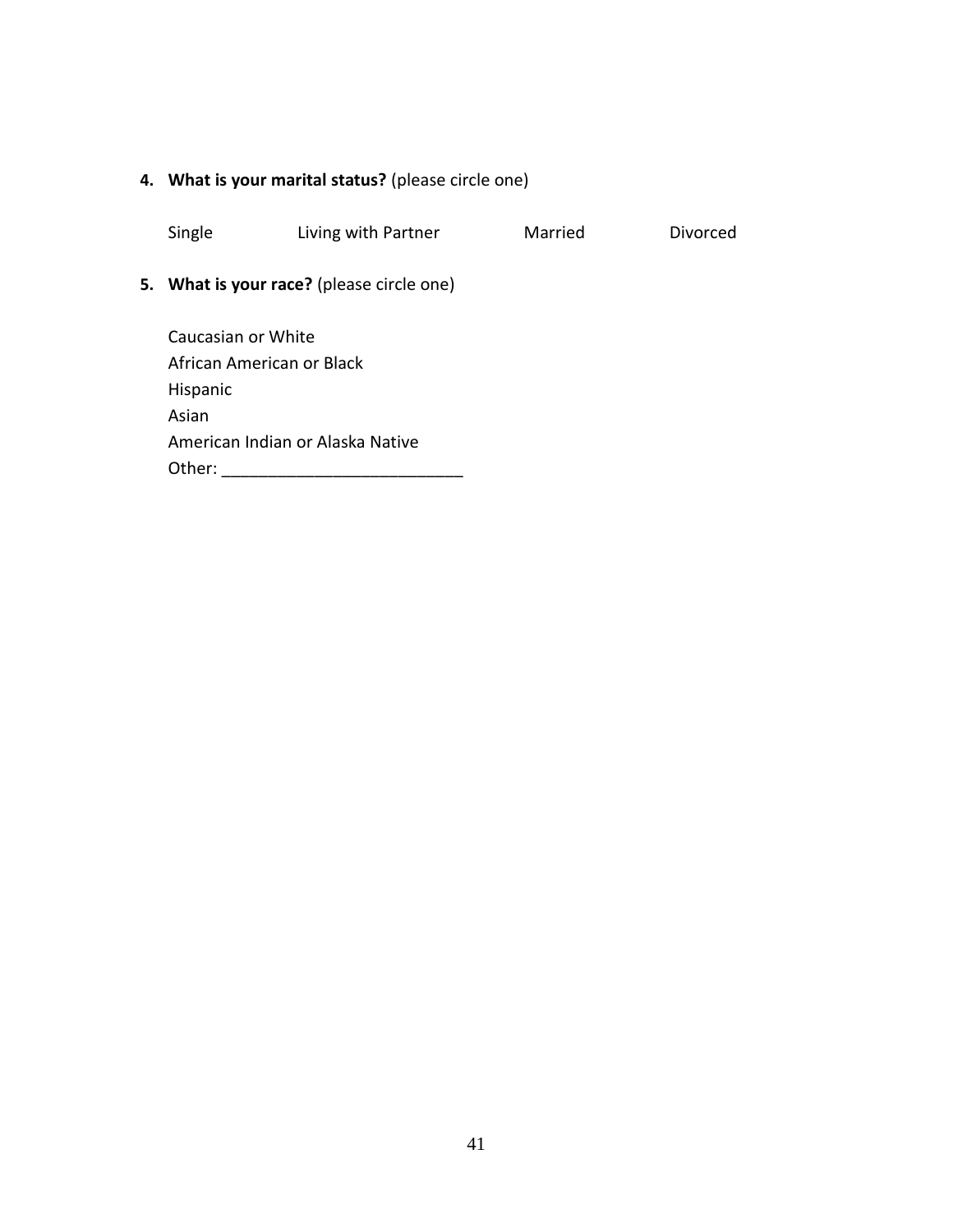4. **What is your marital status?** (please circle one)

   Single Living with Partner Married Divorced

5. **What is your race?** (please circle one)

   Caucasian or White
   African American or Black
   Hispanic
   Asian
   American Indian or Alaska Native
   Other: __________________________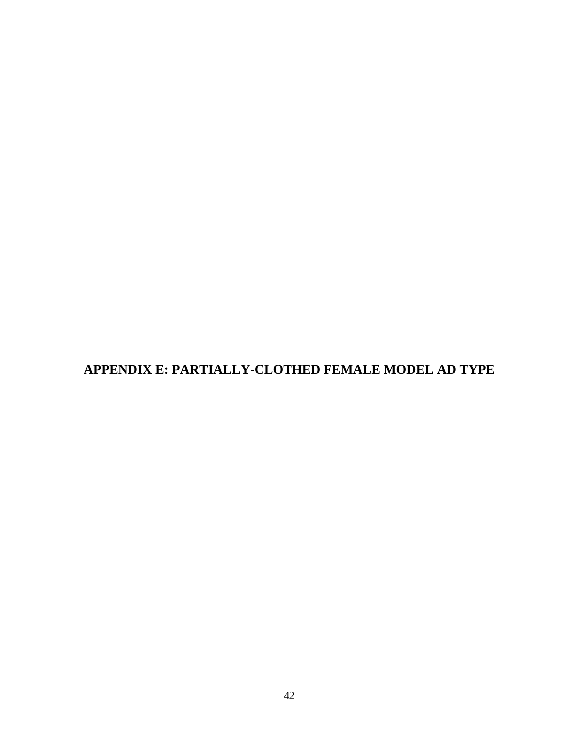# APPENDIX E: PARTIALLY-CLOTHED FEMALE MODEL AD TYPE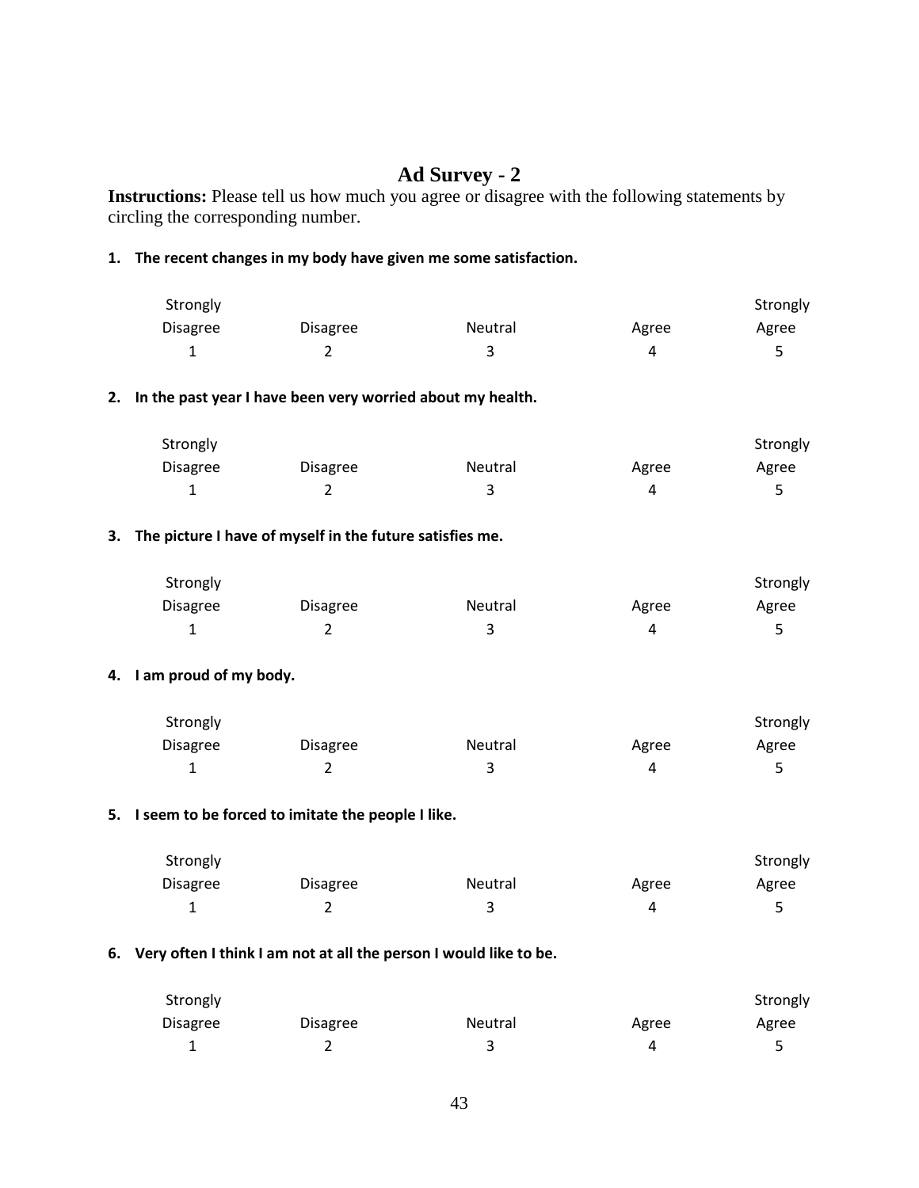# Ad Survey - 2

**Instructions:** Please tell us how much you agree or disagree with the following statements by circling the corresponding number.

**1. The recent changes in my body have given me some satisfaction.**

| Strongly Disagree | Disagree | Neutral | Agree | Strongly Agree |
|---|---|---|---|---|
| 1 | 2 | 3 | 4 | 5 |

**2. In the past year I have been very worried about my health.**

| Strongly Disagree | Disagree | Neutral | Agree | Strongly Agree |
|---|---|---|---|---|
| 1 | 2 | 3 | 4 | 5 |

**3. The picture I have of myself in the future satisfies me.**

| Strongly Disagree | Disagree | Neutral | Agree | Strongly Agree |
|---|---|---|---|---|
| 1 | 2 | 3 | 4 | 5 |

**4. I am proud of my body.**

| Strongly Disagree | Disagree | Neutral | Agree | Strongly Agree |
|---|---|---|---|---|
| 1 | 2 | 3 | 4 | 5 |

**5. I seem to be forced to imitate the people I like.**

| Strongly Disagree | Disagree | Neutral | Agree | Strongly Agree |
|---|---|---|---|---|
| 1 | 2 | 3 | 4 | 5 |

**6. Very often I think I am not at all the person I would like to be.**

| Strongly Disagree | Disagree | Neutral | Agree | Strongly Agree |
|---|---|---|---|---|
| 1 | 2 | 3 | 4 | 5 |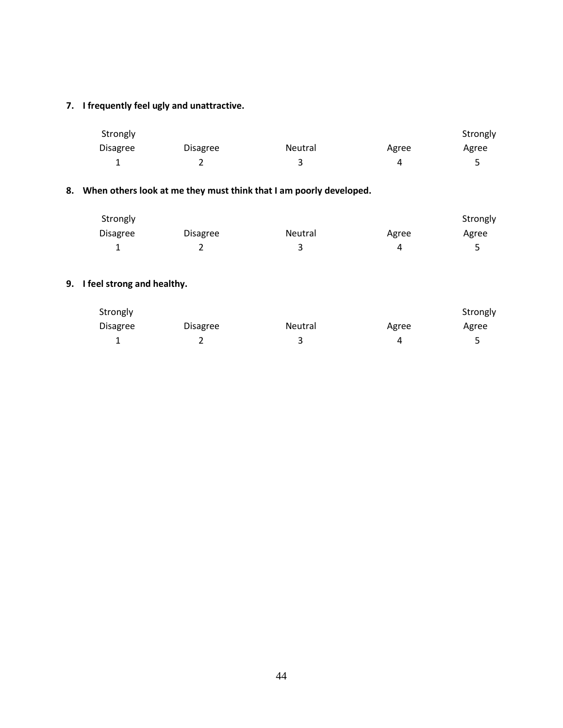**7. I frequently feel ugly and unattractive.**

| Strongly Disagree | Disagree | Neutral | Agree | Strongly Agree |
|---|---|---|---|---|
| 1 | 2 | 3 | 4 | 5 |

**8. When others look at me they must think that I am poorly developed.**

| Strongly Disagree | Disagree | Neutral | Agree | Strongly Agree |
|---|---|---|---|---|
| 1 | 2 | 3 | 4 | 5 |

**9. I feel strong and healthy.**

| Strongly Disagree | Disagree | Neutral | Agree | Strongly Agree |
|---|---|---|---|---|
| 1 | 2 | 3 | 4 | 5 |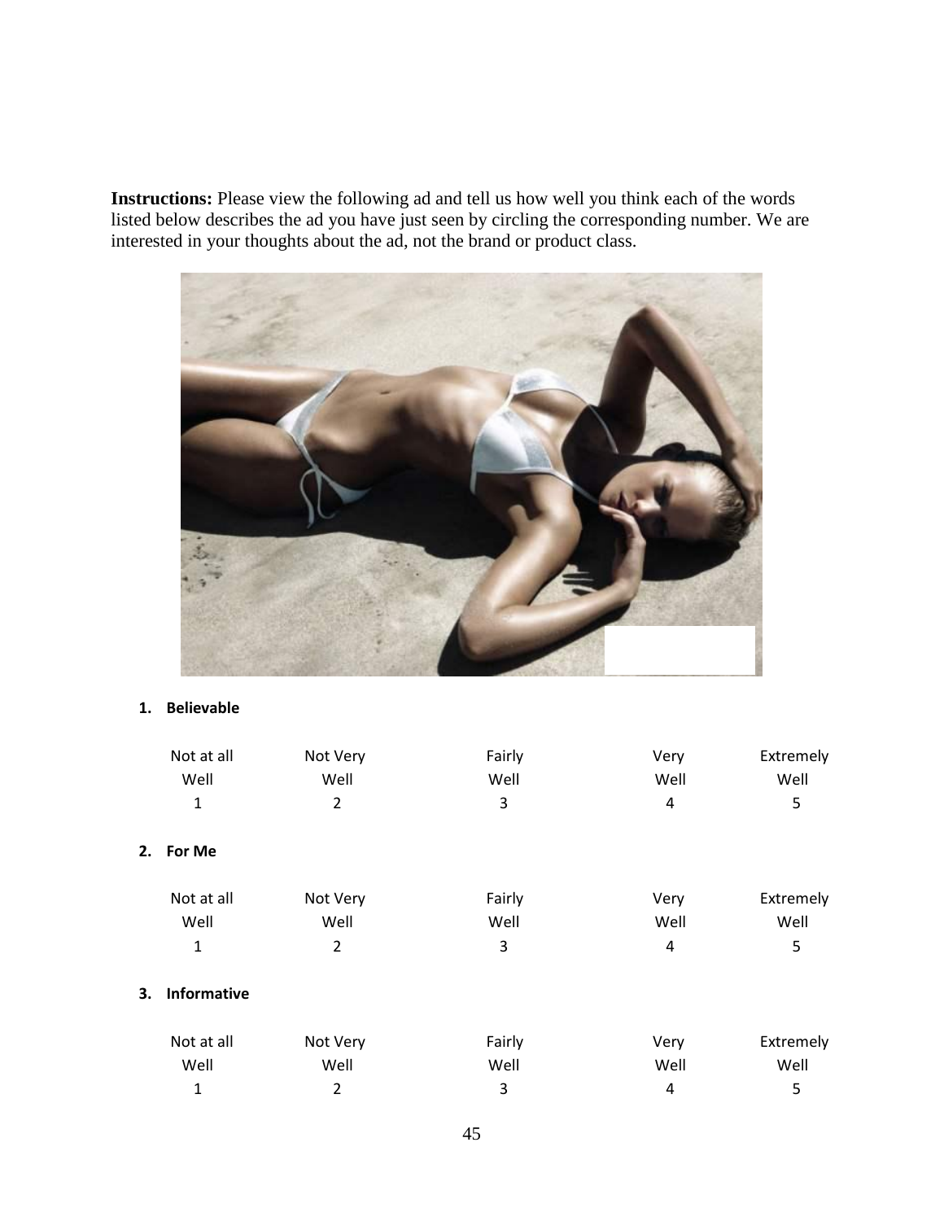**Instructions:** Please view the following ad and tell us how well you think each of the words listed below describes the ad you have just seen by circling the corresponding number. We are interested in your thoughts about the ad, not the brand or product class.

**1. Believable**

| Not at all Well | Not Very Well | Fairly Well | Very Well | Extremely Well |
|---|---|---|---|---|
| 1 | 2 | 3 | 4 | 5 |

**2. For Me**

| Not at all Well | Not Very Well | Fairly Well | Very Well | Extremely Well |
|---|---|---|---|---|
| 1 | 2 | 3 | 4 | 5 |

**3. Informative**

| Not at all Well | Not Very Well | Fairly Well | Very Well | Extremely Well |
|---|---|---|---|---|
| 1 | 2 | 3 | 4 | 5 |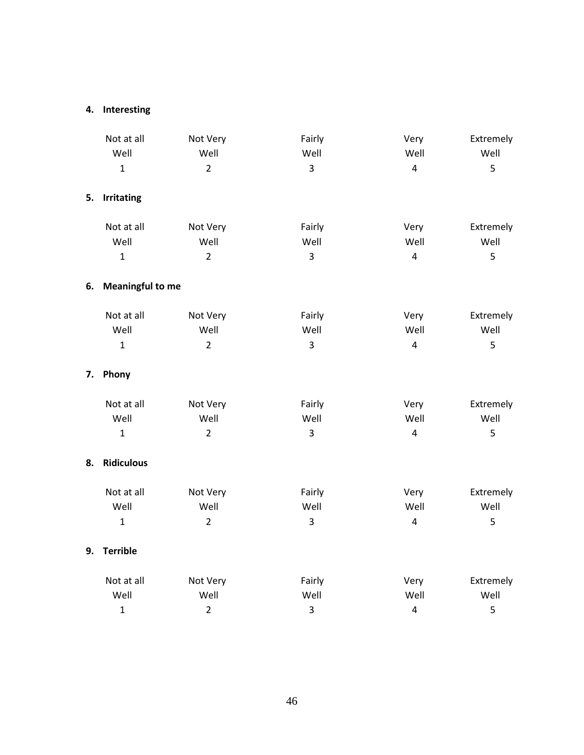**4. Interesting**

| Not at all Well | Not Very Well | Fairly Well | Very Well | Extremely Well |
|---|---|---|---|---|
| 1 | 2 | 3 | 4 | 5 |

**5. Irritating**

| Not at all Well | Not Very Well | Fairly Well | Very Well | Extremely Well |
|---|---|---|---|---|
| 1 | 2 | 3 | 4 | 5 |

**6. Meaningful to me**

| Not at all Well | Not Very Well | Fairly Well | Very Well | Extremely Well |
|---|---|---|---|---|
| 1 | 2 | 3 | 4 | 5 |

**7. Phony**

| Not at all Well | Not Very Well | Fairly Well | Very Well | Extremely Well |
|---|---|---|---|---|
| 1 | 2 | 3 | 4 | 5 |

**8. Ridiculous**

| Not at all Well | Not Very Well | Fairly Well | Very Well | Extremely Well |
|---|---|---|---|---|
| 1 | 2 | 3 | 4 | 5 |

**9. Terrible**

| Not at all Well | Not Very Well | Fairly Well | Very Well | Extremely Well |
|---|---|---|---|---|
| 1 | 2 | 3 | 4 | 5 |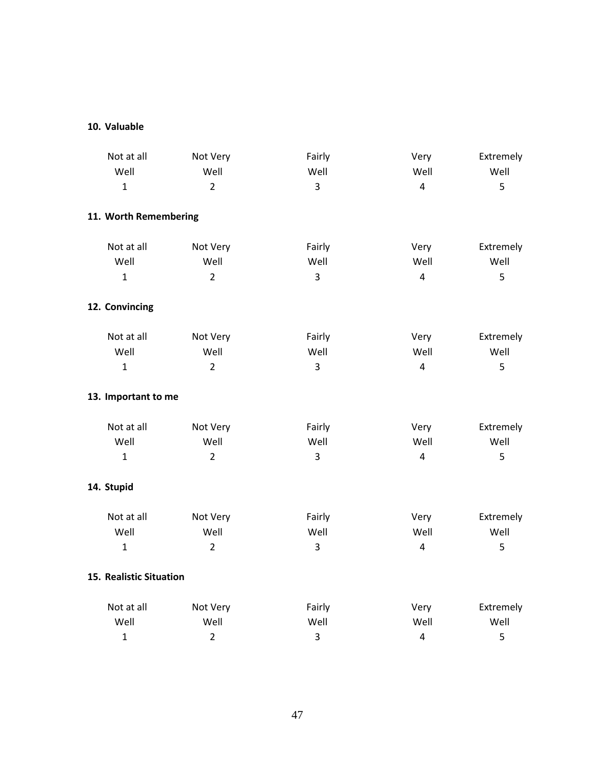**10. Valuable**

| Not at all Well | Not Very Well | Fairly Well | Very Well | Extremely Well |
|---|---|---|---|---|
| 1 | 2 | 3 | 4 | 5 |

**11. Worth Remembering**

| Not at all Well | Not Very Well | Fairly Well | Very Well | Extremely Well |
|---|---|---|---|---|
| 1 | 2 | 3 | 4 | 5 |

**12. Convincing**

| Not at all Well | Not Very Well | Fairly Well | Very Well | Extremely Well |
|---|---|---|---|---|
| 1 | 2 | 3 | 4 | 5 |

**13. Important to me**

| Not at all Well | Not Very Well | Fairly Well | Very Well | Extremely Well |
|---|---|---|---|---|
| 1 | 2 | 3 | 4 | 5 |

**14. Stupid**

| Not at all Well | Not Very Well | Fairly Well | Very Well | Extremely Well |
|---|---|---|---|---|
| 1 | 2 | 3 | 4 | 5 |

**15. Realistic Situation**

| Not at all Well | Not Very Well | Fairly Well | Very Well | Extremely Well |
|---|---|---|---|---|
| 1 | 2 | 3 | 4 | 5 |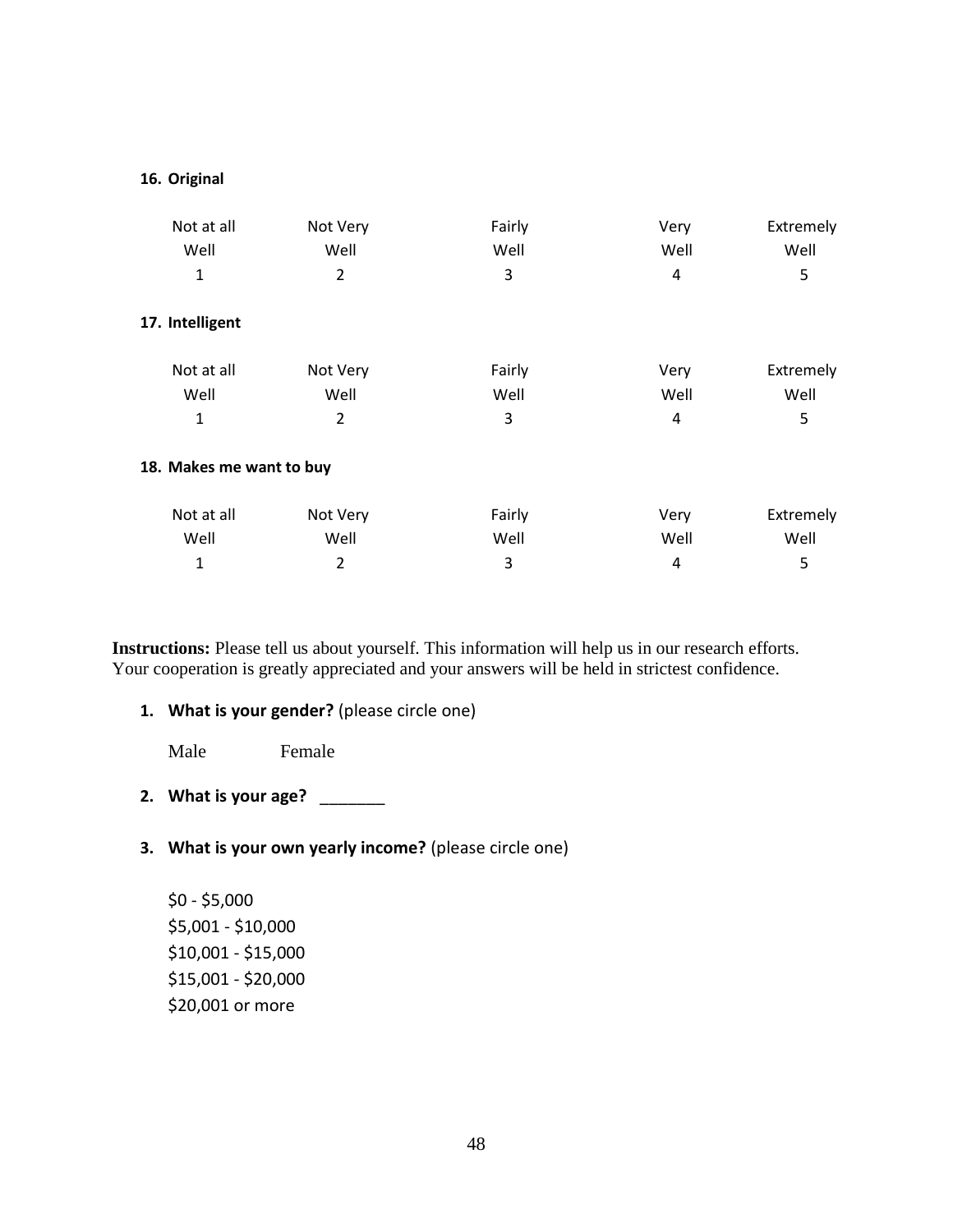**16. Original**

| Not at all Well | Not Very Well | Fairly Well | Very Well | Extremely Well |
|---|---|---|---|---|
| 1 | 2 | 3 | 4 | 5 |

**17. Intelligent**

| Not at all Well | Not Very Well | Fairly Well | Very Well | Extremely Well |
|---|---|---|---|---|
| 1 | 2 | 3 | 4 | 5 |

**18. Makes me want to buy**

| Not at all Well | Not Very Well | Fairly Well | Very Well | Extremely Well |
|---|---|---|---|---|
| 1 | 2 | 3 | 4 | 5 |

**Instructions:** Please tell us about yourself. This information will help us in our research efforts. Your cooperation is greatly appreciated and your answers will be held in strictest confidence.

1. **What is your gender?** (please circle one)

   Male Female

2. **What is your age?** _______

3. **What is your own yearly income?** (please circle one)

   $0 - $5,000
   $5,001 - $10,000
   $10,001 - $15,000
   $15,001 - $20,000
   $20,001 or more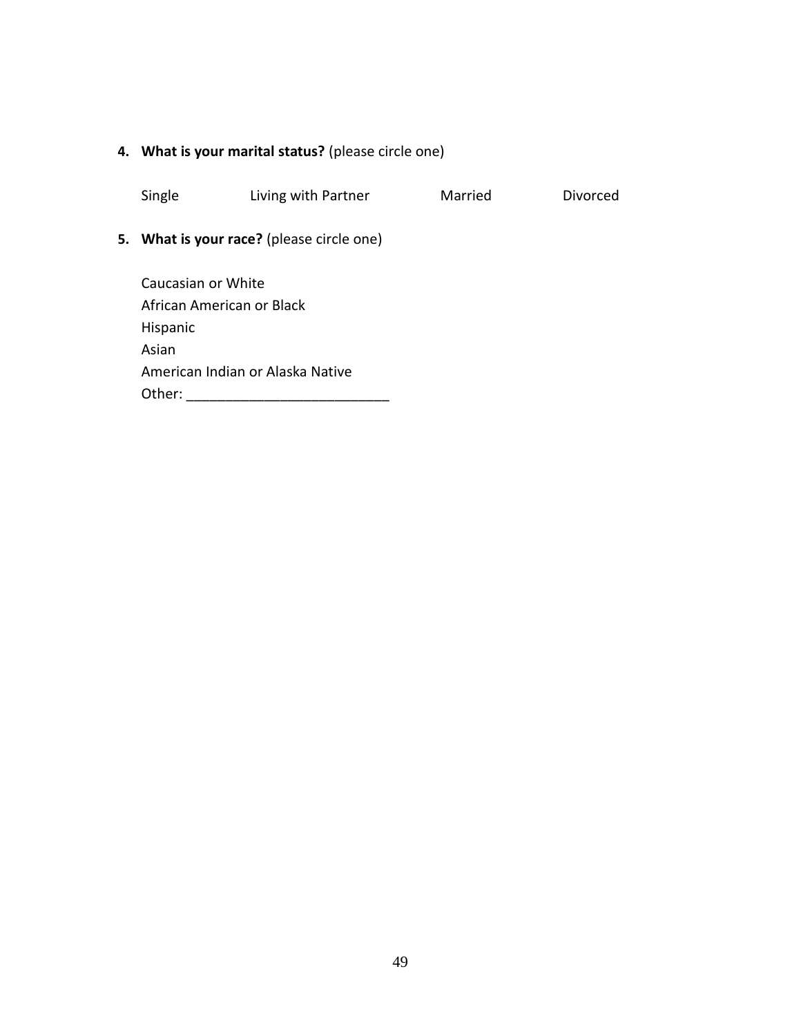4. **What is your marital status?** (please circle one)

   Single    Living with Partner    Married    Divorced

5. **What is your race?** (please circle one)

   Caucasian or White
   African American or Black
   Hispanic
   Asian
   American Indian or Alaska Native
   Other: __________________________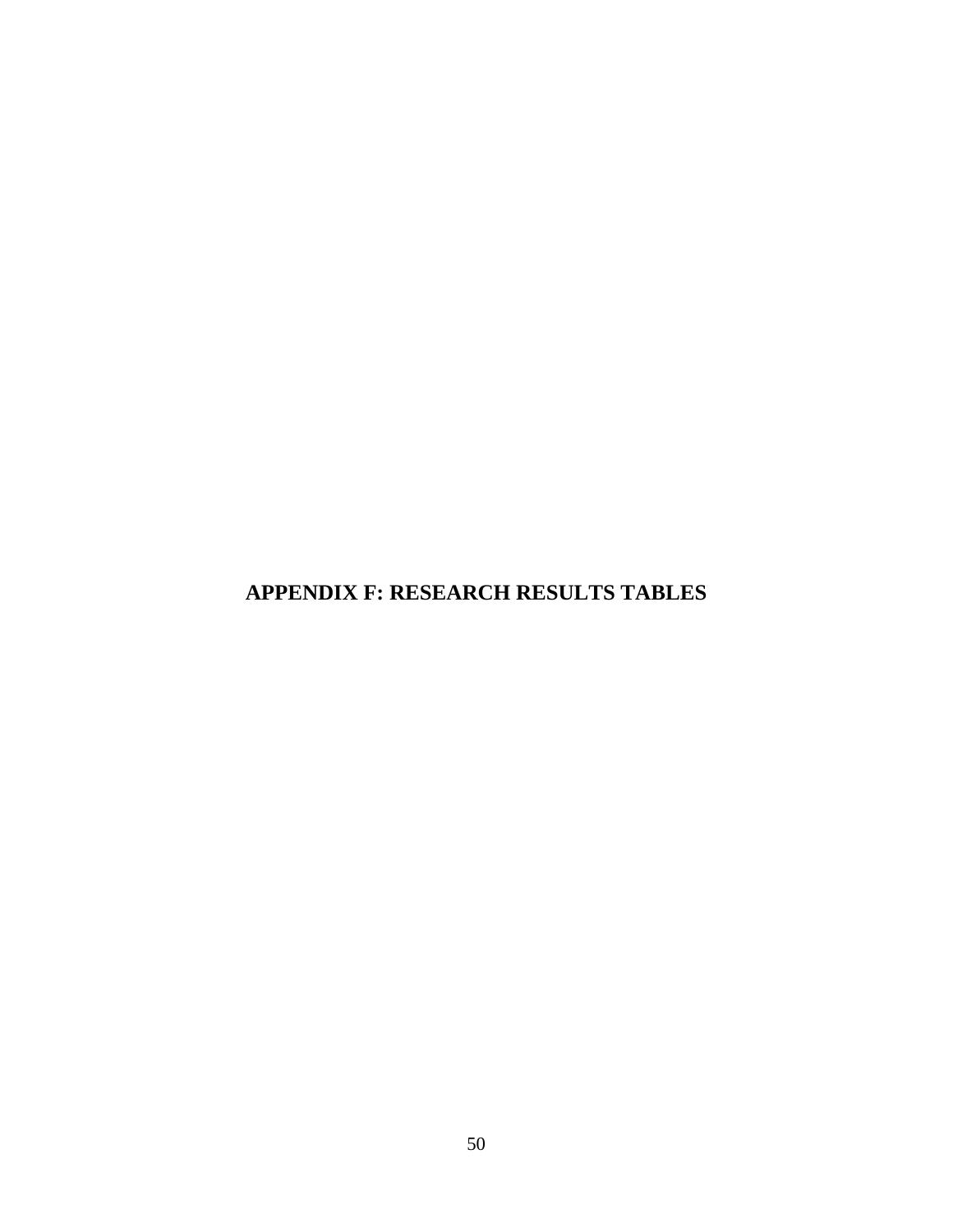# APPENDIX F: RESEARCH RESULTS TABLES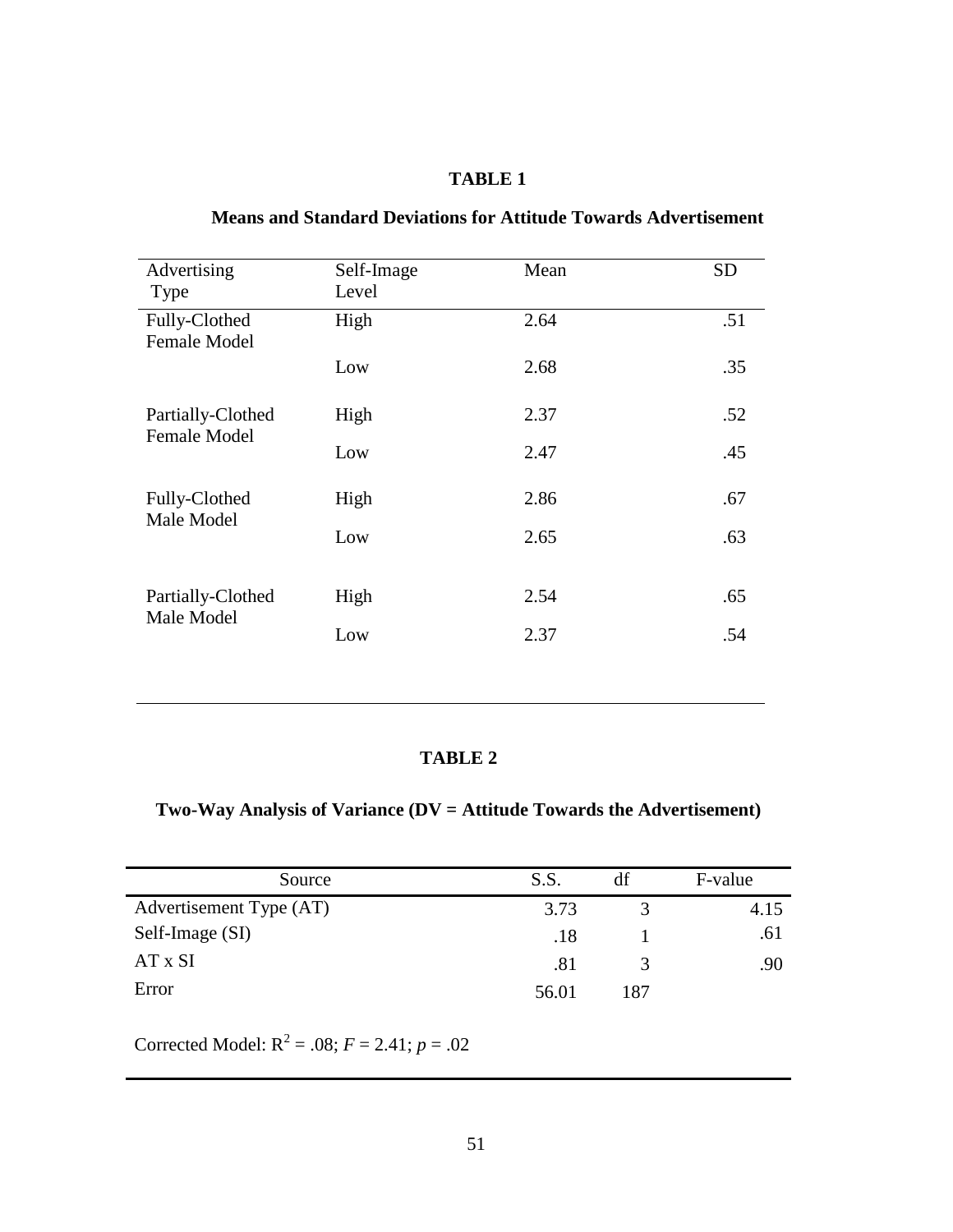**TABLE 1**

**Means and Standard Deviations for Attitude Towards Advertisement**

| Advertising Type | Self-Image Level | Mean | SD |
|---|---|---|---|
| Fully-Clothed Female Model | High | 2.64 | .51 |
| | Low | 2.68 | .35 |
| Partially-Clothed Female Model | High | 2.37 | .52 |
| | Low | 2.47 | .45 |
| Fully-Clothed Male Model | High | 2.86 | .67 |
| | Low | 2.65 | .63 |
| Partially-Clothed Male Model | High | 2.54 | .65 |
| | Low | 2.37 | .54 |

**TABLE 2**

**Two-Way Analysis of Variance (DV = Attitude Towards the Advertisement)**

| Source | S.S. | df | F-value |
|---|---|---|---|
| Advertisement Type (AT) | 3.73 | 3 | 4.15 |
| Self-Image (SI) | .18 | 1 | .61 |
| AT x SI | .81 | 3 | .90 |
| Error | 56.01 | 187 | |

Corrected Model: $R^2 = .08$; $F = 2.41$; $p = .02$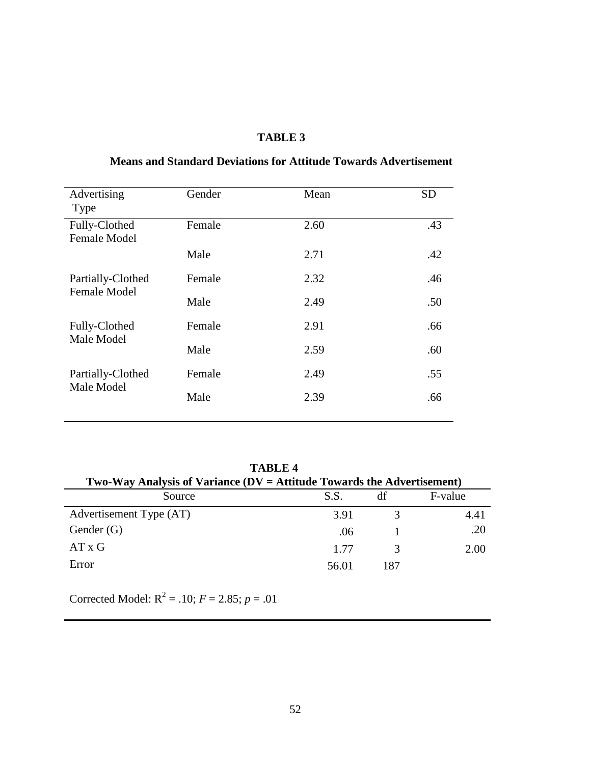**TABLE 3**

**Means and Standard Deviations for Attitude Towards Advertisement**

| Advertising Type | Gender | Mean | SD |
|---|---|---|---|
| Fully-Clothed Female Model | Female | 2.60 | .43 |
| | Male | 2.71 | .42 |
| Partially-Clothed Female Model | Female | 2.32 | .46 |
| | Male | 2.49 | .50 |
| Fully-Clothed Male Model | Female | 2.91 | .66 |
| | Male | 2.59 | .60 |
| Partially-Clothed Male Model | Female | 2.49 | .55 |
| | Male | 2.39 | .66 |

**TABLE 4**

**Two-Way Analysis of Variance (DV = Attitude Towards the Advertisement)**

| Source | S.S. | df | F-value |
|---|---|---|---|
| Advertisement Type (AT) | 3.91 | 3 | 4.41 |
| Gender (G) | .06 | 1 | .20 |
| AT x G | 1.77 | 3 | 2.00 |
| Error | 56.01 | 187 | |

Corrected Model: $R^2 = .10$; $F = 2.85$; $p = .01$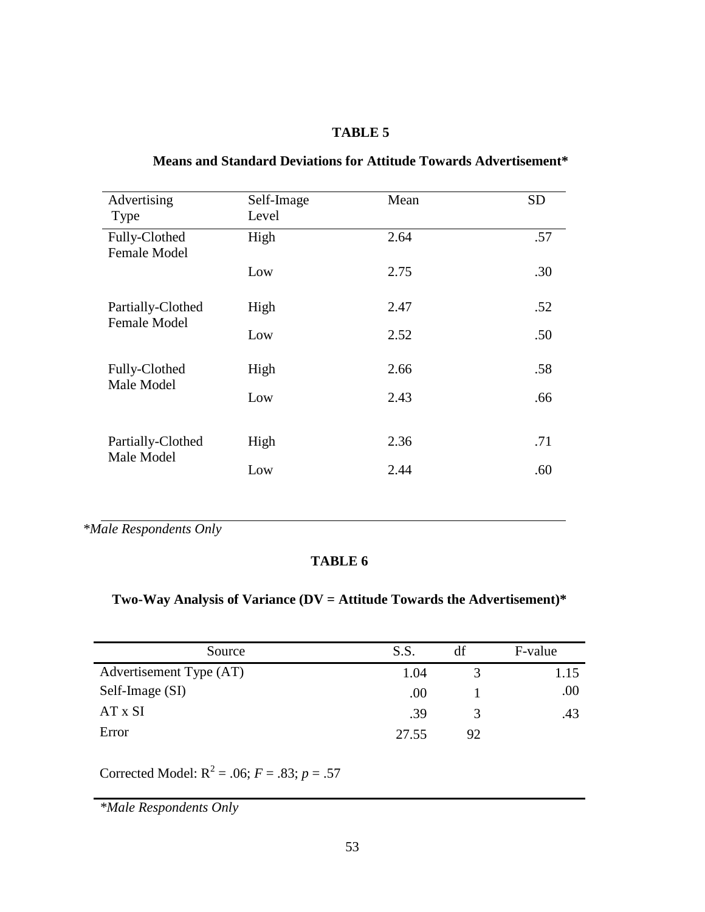**TABLE 5**

**Means and Standard Deviations for Attitude Towards Advertisement***

| Advertising Type | Self-Image Level | Mean | SD |
|---|---|---|---|
| Fully-Clothed Female Model | High | 2.64 | .57 |
| | Low | 2.75 | .30 |
| Partially-Clothed Female Model | High | 2.47 | .52 |
| | Low | 2.52 | .50 |
| Fully-Clothed Male Model | High | 2.66 | .58 |
| | Low | 2.43 | .66 |
| Partially-Clothed Male Model | High | 2.36 | .71 |
| | Low | 2.44 | .60 |

**Male Respondents Only*

**TABLE 6**

**Two-Way Analysis of Variance (DV = Attitude Towards the Advertisement)***

| Source | S.S. | df | F-value |
|---|---|---|---|
| Advertisement Type (AT) | 1.04 | 3 | 1.15 |
| Self-Image (SI) | .00 | 1 | .00 |
| AT x SI | .39 | 3 | .43 |
| Error | 27.55 | 92 | |

Corrected Model: $R^2$ = .06; $F$ = .83; $p$ = .57

**Male Respondents Only*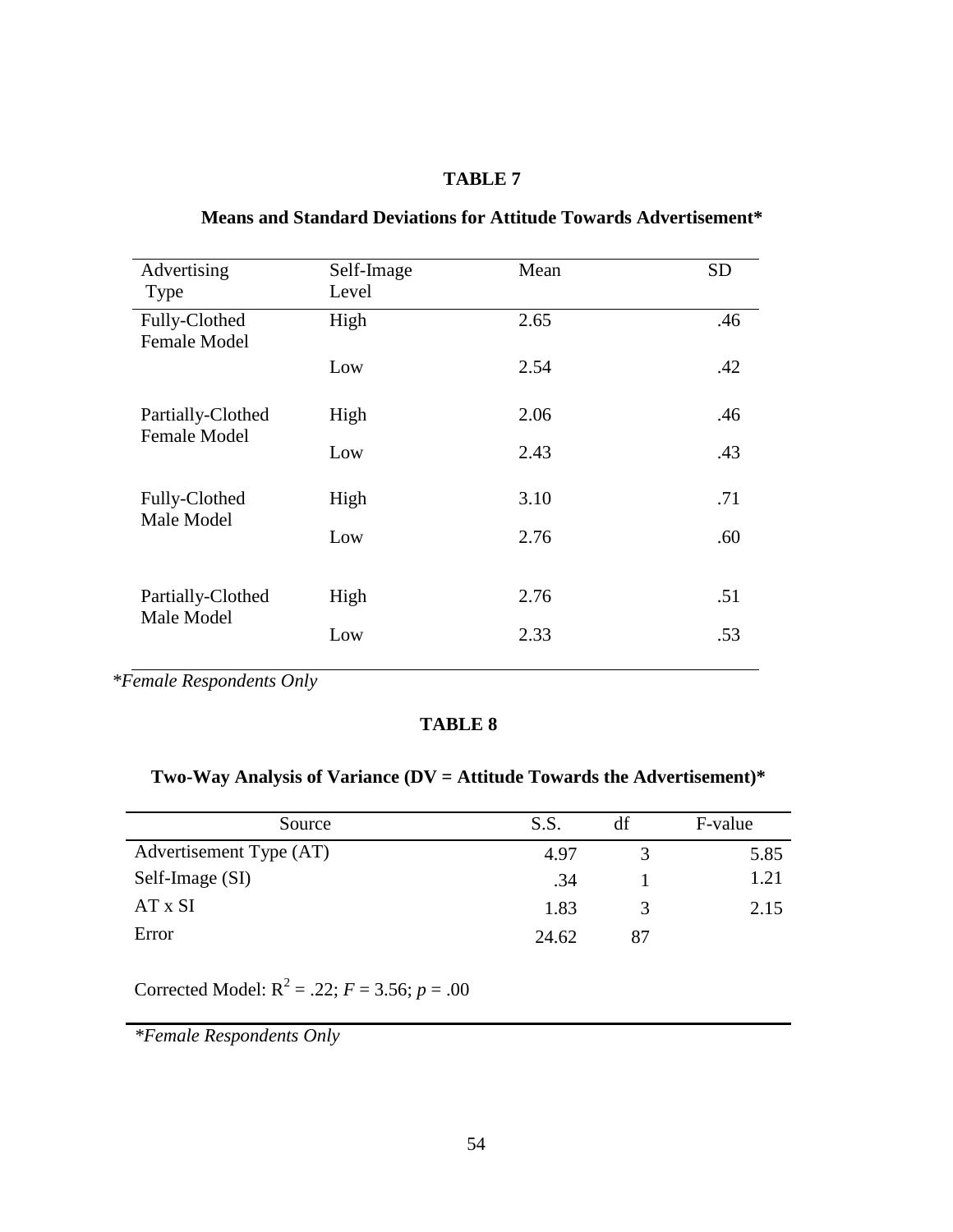**TABLE 7**

**Means and Standard Deviations for Attitude Towards Advertisement***

| Advertising Type | Self-Image Level | Mean | SD |
|---|---|---|---|
| Fully-Clothed Female Model | High | 2.65 | .46 |
| | Low | 2.54 | .42 |
| Partially-Clothed Female Model | High | 2.06 | .46 |
| | Low | 2.43 | .43 |
| Fully-Clothed Male Model | High | 3.10 | .71 |
| | Low | 2.76 | .60 |
| Partially-Clothed Male Model | High | 2.76 | .51 |
| | Low | 2.33 | .53 |

**Female Respondents Only*

**TABLE 8**

**Two-Way Analysis of Variance (DV = Attitude Towards the Advertisement)***

| Source | S.S. | df | F-value |
|---|---|---|---|
| Advertisement Type (AT) | 4.97 | 3 | 5.85 |
| Self-Image (SI) | .34 | 1 | 1.21 |
| AT x SI | 1.83 | 3 | 2.15 |
| Error | 24.62 | 87 | |

Corrected Model: $R^2 = .22$; $F = 3.56$; $p = .00$

**Female Respondents Only*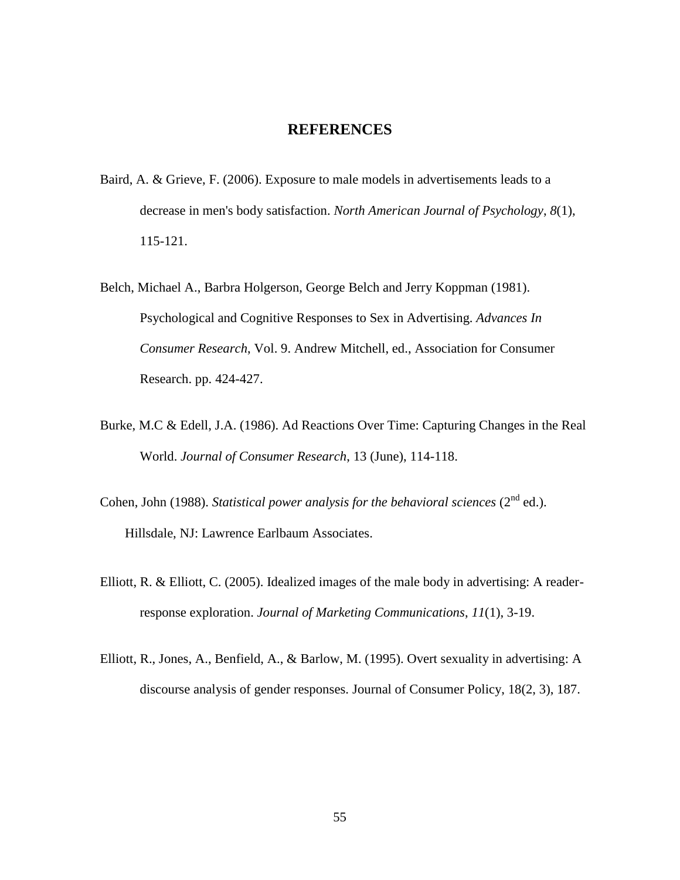# REFERENCES

Baird, A. & Grieve, F. (2006). Exposure to male models in advertisements leads to a decrease in men's body satisfaction. *North American Journal of Psychology*, *8*(1), 115-121.

Belch, Michael A., Barbra Holgerson, George Belch and Jerry Koppman (1981). Psychological and Cognitive Responses to Sex in Advertising. *Advances In Consumer Research*, Vol. 9. Andrew Mitchell, ed., Association for Consumer Research. pp. 424-427.

Burke, M.C & Edell, J.A. (1986). Ad Reactions Over Time: Capturing Changes in the Real World. *Journal of Consumer Research*, 13 (June), 114-118.

Cohen, John (1988). *Statistical power analysis for the behavioral sciences* (2nd ed.). Hillsdale, NJ: Lawrence Earlbaum Associates.

Elliott, R. & Elliott, C. (2005). Idealized images of the male body in advertising: A reader-response exploration. *Journal of Marketing Communications*, *11*(1), 3-19.

Elliott, R., Jones, A., Benfield, A., & Barlow, M. (1995). Overt sexuality in advertising: A discourse analysis of gender responses. Journal of Consumer Policy, 18(2, 3), 187.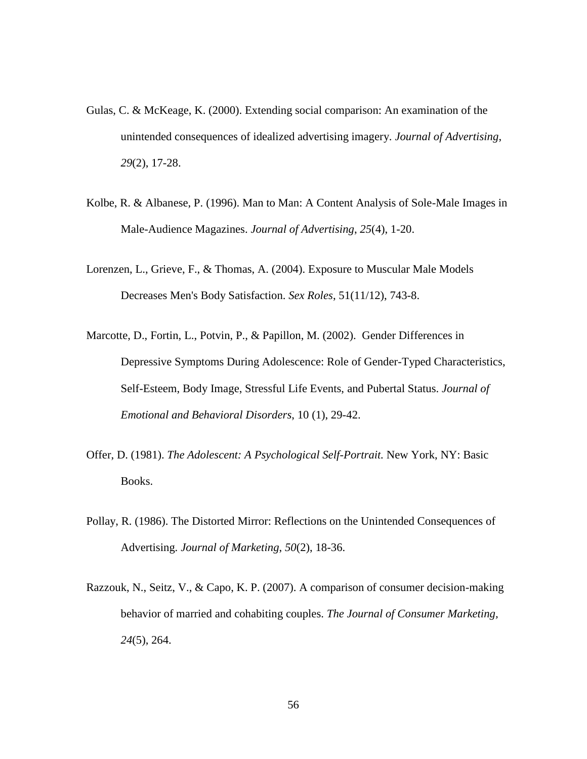Gulas, C. & McKeage, K. (2000). Extending social comparison: An examination of the unintended consequences of idealized advertising imagery. *Journal of Advertising*, *29*(2), 17-28.

Kolbe, R. & Albanese, P. (1996). Man to Man: A Content Analysis of Sole-Male Images in Male-Audience Magazines. *Journal of Advertising*, *25*(4), 1-20.

Lorenzen, L., Grieve, F., & Thomas, A. (2004). Exposure to Muscular Male Models Decreases Men's Body Satisfaction. *Sex Roles*, 51(11/12), 743-8.

Marcotte, D., Fortin, L., Potvin, P., & Papillon, M. (2002). Gender Differences in Depressive Symptoms During Adolescence: Role of Gender-Typed Characteristics, Self-Esteem, Body Image, Stressful Life Events, and Pubertal Status. *Journal of Emotional and Behavioral Disorders*, 10 (1), 29-42.

Offer, D. (1981). *The Adolescent: A Psychological Self-Portrait*. New York, NY: Basic Books.

Pollay, R. (1986). The Distorted Mirror: Reflections on the Unintended Consequences of Advertising. *Journal of Marketing*, *50*(2), 18-36.

Razzouk, N., Seitz, V., & Capo, K. P. (2007). A comparison of consumer decision-making behavior of married and cohabiting couples. *The Journal of Consumer Marketing*, *24*(5), 264.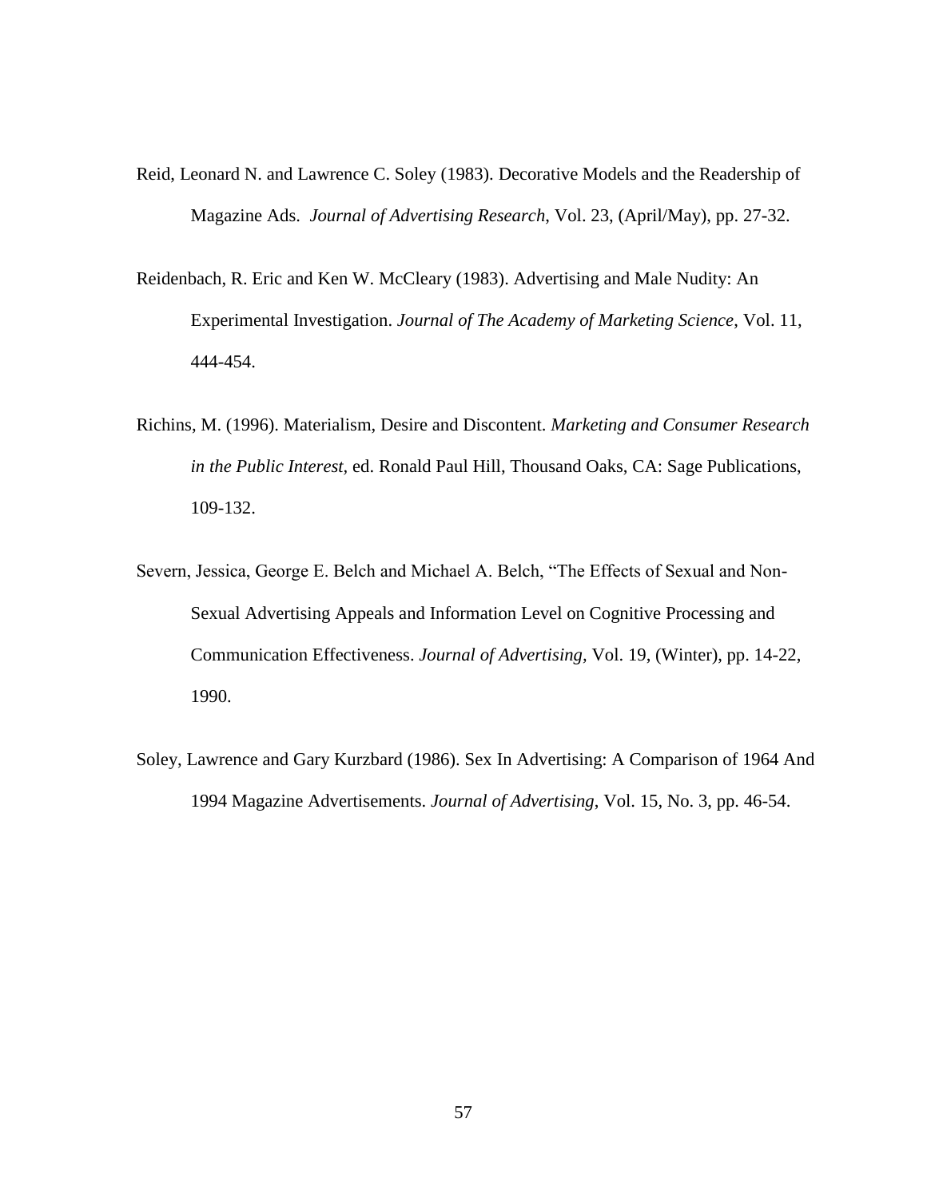Reid, Leonard N. and Lawrence C. Soley (1983). Decorative Models and the Readership of Magazine Ads. *Journal of Advertising Research*, Vol. 23, (April/May), pp. 27-32.

Reidenbach, R. Eric and Ken W. McCleary (1983). Advertising and Male Nudity: An Experimental Investigation. *Journal of The Academy of Marketing Science*, Vol. 11, 444-454.

Richins, M. (1996). Materialism, Desire and Discontent. *Marketing and Consumer Research in the Public Interest*, ed. Ronald Paul Hill, Thousand Oaks, CA: Sage Publications, 109-132.

Severn, Jessica, George E. Belch and Michael A. Belch, "The Effects of Sexual and Non-Sexual Advertising Appeals and Information Level on Cognitive Processing and Communication Effectiveness. *Journal of Advertising*, Vol. 19, (Winter), pp. 14-22, 1990.

Soley, Lawrence and Gary Kurzbard (1986). Sex In Advertising: A Comparison of 1964 And 1994 Magazine Advertisements. *Journal of Advertising*, Vol. 15, No. 3, pp. 46-54.